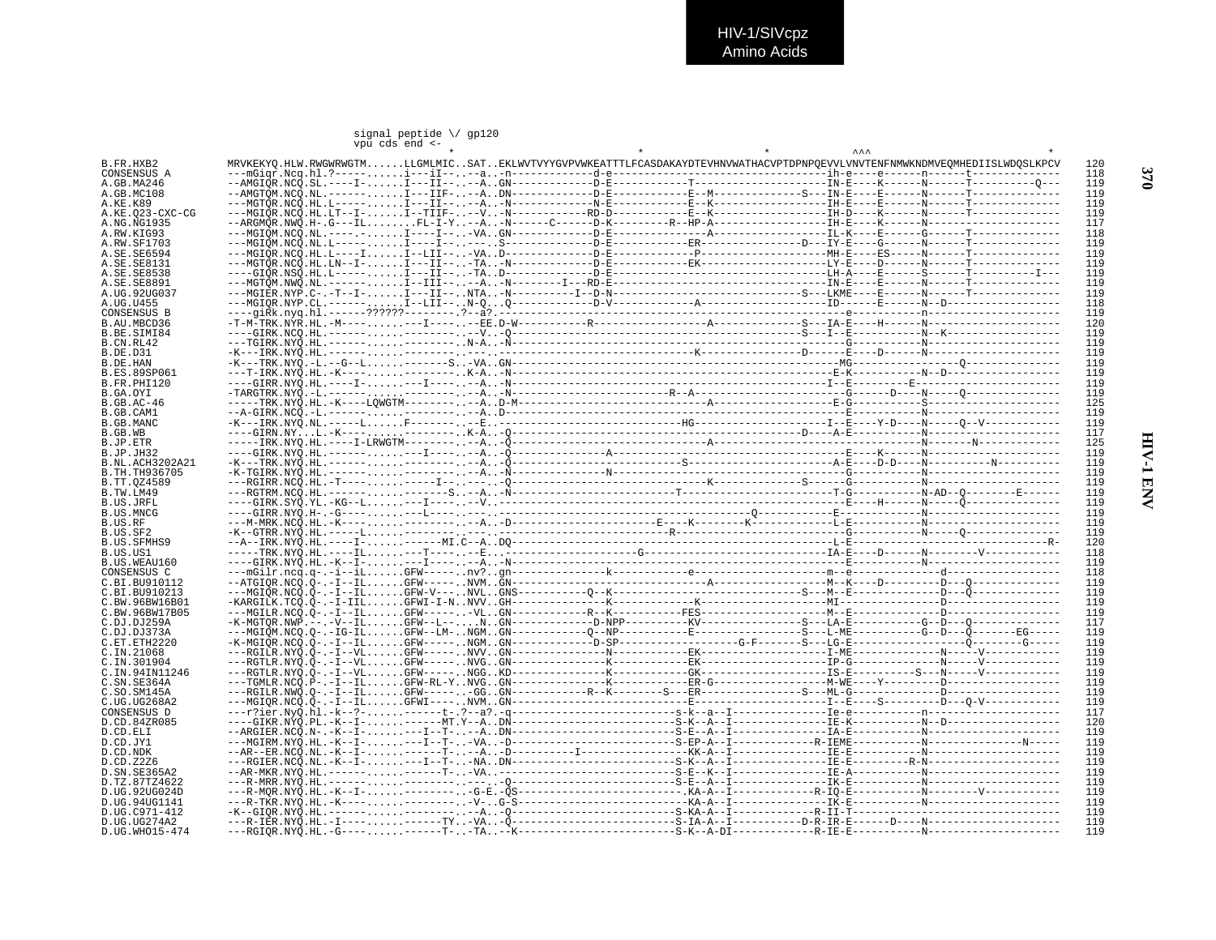HIV-1/SIVcpz
Amino Acids

```
                              signal peptide \/ gp120
                              vpu cds end <-
                                            *                             *                    *          ^^^                          *
B.FR.HXB2         MRVKEKYQ.HLW.RWGWRWGTM......LLGMLMIC..SAT..EKLWVTVYYGVPVWKEATTTLFCASDAKAYDTEVHNVWATHACVPTDPNPQEVVLVNVTENFNMWKNDMVEQMHEDIISLWDQSLKPCV   120
CONSENSUS A       ---mGiqr.Ncq.hl.?-----......i---iI--..-a..-n-------------d-e----------------------------------ih-e----e------n------t-------------   118
A.GB.MA246        --AMGIQR.NCQ.SL.----I-......I---II--..-a..GN-------------D-E-----------T--------------------IN-E----K------N------T----------Q---   119
A.GB.MC108        --AMGTQM.NCQ.NL.------......I---IIF-..-A..DN-------------D-E-----------E--M-------------S---IN-E----E------N------T-------------   119
A.KE.K89          ---MGTQR.NCQ.HL.L-----......I---II--..-A..-N-------------N-E-----------E--K-----------------IH-E----E------N------T-------------   119
A.KE.Q23-CXC-CG   ---MGIQR.NCQ.HL.LT--I-......I--TIIF-..-V..-N------------RD-D-----------E--K-----------------IH-D----K------N------T-------------   119
A.NG.NG1935       --ARGMQR.NWQ.H-.G---IL........FL-I-Y..-A..-N------C------D-K---------R--HP-A----------------IH-E----K------N----------------------   117
A.RW.KIG93        ---MGIQM.NCQ.NL.-----.......I----I--..-VA..GN-------------D-E-------------A------------------IL-K----E------G------T-------------   118
A.RW.SF1703       ---MGIQM.NCQ.NL.L-----......I----I--..-...S-------------D-E-----------ER---------------D---IY-E----G------N------T-------------   119
A.SE.SE6594       ---MGIQR.NCQ.HL.L----I......I--LII-..-VA..D-------------D-E-------------P-------------------MH-E----ES-----N------T-------------   119
A.SE.SE8131       ---MGTQR.NCQ.HL.LN--I-......I---II--..-TA..-N-------------D-E-----------EK------------------LY-E----D------N------T-------------   119
A.SE.SE8538       ----GIQR.NSQ.HL.L-----......I---II--..-TA..D-------------D-E--------------------------------LH-A----E------S------T----------I---   119
A.SE.SE8891       ---MGTQM.NWQ.NL.------......I--III--..-A..-N--------I---RD-E--------------------------------IN-E----E------N------T-------------   119
A.UG.92UG037      ---MGIER.NYP.C-.-T--I-......I---II--..NTA..-N---------I--D-N------------------------------S---LKME----E------N------T-------------   119
A.UG.U455         ---MGIQR.NYP.CL.------......I--LII--..N-Q..Q-------------D-V------------A-------------------ID-----E------N--D-------------------   118
CONSENSUS B       ----giRk.nyq.hl.-------??????---------.?--a?.-----------------------------------------------------e--------n---------------------   119
B.AU.MBCD36       -T-M-TRK.NYR.HL.-M-----......--I-----..--EE.D-W-----------R-----------------A--------------S---IA-E----H------N-------------------   120
B.BE.SIMI84       ----GIRK.NCQ.HL.-------......-----------V..-Q---------------------------------------------S---I--E----------N--K-----------------   119
B.CN.RL42         ---TGIRK.NYQ.HL.-------......---------.N-A..-N-------------------------------------------------G----------N-----------------------   119
B.DE.D31          -K---IRK.NYQ.HL.-------......---------.--.--.----------------------------K---------------D------E----D------N--------------------   119
B.DE.HAN          -K---TRK.NYQ.-L.--G--L......---------S..-VA..GN--------------------------------------------MG-----------------Q------------------   119
B.ES.89SP061      ---T-IRK.NYQ.HL.-K-----......---------.K-A..-N----------------------------------------------E-K----------N--D--------------------   119
B.FR.PHI120       ----GIRR.NYQ.HL.----I-......---I-----..-A..-N----------------------------------------------I--E--------E-------------------------   119
B.GA.OYI          -TARGTRK.NYQ.-L.-------......---------.--A..-N--------------------R--A---------------------G------D-----N-----Q-----------------   119
B.GB.AC-46        -----TRK.NYQ.HL.-K----LQWGTM---------.--A..D-M---------------------------A-----------------E-G----------S---------------------   125
B.GB.CAM1         --A-GIRK.NCQ.-L.-------......---------.--A..D-----------------------------------------------E----------N------------------------   119
B.GB.MANC         -K---IRK.NYQ.NL.------L......F---------.--E..-----------------------------HG-----------------I--E----Y-D----N-----Q--V-----------   119
B.GB.WB           ----GIRN.NY...L.-K-----......---------.K-A..-Q-------------------------------------------D---A-E----------N----------------------   117
B.JP.ETR          -----IRK.NYQ.HL.-----I-LRWGTM---------.--A..-Q---------------------------A-------------------------------------------N---------   125
B.JP.JH32         ----GIRK.NYQ.HL.-------......---I-----..-A..-Q-------------A--------------------------------E----K------N----------------------   119
B.NL.ACH3202A21   -K---TRK.NYQ.HL.-------......---------.--A..-Q--------------------------S-------------------A-E----D-D----N------------N----------   119
B.TH.TH936705     -K-TGIRK.NYQ.HL.-------......---------.--A..-N----------------N---------------------------------G----------N----------------------   119
B.TT.QZ4589       ---RGIRR.NCQ.HL.-T-----......-----I---..-Q------------------------------K------------S-----G----------N----------------------   119
B.TW.LM49         ---RGTRM.NCQ.HL.-------......-------S..--A..-N---------------------------T----------------------T-G-----------N-AD--Q--------E------   119
B.US.JRFL         ----GIRK.SYQ.YL.-KG--L......---I------..--V..---------------------------------------------------E---H------N-----Q--------------   119
B.US.MNCG         ----GIRR.NYQ.H-.-G-----......---L-----..--------------------------------------------Q-----------E--------------N--------------------   119
B.US.RF           ---M-MRK.NCQ.HL.-K-----......---------.--A..-D--------------------E----K--------K-------------L-E-----------N----------------------   119
B.US.SF2          -K--GTRR.NYQ.HL.-----L......---------.--....------------------------R-------------------------G------------N-----Q--------------   119
B.US.SFMHS9       --A--IRK.NYQ.HL.-----I-......-------MI.C--A..DQ--------------------------------------------------L-E----------------------------------R-   120
B.US.US1          -----TRK.NYQ.HL.----IL......---T-----..--E..----------------------G-------------------------IA-E----D------N--------V-----------   118
B.US.WEAU160      ----GIRK.NYQ.HL.-K--I-......---I-----..-A..-N---------------------------------------------------E------------N----------------------   119
CONSENSUS C       ---mGilr.ncq.q-.-i--iL......GFW-------.nv?..gn--------------k-----------e-------------------m--e----------------d-----------------   118
C.BI.BU910112     --ATGIQR.NCQ.Q-.-I--IL......GFW-------.NVM..GN---------------------------A------------------M--K----D----------D---Q-------------   119
C.BI.BU910213     ---MGIQR.NCQ.HL.-I--IL......GFW-V----.NVL..GNS-----------Q--K------------------------S---M--E--------------D---Q-------------   119
C.BW.96BW16B01    -KARGILK.TCQ.Q-.-I-IIL......GFWI-I-N..NVV..GH--------------K------------K----------------MI----------------D---------------------   119
C.BW.96BW17B05    ---MGILR.NCQ.Q-.-I--IL......GFW-------.VL..GN-------------R--K----------FES----------------M--E---------------D----------------   119
C.DJ.DJ259A       -K-MGTQR.NWP.---.-V--IL......GFW--L-----..N..GN-------------D-NPP-----------KV----------------S---LA-E-----------G--D---Q-------------   117
C.DJ.DJ373A       ---MGIQM.NCQ.Q-.-IG-IL......GFW--LM-..NGM..GN------------Q--NP-----------E--------------S---L-ME----------G--D---Q--------EG-----   119
C.ET.ETH2220      -K-MGIQR.NCQ.Q-.-I--IL......GFW------.NGM..GN-------------D-SP-------------------G-F-------S---LG-E------------------Q-------G-----   119
C.IN.21068        ---RGILR.NYQ.Q-.-I--VL......GFW-------.NVV..GN----------------N------------EK------------------I-ME------------N-----V-----------   119
C.IN.301904       ---RGTLR.NYQ.Q-.-I--VL......GFW-------.NVG..GN----------------K------------EK------------------IP-G--------------N-----V-----------   119
C.IN.94IN11246    ---RGTLR.NYQ.Q-.-I--VL......GFW-------.NGG..KD----------------K------------GK------------------IS-E----------S---N-----V-----------   119
C.SN.SE364A       ---TGMLR.NCQ.P-.-I--IL......GFW-RL-Y..NVG..GN---------------K------------ER-G------------------M-WE----Y---------D----------------   119
C.SO.SM145A       ---RGILR.NWQ.Q-.-I--IL......GFW-------.-GG..GN-------------R--K---------S---ER-----------------S---ML-G------------D----------------   119
C.UG.UG268A2      ---MGIQR.NCQ.Q-.-I--IL......GFWI------.NVM..GN-----------------------------------------------I--E----S--------D---Q-V------------   119
CONSENSUS D       ---r?ier.NyQ.hl.-k--?-......------t-.?--a?.-q--------------------------s-k--a--I----------------Ie-e----------------n-------------------   117
D.CD.84ZR085      ----GIKR.NYQ.PL.-K--I-......------MT.Y--A..DN--------------------------S-K--A--I------------------IE-K-----------N--D------------------   120
D.CD.ELI          --ARGIER.NCQ.N-.-K--I-......---I--T-..--A..DN--------------------------S-E--A--I------------------IA-E-----------N-----------------------   119
D.CD.JY1          ---MGIRM.NYQ.HL.-K--I-......---I--T-..-VA..-D--------------------------S-EP-A--I---------------R-IEME-----------N----------------N-----   119
D.CD.NDK          --AR--ER.NCQ.NL.-K--I-......------T-..--A..-D---------I----------------KK-A--I------------------IE-E-----------N-------------------------   119
D.CD.Z2Z6         ---RGIER.NCQ.NL.-K--I-......---I--T-..-NA..DN--------------------------S-K--A--I------------------IE-E--------R-N-------------------------   119
D.SN.SE365A2      --AR-MKR.NYQ.HL.-------......------T-..-VA..---------------------------S-E--K--I------------------IE-A-----------N-------------------------   119
D.TZ.87TZ4622     ---R-MRR.NYQ.HL.-------......---------.--...-Q--------------------------S-E--A--I------------------IK-E-----------N-------------------------   119
D.UG.92UG024D     ---R-MQR.NYQ.HL.-K--I-......----------G-E..QS--------------------------KA-A--I---------------R-IQ-E-----------N--------V-----------------   119
D.UG.94UG1141     ---R-TKR.NYQ.HL.-K-----......---------V-..G-S--------------------------KA-A--I------------------IK-E-----------N-------------------------   119
D.UG.C971-412     -K--GIQR.NYQ.HL.-------......---------.--A..-Q--------------------------S-KA-A--I---------------R-II-T---------------------------------   119
D.UG.UG274A2      ---R-IER.NYQ.HL.-I-----......------TY..-VA..-Q--------------------------S-IA-A--I-------------D-R-IR-E------D-----N-------------------   119
D.UG.WHO15-474    ---RGIQR.NYQ.HL.-G-----......------T-..-TA..--K------------------------S-K--A-DI----------------R-IE-E-----------N-------------------------   119
```

HIV-1 ENV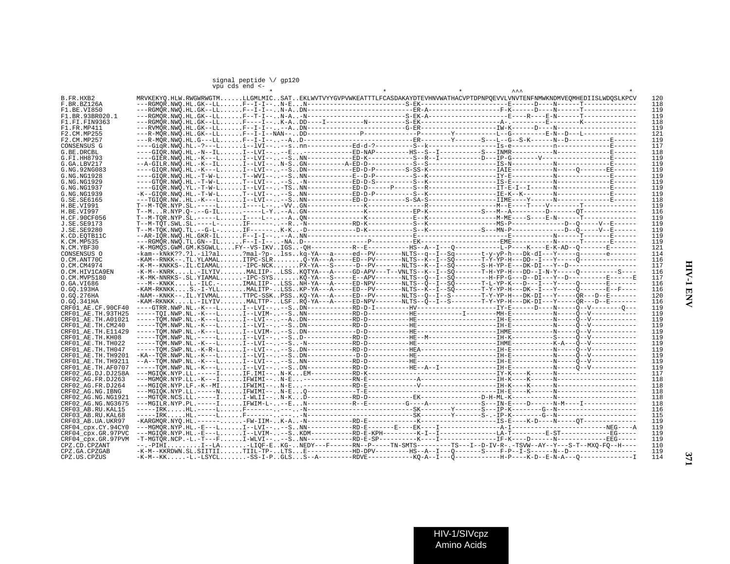```
                                    signal peptide \/ gp120
                                    vpu cds end <-
                                                   *                            *                   *           ^^^                       *
B.FR.HXB2           MRVKEKYQ.HLW.RWGWRWGTM......LLGMLMIC..SAT..EKLWVTVYYGVPVWKEATTTLFCASDAKAYDTEVHNVWATHACVPTDPNPQEVVLVNVTENFNMWKNDMVEQMHEDIISLWDQSLKPCV   120
F.BR.BZ126A         ---RGMQR.NWQ.HL.GK--LL......F--I-I---.N-E...N--------------------------S-EK-----------------------E------D----N------T--------------   118
F1.BE.VI850         ---RGMQR.NWQ.HL.GK--LL......F--I-I---.N-A..DN--------------------------ER-A-------------------F-K------D----N------T--------------   119
F1.BR.93BR020.1     ---RGMQR.NWQ.HL.GK--LL......F--T-I---.N-A..-N--------------------------S-EK-A---------------------E-----R----E-N------T--------------   119
F1.FI.FIN9363       ---RGMQR.NWQ.HL.GK--LL......F----I---.K-A..DD----I----------N----------S-EK-----------------A-----------E---------K--------------   118
F1.FR.MP411         ---RVMQR.NWQ.HL.GK--LL......F--I-I---.--A..DN--------------------------G-ER--------------------IW-K------D----N--------------------   119
F2.CM.MP255         ---R-MQR.NWQ.HL.GK--LL......F--I-I--NAN---.DD-------------P--------------P--------Y-----------L--G---------E-N--D---L--------------   121
F2.CM.MP257         ---R-MQR.NWQ.HL.G---LL......F--I-I---.--A..D-----------------------------ER--------Y-------S---L--G--S-K------N--D----------E------   119
CONSENSUS G         ----GiqR.NWQ.hL.-?---L......i--lVI---.--s..nn------------Ed-d-?----------S--k------------------Is-e-----------n-------------E------   117
G.BE.DRCBL          ----GIQR.NWQ.HL.-N--IL......I--LVI---.--E...-------------ED-NAP---------HS--S--I----------S---INMR-----------N-------------E------   118
G.FI.HH8793         ----GIER.NWQ.HL.-K---L......I--LVI---.--S..NN------------ED-K-----------S--R--I----------D---IP-G--------V------------------E------   119
G.GA.LBV217         --A-GILR.NWQ.HL.-K--IL......I--LVI---.N-S..GN----------A-ED-D-----------S--S------------------IS-N-----------N-------------E------   119
G.NG.92NG083        ----GIQR.NWQ.HL.-K---L......I--LVI---.--S..DN------------ED-D-P---------S-SS-K------------------IAIE----------N------Q------EE------   119
G.NG.NG1928         ----GIQR.NWQ.HL.-T-W-L......T--WVI---.--S..NN------------E--D-P---------S--K------------------IY-E-----------N-------------E------   119
G.NG.NG1929         ----GTQR.NWQ.HL.-T-W-L......T--LVI---.--S..-N------------ED-D-S---------S--K------------------IS-E-----------N-------------E------   119
G.NG.NG1937         ----GIQR.NWQ.YL.-T-W-L......I--LVI---.-TS..NN------------ED-D------P-----S--R------------------IT-E-I--I------N-------------E------   119
G.NG.NG1939         -K--GIQR.NWQ.HL.-T-W-L......T--LVI---.--S..NN------------ED-D-P---------S--K------------------IE-K--K--------N-------------E------   119
G.SE.SE6165         ---TGIQR.NW..HL.-K---L......I--LVI---.--S..NN------------ED-D----------S-SA-S------------------IIME----Y------N-------------E------   118
H.BE.VI991          T--M-TQR.NYP.SL.-----L......I----L---.-VV..GN-------------K--------------R--------------------M--E----T----V--------T--------------   119
H.BE.VI997          T--M...R.NYP.Q.-.-G-IL......-----L-Y.--A..GN-------------K-----------EP-K-------------S---M--A--------D-------QT--------------   116
H.CF.90CF056        T--M-TQR.NYP.SL.-----L......I----L---.--A..QN-------------K--------------E--K------------------M-ME----S----E-N------T--------------   119
J.SE.SE9173         T--M-TQT.SWL.SL.-----L......IF-------.--R..-N------------RD-K-----------S--K------------------MS-P--------------D--Q-----V--E------   119
J.SE.SE9280         T--M-TQK.NWQ.TL.--G-L-......IF-------.K-K..-D-------------D-K-----------S--K--------------S---MN-P--------------D--Q-----V--E------   119
K.CD.EQTB11C        --AR-IQR.NWQ.HL.GKR-IL......F--I-I---.--A..NN--------------------------E------------------------E------------N------T-------E------   119
K.CM.MP535          ---RGMQR.NWQ.TL.GN--IL......F--I-I---.-NA..D-----------------P-----------EK---------------------EME-----------N------T-------E------   119
N.CM.YBF30          -K-MGMQS.GWM.GM.KSGWLL....FY--VS-IKV..IGS..-QH-----------R--E----------HS--A--I---Q-----------L-P-----K----E-K-AD--Q-------E------   121
CONSENSUS O         -kam--kNkK??.?l.-il?al......?mal-?p-..lss..kq-YA---a-----ed--PV-------NLTS--q--I--Sq-------t-y-yP-h---Dk-dI---Y-----q-------e-------   114
O.CM.ANT70C         -KAM--RNKK--.TL.YLAMAL......ITPC-SLR.........Q-YA---A-----ED--PV-------NLTS--K--I--SQ-------T-Y-YP-H---DD--I---Y-----Q---------------   116
O.CM.CM4974         -K-M--KNKKS-.IL.CIAMAL......-IPC-NCK......PX-YA---S-----D--PV-------NLTS--K--I--SQ-------S-H-YP-E---DK-DI---Y--D------------------   117
O.CM.HIV1CA9EN      -K-M--KNRK....L.-ILYIV......MALIIP-..LSS..KQTYA---A-----GD-APV---T--VNLTS--K--I--SQ-------T-H-YP-H---DD--I-N-Y-----Q-----------S----   116
O.CM.MVP5180        -K-MK-NNRKS-.SL.YIAMAL......-IPC-SYS........KQ-YA---S-----E--APV-------NLTS--Q--I--SQ--------H-FP-G---D--DI---Y--D----------E------E   117
O.GA.VI686          ---M--KNKK....L.-ILC.-......IMALIIP-..LSS..NH-YA---A-----ED-NPV-------NLTS--Q--I--SQ-------T-L-YP-K---D---I---Y-----Q-------E-------   116
O.GQ.193HA          -KAM-RKNKK....S.-I-YLL......MALITP-..LSS..KP-YA---A-----ED--PV-------NLTS--K--I--SQ-------T-Y-YP-H---DK--I---Y-----Q-------E--F----   116
O.GQ.276HA          -NAM--KNKK--.IL.YIVMAL......TTPC-SSK..PSS..KQ-YA---A-----ED--PV-------NLTS--Q--I--S--------T-Y-YP-H---DK-DI---Y-----QR---D--E-------   120
O.GQ.341HA          -KAM-RKNKK....L.-ILYIV......MALTTP-..LSF..RQ-YA---A-----ED-NPV-------NLTS--Q--I--S--------T-Y-YP-H---DK-DI---Y-----QR---D--E-------   116
CRF01_AE.CF.90CF40  ----GTRR.NWP.NL.-K---L......I--LVI---.--S..DN-----------RD-D-I---------HV-------------------IY-E-------D----N-----Q--V---------Q---   119
CRF01_AE.TH.93TH25  -----TQI.NWP.NL.-K---L......I--LVIM-.--S..NN------------RD-D-----------HE-----------I--------MH-E-----------N-----Q--V-------------   119
CRF01_AE.TH.A01021  -----TQM.NWP.NL.-K---L......I--LVI---.--A..DN------------RD-D-----------HE--------------------IH-E-----------N-----Q--V-------------   119
CRF01_AE.TH.CM240   -----TQM.NWP.NL.-K---L......I--LVI---.--S..NN------------RD-D-----------HE--------------------IH-E-----------N-----Q--V-------------   119
CRF01_AE.TH.E11429  -----TQM.NWP.NL.-K---L......I--LVIM-.--S..DN-------------D-D-----------HE--------------------IHME-----------N-----Q--V-------------   119
CRF01_AE.TH.KH08    -----TQM.NWP.NL.-----L......I--LVI---.--S..D-------------RD-D-----------HE--M-----------------IH-K-----------S-----Q--V-------------   119
CRF01_AE.TH.TH022   -----TQM.NWP.NL.-K---L......I--LVI---.--S..-N------------RD-D-----------HE--------------------IHME----------K-A---Q--V-------------   119
CRF01_AE.TH.TH047   -----TQM.SWP.NL.-K-R-L......I--LVI---.--S..DN------------RD-D-----------HEA-------------------IH-E-----------N-----Q--V-------------   119
CRF01_AE.TH.TH9201  -KA--TQR.NWP.NL.-K---L......I--LVI---.--S..DN-------------D-D-----------HE--------------------IH-E-----------N-----Q--V-------------   119
CRF01_AE.TH.TH9211  --A--TQM.NWP.NL.-K---L......I--LVI---.--S..NN------------RD-D-----------HE--------------------IH-E-----------N-----Q--V-------------   119
CRF01_AE.TH.AF0707  -----TQM.NWP.NL.-K---L......I--LVI---.--S..DN------------RD-D-----------HE--A--I---------------IH-E-----------N-----Q--V-------------   119
CRF02_AG.DJ.DJ258A  ---MGIQK.NYP.LL.-----I......IF.IMI---.N-K...EM-----------RD-K--------------------------------IY-K----K-----N---------------------   117
CRF02_AG.FR.DJ263   ---MGMQR.NYP.LL.-K---I......IFWIMI---.N-E...-------------RN-E-------------A------------------IH-K----K------N---------------------   118
CRF02_AG.FR.DJ264   ---MGIQR.NYP.LF.-K--MI......IFWIMI---.N-E...-------------RD-E-------------V------------------IH-K----K------N---------------------   118
CRF02_AG.NG.IBNG    ---MGIQK.NYP.LL.-----N......IFWIMI---.N-E...Q-------------T-E--------------------------------IH-E----K------N---------------------   118
CRF02_AG.NG.NG1921  ---MGTQR.NCS.LL.-----I......I-WLII---.N-K...D------------RD-D-----------EK-----------------D-H-ML-K-----------N---------------------   118
CRF02_AG.NG.NG3675  ---MGILR.NYP.PL.-----I......IFWIM-L-.--E...N------------R--E---------G----A-------------S---IN-E----D------N-M----I--------------   118
CRF03_AB.RU.KAL15   -----IRK.....HL.-----L......F-------.--------.-N--------------------------SK--------Y-------S---IP-K---------G---N---------------------   116
CRF03_AB.RU.KAL68   -----IRK.....HL.-----L......F-------.--------.-N--------------------------SK--------Y-------S-.-IP-K---------G---N---------------------   115
CRF03_AB.UA.UKR97   -KARGMQR.NYQ.HL.-----------......-FW-IIM-..K-A..-N------------RD-E-----------K------------------IS-E-----K-D-----N-----QT--------------   119
CRF04_cpx.CY.94CY0  ---MGMQR.NYP.HL.-E---L......I--LVI---.--S..NN------------RD-E-------E----EK---I-----------------A-I--------------------------NEG----A   119
CRF04_cpx.GR.97PVC  ---MGIQR.NYP.HL.-E---L......I--LVIM-.--S..KDM-----------RD-E-KPH---------K-I--I---------------LA-T----------E-ST-------------EG-----   119
CRF04_cpx.GR.97PVM  -T-MGTQR.NCP.-L.-T---F......I-WLVI---.--S..-N------------RD-E-SP----------K---I---------------IF-K----D------N-------------EEG-----   119
CPZ.CD.CPZANT       --.-PIHI.........I--LA......-LIQF-E..KG-..NEDY---F------RN--P-----TN-SMTS---------TS---I--D-IV-R-.-TSVW--AY--Y---S-T--MXQ-FQ--H----   110
CPZ.GA.CPZGAB       -K-M--KKRDWN.SL.SIITII......TIIL-TP-..LTS..E-----------HD-DPV---------HS--A--I---Q-------S----F-P--I-S------N--D----------------   119
CPZ.US.CPZUS        -K-M--KK.....-L.-LSYCL.......-SS-I-P..GLS...S--A---------RDVE------------KQ-A--I---Q------------H-P----K-D--E-N-A---Q----------------I   114
```

HIV-1 ENV

HIV-1/SIVcpz
Amino Acids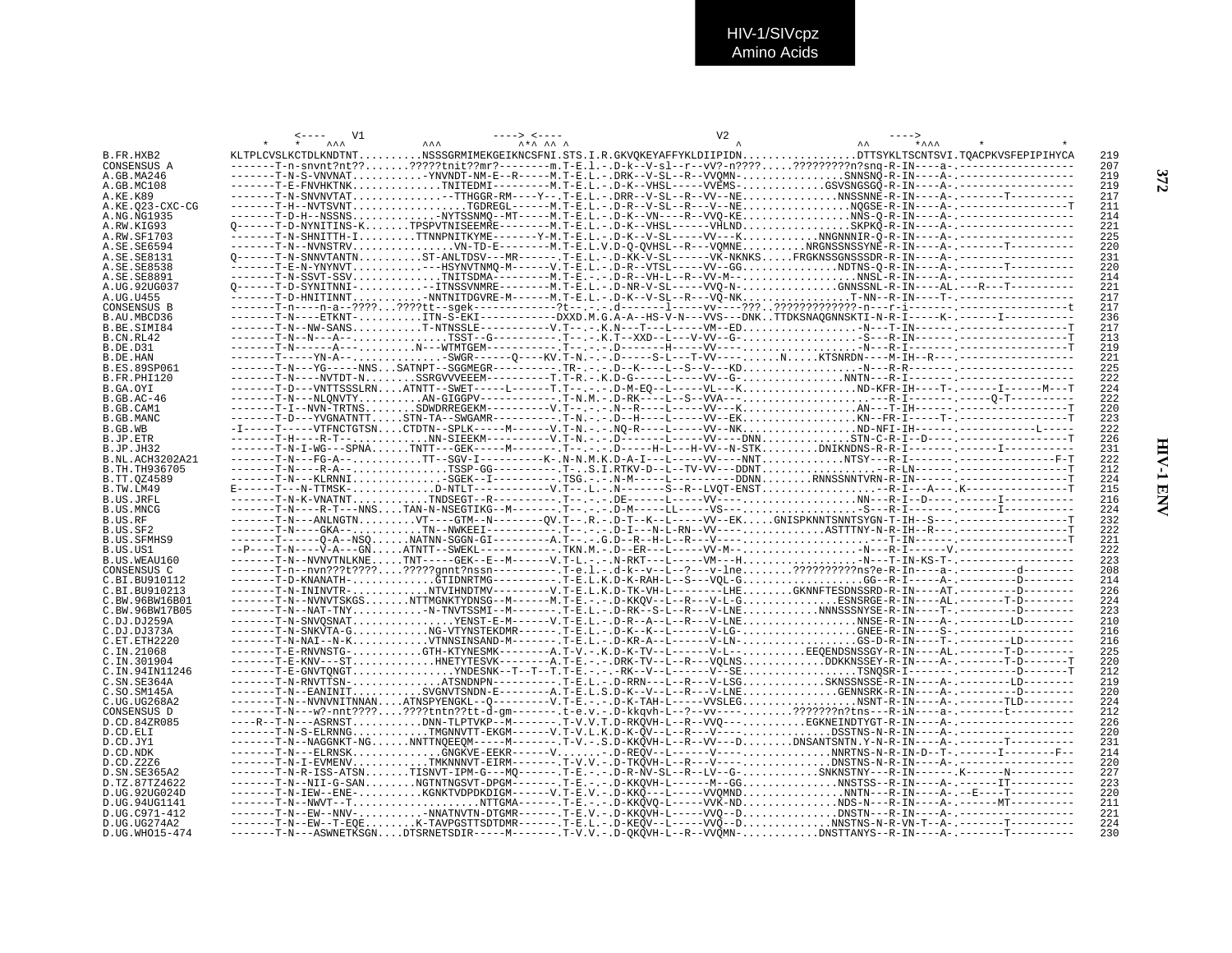HIV-1/SIVcpz
Amino Acids

```
                    <----    V1                    ----> <----                    V2                    ---->
                *    *   ^^^              ^^^        ^*^ ^^ ^                        ^                  ^^      *^^^       *           *
B.FR.HXB2        KLTPLCVSLKCTDLKNDTNT..........NSSSGRMIMEKGEIKNCSFNI.STS.I.R.GKVQKEYAFFYKLDIIPIDN..................DTTSYKLTSCNTSVI.TQACPKVSFEPIPIHYCA    219
CONSENSUS A      -------T-n-snvnt?nt??.......?????tnit??mr?--------m.T-E.l.-.D-k--V-sl--r--vV?-n????.....?????????n?snq-R-IN----a-.------------------    207
A.GB.MA246       -------T-N-S-VNVNAT...........-YNVNDT-NM-E--R-----M.T-E.L.-.DRK--V-SL--R--VVQMN-...............SNNSNQ-R-IN----A-.------------------    219
A.GB.MC108       -------T-E-FNVHKTNK.............TNITEDMI---------M.T-E.L.-.D-K--VHSL-----VVEMS-............GSVSNGSGQ-R-IN----A-.------------------    219
A.KE.K89         -------T-N-SNVNVTAT..............--TTHGGR-RM----Y--.T-E.L.-.DRR--V-SL--R--VV--NE...............NNSSNNE-R-IN----A-.-------T----------    217
A.KE.Q23-CXC-CG  -------T-H--NVTSVNT...................TGDREGL-------M.T-E.L.-.D-R--V-SL--R---V--NE...............NQGSE-R-IN----A-.-----------------T    211
A.NG.NG1935      -------T-D-H--NSSNS............-NYTSSNMQ--MT-----M.T-E.L.-.D-K--VN----R--VVQ-KE...............NNS-Q-R-IN----A-.------------------    214
A.RW.KIG93       Q------T-D-NYNITINS-K.......TPSPVTNISEEMRE--------M.T-E.L.-.D-K--VHSL------VHLND................SKPKQ-R-IN----A-.------------------    221
A.RW.SF1703      -------T-N-SHNITTH-I.........TTNNPNITKYME-------Y-M.T-E.L.-.D-K--V-SL-----VV---K...........NNGNNNIR-Q-R-IN----A-.------------------    225
A.SE.SE6594      -------T-N--NVNSTRV................VN-TD-E--------M.T-E.L.V.D-Q-QVHSL--R---VQMNE..........NRGNSSNSSYNE-R-IN----A-.-------T----------    220
A.SE.SE8131      Q------T-N-SNNVTANTN..........ST-ANLTDSV---MR------.T-E.L.-.D-KK-V-SL------VK-NKNKS.....FRGKNSSGNSSSDR-R-IN----A-.------------------    231
A.SE.SE8538      -------T-E-N-YNYNVT...........---HSYNVTNMQ-M------V.T-E.L.-.D-R--VTSL-----VV--GG...............NDTNS-Q-R-IN----A-.-------T----------    220
A.SE.SE8891      -------T-N-SSVT-SSV..............TNITSDMA---------M.T-E.-.-.D-R--VH-L--R--VV-M--.................NNSL-R-IN----A-.------------------    214
A.UG.92UG037     Q------T-D-SYNITNNI-..........--ITNSSVNMRE--------M.T-E.L.-.D-NR-V-SL-----VVQ-N-...............GNNSSNL-R-IN----AL.---R---T----------    221
A.UG.U455        -------T-D-HNITINNT...........-NNTNITDGVRE-M------M.T-E.L.-.D-K--V-SL--R---VQ-NK.................T-NN--R-IN----T-.------------------    217
CONSENSUS B      -------T-n----n-a--????...????tt--sgek-------------?t--.-.-.d-------l-----vV----???..?????????????-n---r-i-------.-------------------t    217
B.AU.MBCD36      -------T-N-----ETKNT-..........ITN-S-EKI------------DXXD.M.G.A-A--HS-V-N---VVS---DNK..TTDKSNAQGNNSKTI-N-R-I-----K-.------I-----------    236
B.BE.SIMI84      -------T-N--NW-SANS...........T-NTNSSLE-----------V.T--.-.K.N---T---L-----VM--ED.................-N---T-IN------.-----------------T    217
B.CN.RL42        -------T-N--N---A--.................TSST--G-----------.T--.-.K.T--XXD--L---V-VV--G-.................-S---R-IN------.-----------------T    213
B.DE.D31         -------T-N-------A---.........N---WTMTGEM-----------.T--.-.-.D-------H-----VV----...................-N---R-I-------.-----------------T    219
B.DE.HAN         -------T------YN-A--............--SWGR-------Q----KV.T-N.-.-.D-----S-L---T-VV---.......N.....KTSNRDN----M-IH--R---.------------------    221
B.ES.89SP061     -------T-N---YG-----NNS...SATNPT--SGGMEGR-----------.TR-.-.-.D---K-----L--S---V---KD..................-N---R-R--------.------------------    225
B.FR.PHI120      -------T-N----NVTDT-N.........SSRGVVVEEEM--------T.T-R.-.K.D-G----------VV--G-.................NNTN---R-I-------.------------------    222
B.GA.OYI         -------T-D---VNTTSSSLRN...ATNTT--SWET-----L-----T.T--.-.-.D-M-EQ--L-----VL---K................ND-KFR-IH----T-.------I------M---T    224
B.GB.AC-46       -------T-N---NLQNVTY..........AN-GIGGPV-------------.T-N.M.-.D-RK----L--S--VVA--.......................---R-I-------.-----Q-T---------    222
B.GB.CAM1        -------T-I--NVN-TRTNS........SDWDRREGEKM-----------V.T--.-.-.N--R----L-----VV---K.................AN---T-IH------.-----------------T    220
B.GB.MANC        -------T-D---YVGNATNTT.....STN-TA--SWGAMR----------.T-N.-.-.D--H-----L-----VV--EK.................KN--FR-I-----T-.-----------------T    223
B.GB.WB          -I-----T-----VTFNCTGTSN....CTDTN--SPLK-----M------V.T-N.-.-.NQ-R----L-----VV--NK.................ND-NFI-IH------.-------------L-----    222
B.JP.ETR         -------T-H----R-T--...........NN-SIEEKM-----------V.T-N.-.-.D-------L-----VV----DNN...............STN-C-R-I--D----.------------------    226
B.JP.JH32        -------T-N-I-WG---SPNA......TNTT--GEK------M--------.T--.-.-.D------H-L---H-VV--N-STK..........DNIKNDNS-R-R-I-------.------I-----------    231
B.NL.ACH3202A21  -------T-N---FG-A--...........TT--SGV-I-----------K-.N-N.M.K.D-A-I---L-----VV----NNT.............NTSY---R-I------.---------------F-T    222
B.TH.TH936705    -------T-N----R-A--..............TSSP-GG----------.T-..S.I.RTKV-D--L--TV-VV--DDNT.................---R-LN------.-----------------T    212
B.TT.QZ4589      -------T-N---KLRNNI..............-SGEK--I-----------.TSG.-.-.N-M-----L----------DDNN........RNNSSNNTVRN-R-IN------.-----------------T    224
B.TW.LM49        E------T---N-TTMSK-.............D-NTLT------------V.T--.L.-.N-------S--R--LVQT-ENST....................--R-I---A---.K----------------T    215
B.US.JRFL        -------T-N-K-VNATNT............TNDSEGT--R-----------.T--.-.-.DE------L-----VV----.................NN---R-I--D----.------I-----------    216
B.US.MNCG        -------T-N----R-T---NNS....TAN-N-NSEGTIKG--M-------.T--.-.-.D-M-----LL----VS--.....................-S---R-I-------.------I-----------    224
B.US.RF          -------T-N---ANLNGTN.........VT----GTM--N--------QV.T--.R.-.D-T--K--L-----VV--EK.....GNISPKNNTSNNTSYGN-T-IH--S---.-----------------T    232
B.US.SF2         -------T-N----GKA--..........TN--NWKEEI-----------.T--.-.-.D-I---N-L-RN--VV-----................ASTTTNY-N-R-IH--R---.-----------------T    222
B.US.SFMHS9      -------T------Q-A--NSQ......NATNN-SGGN-GI----------A.T--.-.G.D--R--H-L--R---V--..........................---T-IN------.-----------------T    221
B.US.US1         --P----T-N----V-A---GN.....ATNTT--SWEKL------------.TKN.M.-.D--ER---L-----VV-M--.....................-N---R-I-------V.------------------    222
B.US.WEAU160     -------T-N--NVNVTNLKNE.....TNT-----GEK--E--M------V.T-L.-.-.N-RKT---L-----VM---H...................-N---T-IN-KS-T-.------------------    223
CONSENSUS C      -------T-n--nvn???t????...?????gnnt?nssn----------.T-e.l.-.d-k--v--L--??--v-lne........??????????ns?e-R-In----a-.---------d--------    208
C.BI.BU910112    -------T-D-KNANATH-.............GTIDNRTMG----------.T-E.L.K.D-K-RAH-L--S---VQL-G....................GG--R-I-----A-.---------D--------    214
C.BI.BU910213    -------T-N-ININVTR-............NTVIHNDTMV---------V.T-E.L.K.D-TK-VH-L-------LHE........GKNNFTESDNSSRD-R-IN----AT.---------D--------    226
C.BW.96BW16B01   -------T-N--NVNVTSKGS.......NTTMGNKTYDNSG--M------M.T-E.-.-.D-KKQV--L--R---V-L-G..............ESNSRGE-R-IN----AL.-------T-D--------    224
C.BW.96BW17B05   -------T-N--NAT-TNY...........-N-TNVTSSMI--M-------.T-E.L.-.D-RK--S-L--R---V-LNE............NNNSSSNYSE-R-IN----T-.---------D--------    223
C.DJ.DJ259A      -------T-N-SNVQSNAT................YENST-E-M-------V.T-E.L.-.D-R--A--L--R---V-LNE.................NNSE-R-IN----A-.---------LD--------    210
C.DJ.DJ373A      -------T-N-SNKVTA-G...........NG-VTYNSTEKDMR-------.T-E.L.-.D-K--K--L-----V-LG-..................GNEE-R-IN----S-.------------------    216
C.ET.ETH2220     -------T-N-NAI--N-K............VTNNSINSAND-M-------.T-E.L.-.D-KR-A--L-------V-LN-..................GS-D-R-IN----T-.---------LD--------    216
C.IN.21068       -------T-E-RNVNSTG-...........GTH-KTYNESMK--------A.T-V.-.K.D-K-TV--L-------V-L--..........EEQENDSNSSGY-R-IN----AL.-------T-D--------    225
C.IN.301904      -------T-E-KNV---ST.............HNETYTESVK---------A.T-E.-.-.DRK-TV--L--R---VQLNS............DDKKNSSEY-R-IN----A-.-------T-D-------T    220
C.IN.94IN11246   -------T-E-GNVTQNGT................YNDESNK--T--T--T.T-E.-.-.-RK--V--L-------V--SE..................TSNQSR-I-------.---------D-------T    212
C.SN.SE364A      -------T-N-RNVTTSN-..............ATSNDNPN----------.T-E.L.-.D-RRN---L--R---V-LSG............SKNSSNSSE-R-IN----A-.---------LD--------    219
C.SO.SM145A      -------T-N--EANINIT..........SVGNVTSNDN-E--------A.T-E.L.S.D-K--V--L--R---V-LNE...............GENNSRK-R-IN----A-.---------D--------    220
C.UG.UG268A2     -------T-N--NVNVNITNNAN....ATNSPYENGKL--Q---------V.T-E.-.-.D-K-TAH-L-----VVSLEG...................NSNT-R-IN----A-.-------TLD--------    224
CONSENSUS D      -------T-N---w?-nnt????....????tntn??tt-d-gm-------.t-e.v.-.D-kkqvh-L--?--vv----........???????n?tns---R-iN----a-.---------t--------    212
D.CD.84ZR085     ----R--T-N---ASRNST............DNN-TLPTVKP--M------.T-V.V.T.D-RKQVH-L--R--VVQ---..........EGKNEINDTYGT-R-IN----A-.------------------    226
D.CD.ELI         -------T-N-S-ELRNNG............TMGNNVTT-EKGM------V.T-V.L.K.D-K-QV--L--R---V----..............DSSTNS-N-R-IN----A-.------------------    220
D.CD.JY1         -------T-N--NAGGNKT-NG......NNTTNQEEQM-----M-------.T-V.-.S.D-KKQVH-L--R--VV---D........DNSANTSNTN.Y-N-R-IN----A-.-------T----------    231
D.CD.NDK         -------T-N---ELRNSK..............GNGKVE-EEKR------V.......-.D-REQV--L------V----...............NNRTNS-N-R-IN-D--T-.------I--------F--    214
D.CD.Z2Z6        -------T-N-I-EVMENV.............TMKNNNVT-EIRM-------.T-V.V.-.D-TKQVH-L--R---V----..............DNSTNS-N-R-IN----A-.------------------    220
D.SN.SE365A2     -------T-N-R-ISS-ATSN.......TISNVT-IPM-G---MQ-------.T-E.-.-.D-R-NV-SL--R--LV--G-............SNKNSTNY---R-IN-------.K-------N---------    227
D.TZ.87TZ4622    -------T-N--NII-G-SAN........NGTNTNGSVT-DPGM-------.T-E.-.-.D-KKQVH-L------M--GG...............NNSTSS--R-IN----A-.-------IT----------    223
D.UG.92UG024D    -------T-N-IEW--ENE-..........KGNKTVDPDKDIGM------V.T-E.V.-.D-KKQ---L-----VVQMND..............NNTN---R-IN----A-.--E----T----------    220
D.UG.94UG1141    -------T-N--NWVT--T.....................NTTGMA------.T-E.-.-.D-KKQVQ-L-----VVK-ND.................NDS-N---R-IN----A-.-------MT----------    211
D.UG.C971-412    -------T-N--EW--NNV-..........-NNATNVTN-DTGMR------.T-E.V.-.D-KKQVH-L------VVQ--D...............DNSTN---R-IN----A-.------------------    221
D.UG.UG274A2     -------T-N--EW--T-EQE........K-TAVPGSTTSDTDMR------.T-E.L.-.D-KEQV--L-----VVQ--D..............NNSTNS-N-R-VN-T--A-.-------T----------    224
D.UG.WHO15-474   -------T-N---ASWNETKSGN....DTSRNETSDIR-----M-------.T-V.V.-.D-QKQVH-L--R--VVQMN-............DNSTTANYS--R-IN----A-.-------T----------    230
```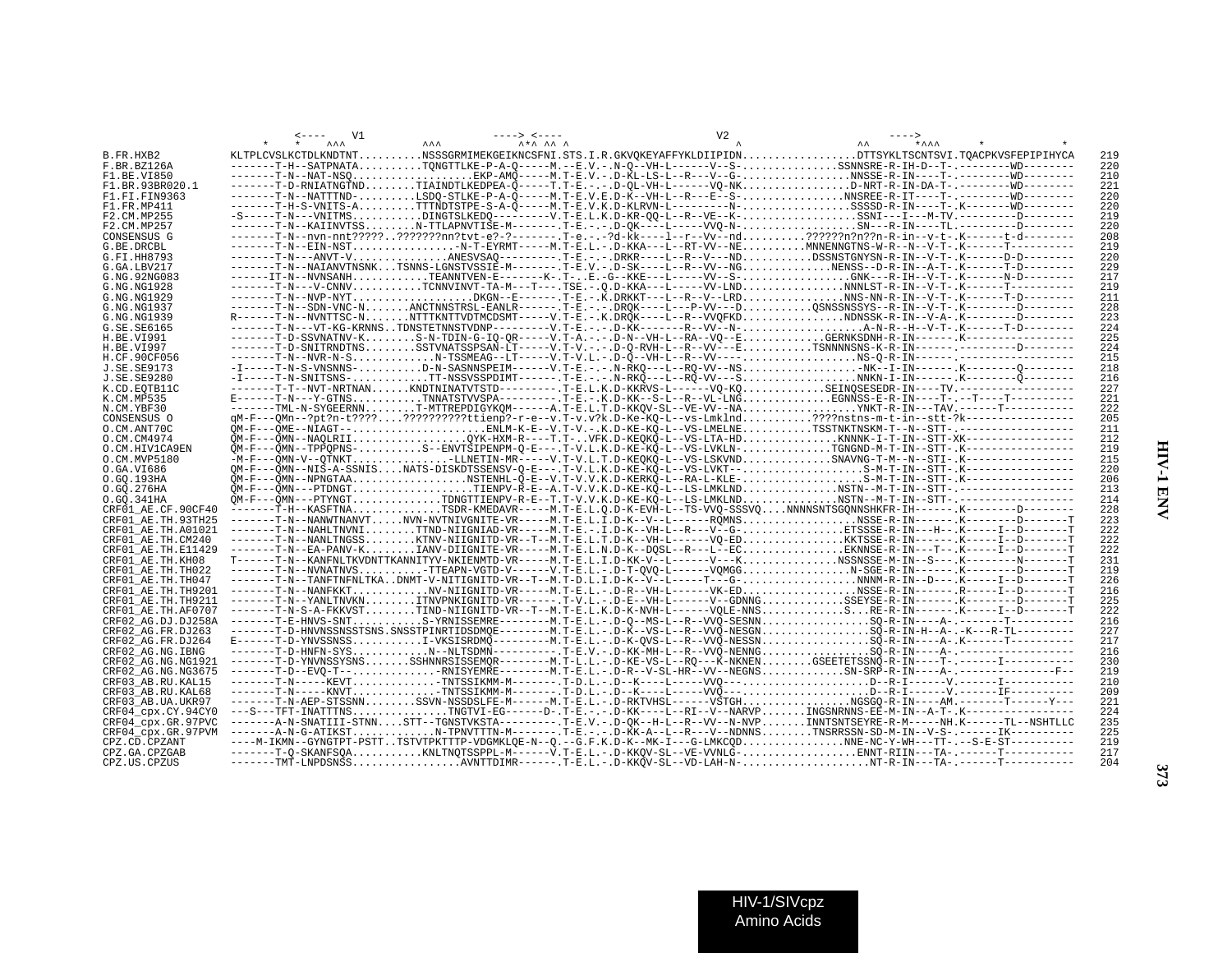```
                         <----    V1                        ----> <----                             V2                        ---->
                       *    *   ^^^              ^^^         ^*^ ^^ ^                              ^                    ^^       *^^^        *            *
B.FR.HXB2             KLTPLCVSLKCTDLKNDTNT..........NSSSGRMIMEKGEIKNCSFNI.STS.I.R.GKVQKEYAFFYKLDIIPIDN..................DTTSYKLTSCNTSVI.TQACPKVSFEPIPIHYCA   219
F.BR.BZ126A           -------T-H--SATPNATA..........TQNGTTLKE-P-A-Q-----M.--E.V.-.N-Q--VH-L------V--S-..............SSNNSRE-R-IH-D--T-.--------WD--------   220
F1.BE.VI850           -------T-N--NAT-NSQ...................EKP-AMQ-----M.T-E.V.-.D-KL-LS-L--R---V--G-.................NNSSE-R-IN----T-.--------WD--------   210
F1.BR.93BR020.1       -------T-D-RNIATNGTND........TIAINDTLKEDPEA-Q-----T.T-E.-.-.D-QL-VH-L------VQ-NK..............D-NRT-R-IN-DA-T-.--------WD--------   221
F1.FI.FIN9363         -------T-N--NATTTND-.........LSDQ-STLKE-P-A-Q-----M.T-E.V.E.D-K--VH-L--R---E--S-...............NNSREE-R-IT----T-.--------WD--------   220
F1.FR.MP411           -------T-H-S-VNITS-A..........TTTNDTSTPE-S-A-Q-----M.T-E.V.K.D-KLRVN-L---------N-...............SSSSD-R-IN----T-.K--------WD--------   220
F2.CM.MP255           -S-----T-N---VNITMS...........DINGTSLKEDQ---------V.T-E.L.K.D-KR-QQ-L--R--VE--K-...................SSNI---I---M-TV.---------D--------   219
F2.CM.MP257           -------T-N--KAIINVTSS........N-TTLAPNVTISE-M--------.T-E.-.-.D-QK----L-----VVQ-N-.................SN---R-IN----TL.---------D--------   220
CONSENSUS G           -------T-N--nvn-nnt?????..???????nn?tvt-e?-?-------.T-e.-.-?d-kk----l--r--Vv--nd.........??????n?n?n-R-in--v-t-.K------t-d--------   208
G.BE.DRCBL            -------T-N--EIN-NST.................-N-T-EYRMT-----M.T-E.L.-.D-KKA---L--RT-VV--NE..........MNNENNGTNS-W-R--N--V-T-.K------T----------   219
G.FI.HH8793           -------T-N---ANVT-V..............ANESVSAQ---------.T-E.-.-.DRKR----L--R--V---ND..........DSSNSTGNYSN-R-IN--V-T-.K------D-D--------   220
G.GA.LBV217           -------T-N--NAIANVTNSNK..TSNNS-LGNSTVSSIE-M--------.T-E.V.-.D-SK----L--R--VV--NG.............NENSS--D-R-IN--A-T-.K------T-D--------   229
G.NG.92NG083          ------IT-N--NVNSANH...........TEANNTVEN-E--------K-.T-.E.-G--KKE----L-----VV--S-.................GNK--R-IH--V-T-.K------N-D--------   217
G.NG.NG1928           -------T-N---V-CNNV...........TCNNVINVT-TA-M----T---.TSE.-.Q.D-KKA---L-----VV-LND...............NNNLST-R-IN--V-T-.K------T----------   219
G.NG.NG1929           -------T-N--NVP-NYT.......................DKGN--E------.T-E.-.K.DRKKT---L--R--V--LRD...............NNS-NN-R-IN--V-T-.K------T-D--------   211
G.NG.NG1937           -------T-N--SDN-VNC-N.......ANCTNNSTRSL-EANLR------.T-E.-.-.DRQK----L---P-VV---D..........QSNSSNSSYS--R-IN--V-T-.K--------D--------   228
G.NG.NG1939           R------T-N--NVNTTSC-N.......NTTTKNTTVDTMCDSMT-----V.T-E.-.K.DRQK----L--R--VVQFKD................NDNSSK-R-IN--V-A-.K--------D--------   223
G.SE.SE6165           -------T-N---VT-KG-KRNNS..TDNSTETNNSTVDNP----------V.T-E.-.-.D-KK-------R--VV--N-.....................A-N-R--H--V-T-.K------T-D--------   224
H.BE.VI991            -------T-D-SSVNATNV-K.......S-N-TDIN-G-IQ-QR-----V.T-A.-.-.D-N--VH-L--RA--VQ--E.............GERNKSDNH-R-IN-------.K-----------------   225
H.BE.VI997            -------T-D-SNITRNDTNS........SSTVNATSSPSAN-LT-----V.T-V.-.-.D-Q-RVH-L--R--VV---E...........TSNNNNSNS-K-R-IN-------.----------D--------   224
H.CF.90CF056          -------T-N--NVR-N-S.............N-TSSMEAG--LT-----V.T-V.L.-.D-Q--VH-L--R--VV-----...................NS-Q-R-IN-------.------------------   215
J.SE.SE9173           -I-----T-N-S-VNSNNS-..........D-N-SASNNSPEIM-------V.T-E.-.-.N-RKQ---L--RQ-VV--NS..................-NK--I-IN-------.K--------Q--------   218
J.SE.SE9280           -I-----T-N-SNITSNS-...........TT-NSSVSSPDIMT-------.T-E.-.-.N-RKQ---L--RQ-VV---S..................NNKN-I-IN-------.K--------Q--------   216
K.CD.EQTB11C          -------T-T--NVT-NRTNAN.......KNDTNINATVTSTD----------.T-E.L.K.D-KKRVS-L------VQ-KQ.............SEINQSESEDR-IN----TV.-----------------   227
K.CM.MP535            E------T-N---Y-GTNS...........TNNATSTVVSPA----------.T-E.-.K.D-KK--S-L--R--VL-LNG..............EGNNSS-E-R-IN----T-.--T----T----------   221
N.CM.YBF30            -------TML-N-SYGEERNN........T-MTTREPDIGYKQM------A.T-E.L.T.D-KKQV-SL--VE-VV--NA...................YNKT-R-IN---TAV.------T-----------   222
CONSENSUS O           qM-F---QMn--?pt?n-t????....??????????ttienp?-r-e--V.T-v.v?k.D-Ke-KQ-L--vs-Lmklnd...........????nstns-m-t-in--stt-?k----------------   205
O.CM.ANT70C           QM-F---QME--NIAGT--......................ENLM-K-E--V.T-V.-.K.D-KE-KQ-L--VS-LMELNE..............TSSTNKTNSKM-T--N--STT-.-----------------   211
O.CM.CM4974           QM-F---QMN--NAQLRII.....................QYK-HXM-R----T.T-..VFK.D-KEQKQ-L--VS-LTA-HD...............KNNNK-I-T-IN--STT-XK---------------   212
O.CM.HIV1CA9EN        QM-F---QMN--TPPQPNS-.........S--ENVTSIPENPM-Q-E---.T-V.L.K.D-KE-KQ-L--VS-LVKLN-...............TGNGND-M-T-IN--STT-.K---------------   219
O.CM.MVP5180          -M-F---QMN-V--QTNKT...................-LLNETIN-MR-----V.T-V.L.T.D-KEQKQ-L--VS-LSKVND..............SNAVNG-T-M--N--STI-.K---------------   215
O.GA.VI686            QM-F---QMN--NIS-A-SSNIS....NATS-DISKDTSSENSV-Q-E---.T-V.L.K.D-KE-KQ-L--VS-LVKT-----....................S-M-T-IN--STT-.K---------------   220
O.GQ.193HA            QM-F---QMN--NPNGTAA...................NSTENHL-Q-E--V.T-V.V.K.D-KERKQ-L--RA-L-KLE-...................S-M-T-IN--STT-.K----------------   206
O.GQ.276HA            QM-F---QMN---PTDNGT...................TIENPV-R-E--A.T-V.V.K.D-KE-KQ-L--LS-LMKLND...............NSTN--M-T-IN--STT-.-----------------   213
O.GQ.341HA            QM-F---QMN---PTYNGT..............TDNGTTIENPV-R-E--T.T-V.V.K.D-KE-KQ-L--LS-LMKLND...............NSTN--M-T-IN--STT-.-----------------   214
CRF01_AE.CF.90CF40    -------T-H--KASFTNA.............TSDR-KMEDAVR-----M.T-E.L.Q.D-K-EVH-L--TS-VVQ-SSSVQ....NNNNSNTSGQNNSHKFR-IH-------.K--------D--------   228
CRF01_AE.TH.93TH25    -------T-N--NANWTNANVT.....NVN-NVTNIVGNITE-VR-----M.T-E.L.I.D-K--V--L------RQMNS..................NSSE-R-IN-------.K--------D-------T   223
CRF01_AE.TH.A01021    -------T-N--NAHLTNVNI........TTND-NIIGNIAD-VR-----M.T-E.-.I.D-K--VH-L--R---V--G-...............ETSSSE-R-IN---H--.K-----I--D-------T   222
CRF01_AE.TH.CM240     -------T-N--NANLTNGSS........KTNV-NIIGNITD-VR--T--M.T-E.L.T.D-K--VH-L------VQ-ED................KKTSSE-R-IN-------.K-----I--D-------T   222
CRF01_AE.TH.E11429    -------T-N--EA-PANV-K.........IANV-DIIGNITE-VR-----M.T-E.L.N.D-K--DQSL--R---L--EC...............EKNNSE-R-IN---T--.K-----I--D-------T   222
CRF01_AE.TH.KH08      T------T-N--KANFNLTKVDNTTKANNITYV-NKIENMTD-VR-----M.T-E.L.I.D-KK-V--L------V---K...............NSSNSSE-M-IN--S---.K--------N-------T   231
CRF01_AE.TH.TH022     -------T-N--NVNATNVS..........-TTEAPN-VGTD-V------V.T-E.L.-.D-T-QVQ-L-------VQMGG..................N-SGE-R-IN-------.K--------D-------T   219
CRF01_AE.TH.TH047     -------T-N--TANFTNFNLTKA..DNMT-V-NITIGNITD-VR--T--M.T-D.L.I.D-K--V--L-----T---G-..................NNNM-R-IN--D---.K-----I--D-------T   226
CRF01_AE.TH.TH9201    -------T-N--NANFKKT............NV-NIIGNITD-VR-----M.T-E.L.-.D-R--VH-L------VK-ED..................NSSE-R-IN-------.R-----I--D-------T   216
CRF01_AE.TH.TH9211    -------T-N--YANLTNVKN........ITNVPNKIGNITD-VR-------.T-V.L.-.D-E--VH-L------V--GDNNG.............SSEYSE-R-IN-------.K--------D-------T   225
CRF01_AE.TH.AF0707    -------T-N-S-A-FKKVST.........TIND-NIIGNITD-VR--T--M.T-E.L.K.D-K-NVH-L-------VQLE-NNS.............S..RE-R-IN-------.K-----I--D-------T   222
CRF02_AG.DJ.DJ258A    -------T-E-HNVS-SNT...........S-YRNISSEMRE---------M.T-E.L.-.D-Q--MS-L--R--VVQ-SESNN.................SQ-R-IN----A-.----------------   216
CRF02_AG.FR.DJ263     -------T-D-HNVNSSNSSTSNS.SNSSTPINRTIDSDMQE---------M.T-E.L.-.D-K--VS-L--R--VVQ-NESGN.................SQ-R-IN-H--A-.-K---R-TL---------   227
CRF02_AG.FR.DJ264     E------T-D-YNVSSNSS...........I-VKSISRDMQ----------M.T-E.L.-.D-K-QVS-L--R--VVQ-NESSN.................SQ-R-IN----A-.K------T----------   217
CRF02_AG.NG.IBNG      -------T-D-HNFN-SYS...........N--NLTSDMN-----------.T-E.V.-.D-KK-MH-L--R--VVQ-NENNG.................SQ-R-IN----A-.-----------------   216
CRF02_AG.NG.NG1921    -------T-D-YNVNSSYSNS.......SSHNNRSISSEMQR---------M.T-L.L.-.D-KE-VS-L--RQ---K-NKNEN........GSEETETSSNQ-R-IN----T-.------I----------   230
CRF02_AG.NG.NG3675    -------T-D--EVQ-T--...............-RNISYEMRE---------M.T-E.L.-.D-R--V-SL-HR--VV--NEGNS.............SN-SRP-R-IN----A-.---------------F--   219
CRF03_AB.RU.KAL15     -------T-N-----KEVT.............-TNTSSIKMM-M--------.T-D.L.-.D--K----L-----VVQ---.....................D--R-I------V.------I----------   210
CRF03_AB.RU.KAL68     -------T-N-----KNVT.............-TNTSSIKMM-M--------.T-D.L.-.D--K----L-----VVQ---.....................D--R-I------V.------IF---------   209
CRF03_AB.UA.UKR97     -------T-N-AEP-STSSNN........SSVN-NSSDSLFE-M-------M.T-E.L.-.D-RKTVHSL-------VSTGH.................NGSGQ-R-IN----AM.-------T------Y---   221
CRF04_cpx.CY.94CY0    ---S---TFT-INATTTNS...............TNGTVI-EG-------D-.T-E.-.-.D-KK----L--RI--V--NARVP.......INGSNRNNS-EE-M-IN--A-T-.K----------------   224
CRF04_cpx.GR.97PVC    -------A-N-SNATIII-STNN....STT--TGNSTVKSTA----------.T-E.V.-.D-QK--H-L--R--VV--N-NVP.......INNTSNTSEYRE-R-M-----NH.K------TL--NSHTLLC   235
CRF04_cpx.GR.97PVM    -------A-N-G-ATIKST.............N-TPNVTTTN-M--------.T-E.-.-.D-KK-A--L--R---V--NDNNS........TNSRRSSN-SD-M-IN--V-S-.------IK----------   225
CPZ.CD.CPZANT         ----M-IKMN--GYNGTPT-PSTT..TSTVTPKTTTP-VDGMKLQE-N--Q.--G.F.K.D-K--MK-I---G-LMKCQD................NNE-NC-Y-WH---TT-.--S-E-ST----------   219
CPZ.GA.CPZGAB         -------T-Q-SKANFSQA...........KNLTNQTSSPPL-M------V.T-E.L.-.D-KKQV-SL--VE-VVNLG-...................ENNT-RIIN---TA-.------T-----------   217
CPZ.US.CPZUS          -------TMT-LNPDSNSS.................AVNTTDIMR-------.T-E.L.-.D-KKQV-SL--VD-LAH-N-.....................NT-R-IN---TA-.------T-----------   204
```

HIV-1/SIVcpz
Amino Acids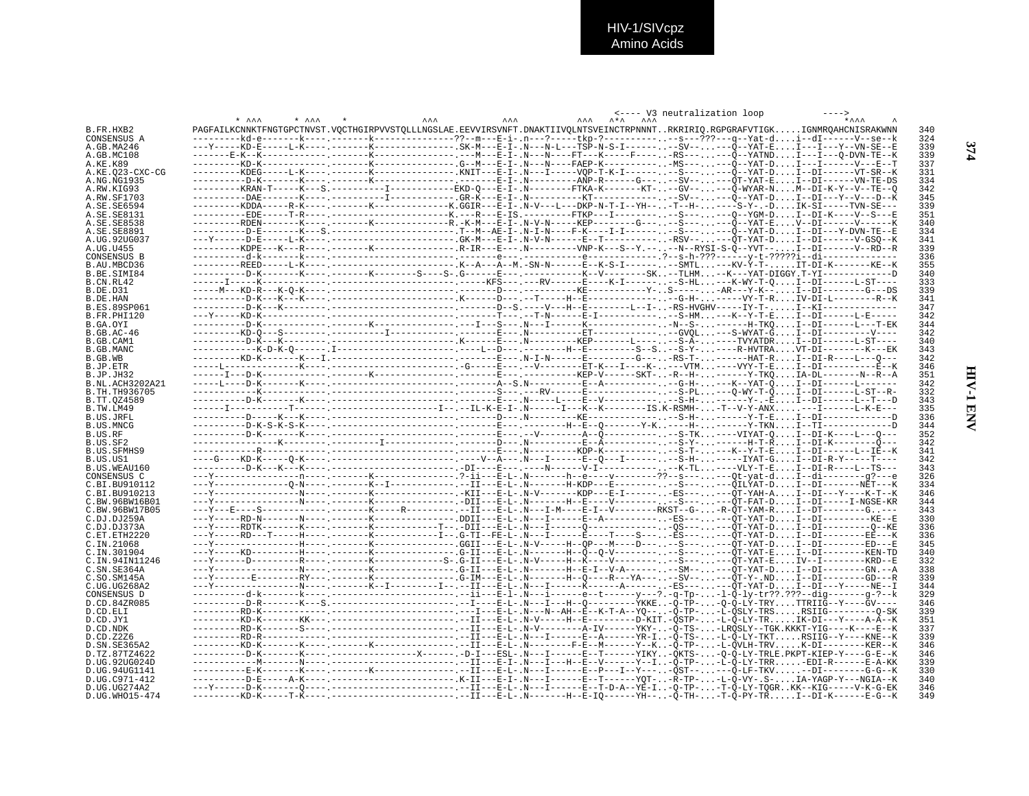HIV-1/SIVcpz
Amino Acids

```
                                                                                                              <---- V3 neutralization loop          ---->
                   * ^^^      * ^^^    *              ^^^            ^^^           ^^^   ^*^   ^^^                                *^^^     ^
B.FR.HXB2         PAGFAILKCNNKTFNGTGPCTNVST.VQCTHGIRPVVSTQLLLNGSLAE.EEVVIRSVNFT.DNAKTIIVQLNTSVEINCTRPNNNT..RKRIRIQ.RGPGRAFVTIGK.....IGNMRQAHCNISRAKWNN    340
CONSENSUS A       ---------kd-e-------k----.-------k---------------??--m---E-i-.n---?-----tkp-?-----------.--s---???---q--Yat-d....i--dI------V--se--k    324
A.GB.MA246        ---Y-----KD-E-----L-K----.-------K---------------.SK-M---E-I-.N---N-L---TSP-N-S-I------.--SV---.---Q--YAT-E....I---I---Y--VN-SE--E    339
A.GB.MC108        -------E-K--K------------.-------K---------------.---M---E-I-.N---N----FT---K-----F----.-RS----.---Q--YATND....I---I---Q-DVN-TE--K    339
A.KE.K89          ---------KD--------------.-------K---------------.G--M---E-I-.N---N----FAEP-K----------.-MS----.---Q--YAT-D....I---I-------V--E--T    337
A.KE.Q23-CXC-CG   ---------KDEG-----L-K----.-------K---------------.KNIT---E-I-.N---I-----VQP-T-K-I------.--S----.---Q--YAT-D....I--DI------VT-SR--K    331
A.NG.NG1935       ---------D-K-------K-----.-------K---------------.-----------E-I-.N---------ANP-R-----G---.--SV---.---QT-YAT-E....I--DI------VN-TE-DS    334
A.RW.KIG93        ---------KRAN-T-----K---S.----------I------------EKD-Q---E-I-.N--------FTKA-K-------KT-.--GV---.---Q-WYAR-N....M--DI-K-Y--V--TE--Q    342
A.RW.SF1703       ---------DAE-------K-----.----------I------------.GR-K---E-I-.N----------KT------------.--SV---.---Q--YAT-D....I--DI---Y--V---D--K    345
A.SE.SE6594       ---------KDDA-----R-K----.-------K---------------K.GGIR---E-I-.N-V---L---DKP-N-T-I--YH--.-T--H-..----S-Y-.-D....IK-SI-----TVN-SE---    339
A.SE.SE8131       ----------EDE-----T-R----.-----------------------K.---R---E-IS.--------FTKP---I--------.--S----.---Q--YGM-D....I--DI-K----V--S---E    351
A.SE.SE8538       ---------RDEN-------K----.-------K---------------R.-K-M---E-I-.N-V-N-----KEP--------G---.--S----.---Q--YAT-E....V--DI------V------K    340
A.SE.SE8891       ----------D-E------K---S.-----------------------.T--M--AE-I-.N-I-N----F-K-----I-I------.--S----.---Q--YAT-D....I--DI---Y-DVN-TE--E    334
A.UG.92UG037      ---Y-----D-E------L-K----.-------K---------------.GK-M---E-I-.N-V-N-------E--T---------.-RSV---.---QT-YAT-D....I--DI------V-GSQ--K    341
A.UG.U455         ---------KDPE---K---R----.-------K---------------.R-IR---E---.N---------VNP-K---S--Y.---N--RYSI-S-Q--YVT--...I--DI------V--RD--R    339
CONSENSUS B       ---------d-k-------k-----.----------------------.-------e---.----------e--------------.?--s-h-???-----y-t-?????i--di-------------    336
B.AU.MBCD36       ---------REED-----L-K----.-----------------------.K--A---A--M.-SN-N------E--K-S-I-------.--SMTL...---KV-Y-T-.....IT-DI-K-------KE--K    355
B.BE.SIMI84       ----------D-K-------K----.-------K--------S----S-.G------E---.----------K--V--------SK..--TLHM..--K---YAT-DIGGY.T-YI------------D    340
B.CN.RL42         ------I-----K------------.-----------------------.-----KFS---.---RV------E----K-I------.--S-HL...---K-WY-T-Q....I--DI------L-ST----    333
B.DE.D31          -----M---KD-R---K-Q-K----.-----------------------.-------D---.----------KE----------Y-..S-------..-AR---Y-K--.....I--DI--------G---DS    339
B.DE.HAN          ---------D-K---K---K-----.-----------------------.K------D---.--T------H--E------------.--G-H-..------VY-T-R....IV-DI-L---------R--K    341
B.ES.89SP061      ---------D-K---K---------.-----------------------.-------D--S.----V---H--E--------L--I-..-RS-HVGHV-----IY-T-.....I--KI-------------    347
B.FR.PHI120       ---Y-----KD-K------------.-----------------------.-------T---.--T-N------E-I-----------.--S-HM..-----K--Y-T-E....I--DI------L-E-----    342
B.GA.OYI          ----------D-K------------.-------K---------------.---I---S---.N---I------K-------------.-N--S-..-------H-TKQ....I--DI-------L---T-EK    344
B.GB.AC-46        ---------KD-Q---S--------.----------I------------.-------E---.N----------ET------------.--GVQL...---S-WYAT-G....I--DI---------V----    342
B.GB.CAM1         ----------D-K---K--------.-----------------------.K------E---.N---------KEP-------L----.--S-A-..----TVYATDR....I--DI------L-ST----    340
B.GB.MANC         ------------K-D-K-Q------.I----------------------.----L--D---.--------H--E---------S--S..--S-Y-..----R-HVTRA....VT-DI--------K---EK    343
B.GB.WB           ---------KD-K-------K---I.-----------------------.-------E---.N-I-N------E---------G---.-RS-T-..------HAT-R....I--DI-R----L---Q---    342
B.JP.ETR          -----L-------------K-----.-----------------------.-G-----E---.--V--------ET-K---I----K-.----VTM..----VYY-T-E....I--DI----------E--K    346
B.JP.JH32         -----I---D-K-------------.-------K---------------.-------E---.--------KEP-V------SKT-.-R--H-..------Y-TKQ....IA-DL-------N--R--A    351
B.NL.ACH3202A21   -------L---D-K-------K----.-----------------------.------A--S.N----------E--A-----------.--G-H-..----K--YAT-Q....I--DI------L-------    342
B.TH.TH936705     -------------K-----------.-----------------------.-------S---.----RV------E------------.--S-PL..---Q-WY-T-Q....I--DI------L-ST--R-    332
B.TT.QZ4589       ----------D-K-------K----.-----------------------.-------E---.N-----L----E--V----------.--S-H-..------Y-.-E....I--DI------L--T---D    343
B.TW.LM49         ------I-----------T------.-----------------------I--.--IL-K-E-I-.N------I---K--K-------IS.K-RSMH-..-T--V-Y-ANX.....---I-------L-K-E---    335
B.US.JRFL         ----------D-----K---K----.-----------------------.-------D---.N----------KE------------.--S-H-..------Y-T-E....I--DI------------D    336
B.US.MNCG         ----------D-K-S-K-S-K----.-----------------------.-------E---.--------H--E--Q-------Y-K.-----H-..------Y-TKN....I--TI------------D    344
B.US.RF           ----------D-K-------K----.-----------------------.-------E---.--V--------A--Q----------.--S-TK..----VIYAT-Q....I--DI-K----L---Q---    352
B.US.SF2          -------------K-----------.-----------I-----------.-------D---.N----------E--A----------.--S-Y-..------H-T-R....I--DI-K---------Q---    342
B.US.SFMHS9       -----------R-------------.-----------------------.-------E---.N---------KDP-K----------.--S-T-..----K--Y-T-E....I--DI------L--IE--K    341
B.US.US1          ----G----KD-K-----Q-K----.-----------------------.----V--A---.N---I------E--Q---I------.--S-H-..------IYAT-G....I--DI-R-Y-----T----    342
B.US.WEAU160      ----------D-K---K---K----.-----------------------.-DI----E-E---.----N------V-I----------.--K-TL..----VLY-T-E....I--DI-R----L--TS---    343
CONSENSUS C       ---Y---------------n-----.-------K---------------.?-ii---E-L-.N--------h--e----v-------??--s----..---Qt-yat-d....I--di--------g?---e    326
C.BI.BU910112     ---Y-------------Q-N-----.-------K--I------------.--II---E-L-.N-------H-KDP---E--------.--S----.---QILYAT-D....I--DI-------NET---K    334
C.BI.BU910213     ---Y---------------N-----.-------K---------------.-KII---E-L-.N-V-------KDP---E-I-------.-ES----.---QT-YAH-A....I--DI---Y----K-T--K    346
C.BW.96BW16B01    ---Y---------------N-----.-------K---------------.-DII---E-L-.N-------H--E----V--------.--S----.---QT-FAT-D....I--DI-----I-NGSE-KR    344
C.BW.96BW17B05    ---Y---E-----S-----------.-------K-----R---------.--II---E-L-.N---I-M----E-I--V--------RKST--G-..-R-QT-YAM-R....I--DT--------G..---    343
C.DJ.DJ259A       ---Y-----RD-N------N-----.-------K---------------.DDII---E-L-.N---I------E--A----------.-ES----.---QT-YAT-D....I--DI----------KE--E    330
C.DJ.DJ373A       ---Y-----RDTK------K-----.-------K------------T--.-DII---E-L-.N---I------Q-------------.-QS----.---QT-YAT-D....I--DI----------Q--KE    336
C.ET.ETH2220      ---Y-----RD---T-----H----.-------K---------------I--.G-TI--FE-L-.N---I------E----T----S---..-ES----.---QT-YAT-D....I--DI---------EE---K    336
C.IN.21068        ---Y---------------H-----.-------K---------------.GGII---E-L-.N-V-----H--QP---M----D---.--S----.---QT-YAT-D....I--DI----------ED---E    345
C.IN.301904       ---Y-----KD--------H-----.-------K---------------.G-II---E-L-.N-------H--Q-Q-V---------.--S----.---QT-YAT-E....I--DI---------KEN-TD    340
C.IN.94IN11246    ---Y------D--------R-----.-------K---------------S-.G-II---E-L-.N-V-----H--K----V-------.--S----.---QT-YAT-E....IV--I---------KRD--E    332
C.SN.SE364A       ---Y---------------N-----.-------K---------------.G-II---E-L-.N-------H--E-I--V-A------.--SM---.---QT-YAT-D....I--DI----------GN.--A    338
C.SO.SM145A       ---Y-------E-------RY----.-------K---------------.G-IM---E-L-.N-------H--Q----R---YA---.--SV---.---QT-Y-.ND....I--DI----------GD---R    339
C.UG.UG268A2      ---Y---------------N-----.-------K--I--------I---.--II---E-L-.N---I------K------A------.-ES----.---QT-YAT-D....I--DI---Y-----NE--I    344
CONSENSUS D       ---------d-k-------k-----.-----------------------.--ii---E-l-.N---i------e--t------y---?.-q-Tp-...-l-Q-ly-tr??.???--diq--------g-?--k    329
D.CD.84ZR085      ---------D-R-------K---S.-----------------------.--I---E-L-.N---I---H--Q--------YKKE..-Q-TP-..-Q-Q-LY-TRY....TTRIIG--Y----GV----    346
D.CD.ELI          ---------RD-K------------.-----------------------.---I---E-L-.N---N--AH--E--K-T-A--YQ--..-Q-TP-...-L-QSLY-TRS.....RSIIG---------Q-SK    339
D.CD.JY1          ---------KD-K-------KK---.-----------------------.--II---E-L-.N-V-----H--E--------D-KIT.-QSTP-...-L-Q-LY-TR.....IK-DI---Y----A-A--K    351
D.CD.NDK          ---------RD-K-------S----.-----------------------.--II---E-L-.N-V-------A-IV-------YKY-..-Q-TS-...-LRQSLY--TGK.KKKT-YIG----K----E--K    337
D.CD.Z2Z6         ---------RD-R------------.-----------------------.--II---E-L-.N---I------E--A------YR-I..-Q-TS-...-L-Q-LY-TKT.....RSIIG--Y----KNE--K    339
D.SN.SE365A2      ---------KD-K-------K----.-------K---------------.--II---E-L-.N--------F-E--M------Y--K..-Q-TP-...-L-QVLH-TRV.....K-DI---------KER--K    346
D.TZ.87TZ4622     ----------D-K-------K----.-------------------X-------.-D-I---ESL-.N---I------E--T-------YIKY..-QKTS-...-Q-Q-LY-TRLE.PKPT-KIEP-Y----G-E--K    346
D.UG.92UG024D     ----------M--------N-----.-----------------------.--II---E-I-.N---I---H--E--V------Y--I..-Q-TP-...-L-Q-LY-TRR......-EDI-R------E-A-KK    339
D.UG.94UG1141     ----------E-K-------K----.-------K---------------.--II---E-L-.N---I------E--P---I--Y---..-QST---..---Q-LF-TKV.....--DI---------G-G--K    330
D.UG.C971-412     ----------D-E-----A-K----.-----------------------.K-II---E-I-.N---I------E--T-----YQT-..-R-TP-...-L-Q-VY-.S-....IA-YAGP-Y---NGIA--K    340
D.UG.UG274A2      ---Y------D-K-------Q----.-----------------------.--II---E-L-.N---I------E--T-D-A--YE-I..-Q-TP-...-T-Q-LY-TQGR..KK--KIG-----V-K-G-EK    346
D.UG.WHO15-474    ---------KD-K-----T-K----.-----------------------.--II---E-L-.N-------H--E-IQ------YH--..-Q-TH-...-T-Q-PY-TR.....I--DI-K------E-G--K    349
```

HIV-1 ENV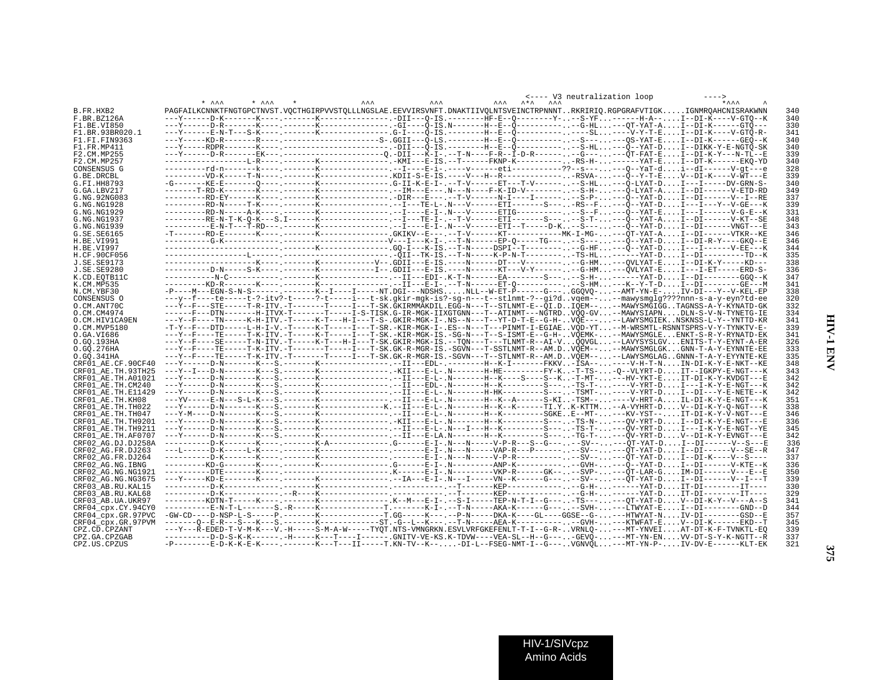```
                                                                                                  <---- V3 neutralization loop          ---->
                           * ^^^      * ^^^    *              ^^^            ^^^          ^^^   ^*^   ^^^                              *^^^     ^
B.FR.HXB2          PAGFAILKCNNKTFNGTGPCTNVST.VQCTHGIRPVVSTQLLLNGSLAE.EEVVIRSVNFT.DNAKTIIVQLNTSVEINCTRPNNNT..RKRIRIQ.RGPGRAFVTIGK.....IGNMRQAHCNISRAKWNN   340
F.BR.BZ126A        ---Y------D-K-------K----.-------K---------------.-DII---Q-IS.--------HF-E--Q--------Y-..--S-YF..------H-A--....I--DI-K----V-GTQ--K   340
F1.BE.VI850        ---Y------D-R-------K----.-------K---------------.-GI----Q-IS.N-------H--E--Q----------..--G-HL...---QT-YAT-A....I--DI-K------GTQ---   330
F1.BR.93BR020.1    ---Y------E-N-T---S-K----.-------K---------------.G-I----Q-IS.--------H--E--Q----------..----SL..----V-Y-T-E....I--DI-K----V-GTQ-R-   341
F1.FI.FIN9363      ---Y-----KD-R-------R----.--------------------S-.GGII---Q-LS.--------H--E--Q----------..--S----...---QS-YAT-E....I--DI-K------GEQ--K   340
F1.FR.MP411        ---Y-----RDPR-------K----.-------K---------------.-DII---Q-IS.--------H--E--Q----------..--S-HL...---Q--YAT-D....I--DIKK-Y-E-NGTQ-SK   340
F2.CM.MP255        ---Y------D-R-------EK---.--------------------Q.-DII---K-I-.--T-N----F-R--I-D-R-------..--G----...---QT-FAT-E....I--DI-K-Y---N-TL--E   339
F2.CM.MP257        -----------------L-R----.-------K---------------.-KMI---E-IS.--T------FKNP-K----------..-RS-H--..------YAT-E....I--DT-K------EKQ-YD   340
CONSENSUS G        ---------rd-n-------k----.-------k---------------.--I----E-i-.-----v------eti----------??--s----..---Q--YaT-d....i--dI------V-gt---e   328
G.BE.DRCBL         ---------VD-K-----T-N----.-------K---------------.KDII-S-E-IS.----V---H--R-------------..-RSVA--..---Q--Y-T-E....V--DI-K----V-WT---E   339
G.FI.HH8793        -G-------KE-E-------Q----.-------K---------------.G-II-K-E-I-.--T-V------ET---T-V------..--S-HL...---Q-LYAT-D....I---I-----DV-GRN-S-   340
G.GA.LBV217        -------T-RD-K-------K----.-------K---------------.--IM---E---.N---N-----F-K-ID-V-------..--S-H-..---Q-LYAT-A....I--DI------V-ETD-RD   349
G.NG.92NG083       ---------RD-EY------K----.-------K---------------.-DIR---E---.--T-V------N-I----I------..--S-P-..---Q--YAT-D....I--DI------V--I--RE   337
G.NG.NG1928        ---------RD-N-----T-K----.-------K---------------.--I----TE-L-.N---V------ETI---------S---..-RS--F..---Q--YAT-D....I---I----Y---V-GE---K   339
G.NG.NG1929        ---------RD-N-----A-K----.-------K---------------.--I----E-I-.N---V------ETIG----------..--S--F..---Q--YAT-E....I---I------V-G-E--K   331
G.NG.NG1937        ---------RE-N-T-K-Q-K---S.I------K---------------.--I----TE-I-.--T-V------ETI--------S---..--S-T-...---Q--YAT-A....I--DI------V-KT--SE   348
G.NG.NG1939        ----------E-N-T---T-RD---.-------K---------------.--I----E-I-.N---V------ETI--T-----D-K..--S----..---Q--YAT-D....I--DI------VNGT---E   343
G.SE.SE6165        -T-------RD-E-------K----.-------K---------------.GKIKV--E---.--T-V------eti-----------MK-I-MG-..---QT-YAT-A....I--DI------VTKR--KE   346
H.BE.VI991         ----------G-K-------------.-------------------------V---I---K-I-.--T-N------EP-Q-----TG---..--S----..---Q--YAT-D....I--DI-R-Y----GKQ--E   346
H.BE.VI997         ------------------------.------K---------------.GQ-I---K-IS.--T-N-----DSPI--T---------..--G-HF..---Q--YAT-D....I---I------V-EE---K   344
H.CF.90CF056       -----------------L------.--------------------------.-QII--TK-IS.--T-N-----K-P-N-T--------..-TS-HL..------YAT-D....I--DI---------TD--K   335
J.SE.SE9173        ------------------K----.-------K-----------V--.GDII---E-IS.----N-----DT---V-----------..--G-HM..---QVLYAT-E....I--DI-K-Y-----KD---   338
J.SE.SE9280        ----------D-N-----S-K----.-------K-----------I--.GDII---E-IS.----N------KT---V-V-------..--G-HM..---QVLYAT-E....I---I-ET-----ERD-S-   336
K.CD.EQTB11C       -----------N-C------------.-------K---------------.--II---EDI-.K-T-N------EA---------S---..--S-H-..------YAT-D....I--DI--------GGQ--K   347
K.CM.MP535         ---------KD-R-------K----.-------K---------------.--II---E-I-.--T-N------ET-Q----------..--S-HM...---K--Y-T-D....I--DI--------GE---M   341
N.CM.YBF30         -P----M---EGN-S-N-S------.-------K--I----I-----NT.DGI---NDSHS....NLL--W-ET-P------G---..GGQVQ--...--AMT-YN-E-....IV-DI---Y--V-KEL-EP   338
CONSENSUS O        ---y--f----te-----t-?-itv?-t-----?-t-----i---t-sk.gkir-mgk-is?-sg-n---t--stlnmt-?--gi?d..vqem--...--mawysmglg????nnn-s-a-y-eyn?td-ee   320
O.CM.ANT70C        ---Y--F---STE-----T-R-ITV.-T-------T-----I---T-SK.GKIRMMAKDIL.EGG-N---T--STLNMT-E--QI.D..IQEM--...--MAWYSMGIGG..TAGNSS-A-Y-KYNATD-GK   332
O.CM.CM4974        -----F---DTN-------H-ITVX-T-------T-----I-S-TISK.G-IR-MGK-IIXGTGNN---T--ATINMT---NGTRD..VQQ-GV..--MAWYSIAPN....DLN-S-V-N-TYNETG-IE   334
O.CM.HIV1CA9EN     ---Y--F----TN-----K-H-ITV.-T-----K-T---H-I---T-S-.GKIR-MGK-I-.NS--N---T--YT-D-T-E--G-H-..VQE----...--LAWYSMGIEK..NSKNSS-L-Y--YNTTD-KR   341
O.CM.MVP5180       -T-Y--F---DTD-----L-H-I-V.-T-----K-T-----I---T-SR.-KIR-MGK-I-.ES--N---T---PINMT-I-EGIAE..VQD-YT..--M-WRSMTL-RSNNTSPRS-V-Y-TYNKTV-E-   339
O.GA.VI686         ---Y--F----TE-----T-K-ITV.-T-----K-T-----I---T-SK.-KIR-MGK-IS.-SG-N---T--S-ISMT-E--G-H-..VQEMK-..--MAWYSMGLE...ENKT-S-R-Y-RYNATD-EK   341
O.GQ.193HA         ---Y--F----SE-----T-N-ITV.-T-----K-T---H-I---T-SK.GKIR-MGK-IS.--TQN---T---TLNMT-R--AI-V...QQVGL..--LAVYSYSLGV...ENITS-T-Y-EYNT-A-ER   326
O.GQ.276HA         ---Y--F----TE-----T-K-ITV.-T-------T-----I---T-SK.GK-R-MGR-IS.-SGVN---T-SSTLNMT-R--AM.D..VQEM--...--MAWYSMGLGK...GNN-T-A-Y-EYNNTE-EE   333
O.GQ.341HA         ---Y--F----TE-----T-K-ITV.-T-------T-----I---T-SK.GK-R-MGR-IS.-SGVN---T--STLNMT-R--AM.D..VQEM--...--LAWYSMGLAG..GNNN-T-A-Y-EYYNTE-KE   335
CRF01_AE.CF.90CF40 ---Y------D-N-------K---S.-------K---------------.--II---EDL-.--------H--K-I-------FKKV..-ISA--...----V-H-T-N....IN-DI-K-Y-E-NKT--KE   348
CRF01_AE.TH.93TH25 ---Y--I---D-N-------K---S.-------K---------------.-KII---E-L-.N-------H-HE---------FY-K..-T-TS-..-Q--VLYRT-D....IT--IGKPY-E-NGT---K   343
CRF01_AE.TH.A01021 ---Y------D-N-------K---S.-------K---------------.--II---E-L-.N-------H--K----S----S--K..-T-MT-..---HV-YKT-E....IT-DI-K-Y-KVDGT---E   342
CRF01_AE.TH.CM240  ---Y------D-N-------K---S.-------K---------------.--II---EDL-.N-------H--K--------S---..-TS-T-..----V-YRT-D....I---I-K-Y-E-NGT---K   342
CRF01_AE.TH.E11429 ---Y------D-N-------K---S.-------K---------------.--II---E-L-.N-------H-HK--------S---..-TSMT-..----V-YRT-D....I--DI---Y-E-NETE--K   342
CRF01_AE.TH.KH08   ---YV-----E-N---S-L-K---S.-------K---------------.--II---E-L-.N-------H--K--A------S-KI..-TSM--...----V-HRT-A....IL-DI-K-Y-E-NGT---K   351
CRF01_AE.TH.TH022  ---Y------D-N-------K---S.-------K-------------K.--II---E-L-.N-------H--K--K------TI.Y..K-KTTM..--A-VYHRT-D....V--DI-K-Y-Q-NGT---K   338
CRF01_AE.TH.TH047  ---Y-M----D-N-------K---S.-------K---------------.--II---E-L-.N-------H--K---------SGKE..E--MT-..---KV-YST--....IT-DI-K-Y-V-NGT--E   346
CRF01_AE.TH.TH9201 ---Y------D-N-------K---S.-------K---------------.-KII---E-L-.N-------H--K---------S---..-TS-N-..---QV-YRT-D....I--DI-K-Y-E-NGT---E   336
CRF01_AE.TH.TH9211 ---Y------D-N-------K---S.-------K---------------.--II---E-L-.N---I---H--K---------S---..-TS-T-..---QV-YRT-D....I---I-K-Y-E-NGT--YE   345
CRF01_AE.TH.AF0707 ---Y------D-N-------K---S.-------K---------------.--II---E-LA.N-------H--K---------S---..-TG-T-..---QV-YRT-D....V--DI-K-Y-EVNGT---E   342
CRF02_AG.DJ.DJ258A ----------D-K-------K----.-------K-A-------------.G------E-I-.N---N-----V-P-R---S--G---..--SV--...---QT-YAT-D....I--DI------V--S---E   336
CRF02_AG.FR.DJ263  ---L------D-K-----L-K----.-------K---------------.-------E-I-.N---N-----VAP-R---P------..--SV--...---QT-YAT-D....I--DI------V--SE--R   347
CRF02_AG.FR.DJ264  ----------D-K-------K----.-------K---------------.-------E-I-.N---N-----V-P-R----------..--SV--...---QT-YAT-D....I--DI-K----V--S----   337
CRF02_AG.NG.IBNG   ---------KD-G-------K----.-------K---------------.G------E-I-.N---------ANP-K----------..--GVH-..---Q--YAT-D....I--DI------V-KTE--K   336
CRF02_AG.NG.NG1921 ----------DTE-------K----.-----------------------.K------E-I-.N---------VKP-R------GK--..--SVP-..---QT-LAR-G....IM-DI------V---E--E   350
CRF02_AG.NG.NG3675 ---Y-----KD-E-------K----.-------K---------------.--IA---E-I-.N---I-----VN--K------G---..--SV--..---QT-YAT-D....I--DI------V--I---T   339
CRF03_AB.RU.KAL15  ----------D-K-------------.-------K---------------.-----------.--T------KEP-------------..--G-H-..------YAT-D....IT-DI--------IT----   330
CRF03_AB.RU.KAL68  ----------D-K-------------.--R----K---------------.-----------.--T------KEP-------------..--G-H-..------YAT-D....IT-DI--------IT----   329
CRF03_AB.UA.UKR97  ---------KDTN-T-----K----.-------K---------------.K--M---E-I-.--S-I-----TEP-N-T-I--G---..-TS----..---QT-YAT-D....V--DI-K-Y---V---A--S   341
CRF04_cpx.CY.94CY0 ----------E-N-T-L-------S.-R-----K---------------T.-------K-I-.--T-N-----AKA-K------G---..--SVH--..---LTWYAT-E....I--DI--------GND--D   344
CRF04_cpx.GR.97PVC -GW-CD----D-NSP-L-S-----P.-------K---------------T.GG-----K----.--P-N-----DKA-K----GL----GGSE--G-..---HTWYAT-N....IV-DI--------GSD--E   357
CRF04_cpx.GR.97PVM -------Q--E-R---S---K---S.-------K---------------ST.-G--L--K----.--T-N-----AEA-K----------..--GVH-..---KTWFAT-E....V--DI-K------EKD--T   345
CPZ.CD.CPZANT      ---Y---R-EDED-T-V-M-K---V.-H-----S-M-A-W-----TYQT.NTS-VMNGRKN.ESVLVRFGKEFENLT-T-I--G-R-..VRNLQ--..---MT-YNVEI....AT-DT-K-F-TVNKTL-EQ   339
CPZ.GA.CPZGAB      ----------D-D-S-K-K------.-H-----K---T----I------.GNITV-VE-KS.K-TDVW----VEA-SL--H--G---..-GEVQ--...---MT-YN-EN....VV-DT-S-Y-K-NGTT--R   337
CPZ.US.CPZUS       -P---------E-D-K-K-E-K----.-------K---T---II-----T.KN-TV--K--....-DI-L--FSEG-NMT-I--G---..VGNVQL--..---MT-YN-P-....IV-DV-E------KLT-EK   321
```

HIV-1/SIVcpz
Amino Acids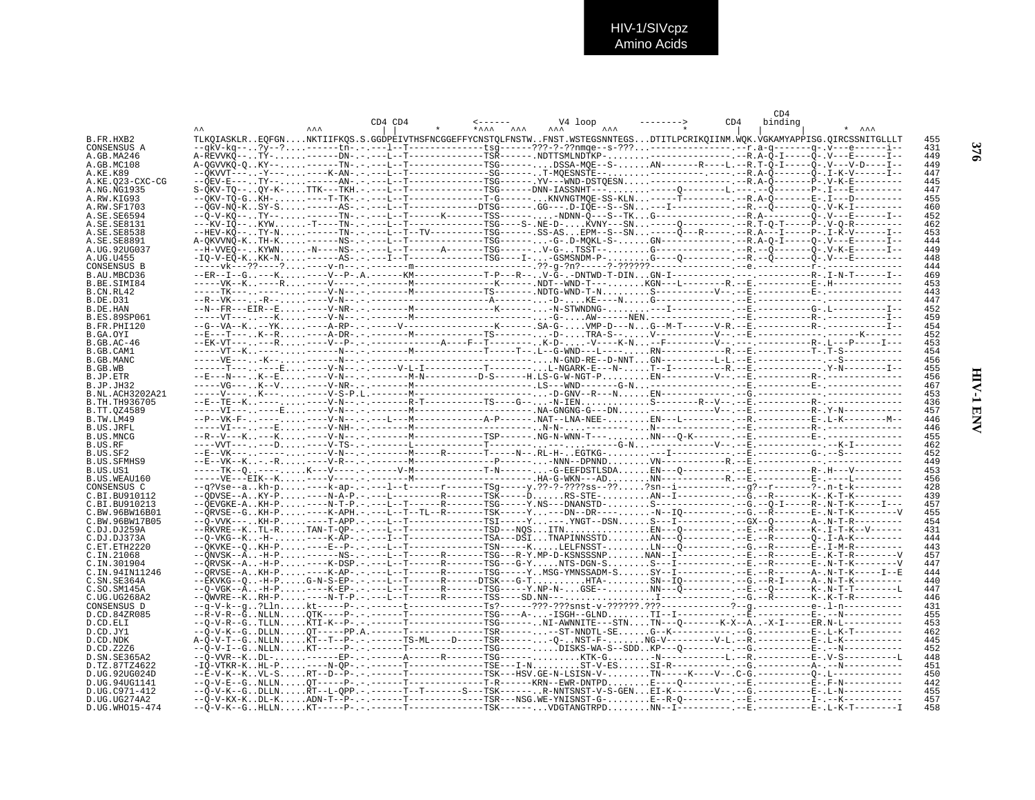HIV-1/SIVcpz
Amino Acids

```
                                                                                                                    CD4
                                              CD4 CD4            <------          V4 loop        -------->       CD4    binding
                    ^^                ^^^     | |        *      *^^^   ^^^     ^^^       ^^^            *       |   |        |      *  ^^^
B.FR.HXB2           TLKQIASKLR..EQFGN....NKTIIFKQS.S.GGDPEIVTHSFNCGGEFFYCNSTQLFNSTW..FNST.WSTEGSNNTEGS...DTITLPCRIKQIINM.WQK.VGKAMYAPPISG.QIRCSSNITGLLLT   455
CONSENSUS A         --qkV-kq--..?y--?....------tn-.-.---l--T-------------tsg------???-?-??nmqe--s-???...---------------.--r.a-q-------q-.v---e------i--   431
A.GB.MA246          A-REVVKQ--.TY-.......------DN-.-.---L--T-------------TSR-------.NDTTSMLNDTKP-.......--------------.--R.A-Q-I-----Q-.V---E------I--   449
A.GB.MC108          A-QGVVKQ-Q..KY-......------TN-.-.---L--T-------------TSG--------...DSSA-MQE--S-......AN-------R----L.--R.T-Q-I-----Q-.V---V-D-----I--   449
A.KE.K89            --QKVVT---..-Y--.....----N-AN-.-.---L--T-------------SG--------.T-MQESNSTE-.......--------------.--R.A-Q-------Q-.I-K-V------I--   447
A.KE.Q23-CXC-CG     --QEV-E---..TY--.....------AN-.-.---L--T-------------TSG------.YV---WND-DSTQESN..............------.--R.A-Q-------P-.V-K-E---------   445
A.NG.NG1935         S-QKV-TQ--..QY-K-....TTK---TKH.-.---L--T-------------TSG------DNN-IASSNHT---.........-----Q--------L.---.--Q-------P-.I---E---------   447
A.RW.KIG93          --QKV-TQ-G..KH-......----T-TK-.-.---L--T-------------T-G-------..KNVNGTMQE-SS-KLN...-----T---------.--R.A-Q-------E-.I---D---------   455
A.RW.SF1703         --QGV-NQ-K..SY-S.....------AS-.-.---L--T------------DTSG------.GG---.D-IQE--S--SN...---I--------------.--R.--Q-------Q-.V-K-I---------   460
A.SE.SE6594         --Q-V-KQ--..TY-......------TN-.-.---L--T------K-------TSS--------..-NDNN-Q---S--TK..G--------------.--R.A---------Q-.V---E------I--   452
A.SE.SE8131         ---KV-IQ--..KYW......-T----TN-.-.---L--T-------------TSG----S-.NE-D-....KVNY---SN...-----Q--------.--R.T-Q-T-----P-.V-Q-R---------   462
A.SE.SE8538         --HEV-KQ--..TY-N.....------TN-.-.---L--T--TV---------TSG-------.SS-AS..EPM--S--SN...-----Q---R-----.--R.A---I-----P-.I-K-V------I--   453
A.SE.SE8891         A-QKVVNQ-K..TH-K.....------NS-.-.---L--T-------------TSG--------..-G-.D-MQKL-S-.....GN--------------.--R.A-Q-I-----Q-.V---E------I--   444
A.UG.92UG037        --H-VVEQ--..KYWN.....-N----NS-.-.---L--T------A-------TSG-------.V-G-..TSST--.......G---------------.--R.--Q-------Q-.V-K-E------I--   449
A.UG.U455           -IQ-V-EQ-K..KK-N.....------AS-.-.---I--T-------------TSG---I-..-GSMSNDM-P-.......G----Q---------.--R.--Q-------Q-.V---E---------   448
CONSENSUS B         -----vk---??----?....----v-n--.-.-------m---------------------.??-g-?n?-----?-??????---------------.--e.---------r-.--------------   444
B.AU.MBCD36         --ER--I--G..---K.....----V--P-.A.------KM------------T-P---R--..V-G-.-DNTWD-T-DIN...GN-I-----------.---.----------R-.I-N-T------I--   469
B.BE.SIMI84         -----VK--K..----R....----V----.-.-------M-------------K-------.NDT--WND-T---......KGN---L-------R.--E.----------E-.H--------------   453
B.CN.RL42           -----TK---..-----....----V-N--.-.-------M------------TS-------.NDTG-WND-T-N......S-----------V--.--E.----------E-.--------------   443
B.DE.D31            --R--VK---..-R--.....----V-N--.-.-------------------------A-------....-D-....KE----N....G---------------.--E.---------------.--------------   447
B.DE.HAN            --N--FR---EIR--E.....----V-NR--.-.------M-------------K-------...-N-STWNDNG-.......---I-------------.--E.----------G-.L----------I--   452
B.ES.89SP061        -----VT---..---K.....----V-N--.-.-------M-------------------------....-G-....AW------NEN..----------------.--E.----------R-.-----------I--   459
B.FR.PHI120         --G--VA--K..--YK.....----A-RP-.-.------V-----------------K-------.SA-G-....VMP-D---N...G--M-T------V-R.--E.----------R-.-----------I--   454
B.GA.OYI            --E---T---..K--R.....----A-DR-.-.-------M-------------TS--------..-D-....TRA-S--.....V-----------V--.--E.------------.-----K-------   452
B.GB.AC-46          --EK-VT---..---R.....----V--P-.-.---------------A----F--T---------.K-D-....-V----K-N...--F---------V--.---.----------R-.L---P-----I---   453
B.GB.CAM1           -----VT--K..---------.----N--.-.-------M-------------T-----T--.L--G-WND---L-----...RN-------------R.--E.----------T-.T-S------------   454
B.GB.MANC           -----VE---..-K--.....------N--.-.--------------------------------.........N-GND-RE--D-NNT...GN---------L-L.--E.----------------.--S-----------   456
B.GB.WB             ------T---..----E....----V-N--.-.------V-L-I----------T---------.L-NGARK-E---N-......T--I-----------R.--E.----------Y-N--------I--   455
B.JP.ETR            --E--N---..K--E-.....----V-N--.-.-------M-N----------D-S-------H.LS-G-W-NGT-P.......EN----------V--.--E.----------R-.--------------   456
B.JP.JH32           -----VG---..K--V.....----V-NR--.-.-------M------------------------.LS---WND------G-N...---------------.--E.----------E-.--------------   467
B.NL.ACH3202A21     -----V----..K--......----V-S-P.L.-------M------------------------...-D-GNV--R---N......EN-----------------.--G.---------------.--------------   453
B.TH.TH936705       --E--TE--K..-----....----V-N--.-.------R-T-----------TS----G---..-N-IEN.............S---------R--V--.--E.----------R-.--------------   436
B.TT.QZ4589         -----VI---..----E....----V-N--.-.-------M------------------------.NA-GNGNG-G---DN......-------------V--.--E.----------R-.Y-N----------   457
B.TW.LM49           --P--VK-F-..-----....----V-N--.-.---L---M------------A-P-------.NAT--LNA-NEE-........EN---L-----------.--R.----------E-.L-K--------M--   446
B.US.JRFL           -----VI---..----E....----V-NH-.-.-------M---------------------------..N-N-....---------...N-----------------.--E.----------R-.--------------   446
B.US.MNCG           --R--V---K..---K.....----V-N--.-.-------M------------TSP-------.NG-N-WNN-T---.........NN---Q-K--------.--E.----------E-.--------------   455
B.US.RF             ----VVT---..---D.....----V-TS-.-.-------L-----------------------...-------------G-N...-----------V--.--E.------------.--K-I--------   462
B.US.SF2            --E--VK---..-----....----V-N--.-.-------M-----R-------T-----N---.RL-H-..EGTKG-.......---I---------------.--E.----------G-.--S----------   452
B.US.SFMHS9         --E--VK--K..-.-R.....----V-R--.-.-------M-------------P-------..-NNN--DPNND.........VN-------------R.--E.------------------------------   449
B.US.US1            -----TK--Q..-.......K---V-----.-.------V-M------------T-N--------..-G-EEFDSTLSDA......EN---Q----------.--E.----------R-.H---V---------   453
B.US.WEAU160        -----VE---EIK--K.....----V----.-.-------M---------------------.HA-G-WKN---AD.......NN-------------R.--E.----------E-.-----L---------   456
CONSENSUS C         --q?Vse--a..kh-p.....----k-ap-.-.---l--t------r-------TSg------y.??-?-????ss--??.....?sn--i----------.--g?--r-------?-.n-t-k---------   428
C.BI.BU910112       --QDVSE--A..KY-P.....----N-A-P.-.---L---------R-------TSK-----D.......RS-STE-.........AN--I-----------.--G.--R-------K-.K-T-K---------   439
C.BI.BU910213       --QEVGKE-A..KH-P.....----N-T-P.-.---L--T------R-------TSG-----Y.NS---DNANSTD-.........S---------------.--G.--Q-I-----R-.N-T-K-----I---   457
C.BW.96BW16B01      --QRVSE--G..KH-P.....----K-APH.-.---L--T--TL--R-------TSK-----Y...---DN--DR------.....-N--IQ----------.--G.--R-------E-.N-T-K---------V   455
C.BW.96BW17B05      --Q-VVK---..KH-P.....----T-APP.-.---L--T-------------TSI-----Y...---.YNGT--DSN......S---I-----------.--GX--Q-------A-.N-T-R---------   454
C.DJ.DJ259A         --RKVRE--K..TL-R.....TAN-T-QP-.-.---L--T-------------TSD---NQS...ITN..........EN---Q-----------.--E.--R-------K-.I-T-K--V------   431
C.DJ.DJ373A         --Q-VKG--K..-H-......----K-AP-.-.---I--T-------------TSA---DSI...TNAPINNSSTD.......AN---Q-----------.--E.--R-------Q-.I-A-K---------   444
C.ET.ETH2220        --QKVKE--Q..KH-P.....----E--P-.-.---L--T-------------TSN-----K.....LELFNSST-.......LN---Q-----------.--G.--R-------E-.I-M-R---------   443
C.IN.21068          --QNVSK--A..-H-P.....------NS-.-.---L--T------R-------TSG---R-Y.MP-D-KNSSSNP.......NAN--I-----------.--E.--R-------E-.K-T-R--------V   457
C.IN.301904         --QRVSK--A..-H-P.....----K-DSP.-.---L--T------R-------TSG---G-Y.....NTS-DGN-S.......S---I-----------.--E.--R-------E-.N-T-K--------V   447
C.IN.94IN11246      --QRVSE--A..KH-P.....----K-AP-.-.---L--T------R-------TSG----Y..MSG-YNSSADM-S......SY--I-----------.--E.--R-------A-.N-T-K-----I--E   444
C.SN.SE364A         --EKVKG--Q..-H-P.....G-N-S-EP-.-.---L--T------R-------DTSK---G-T......HTA-.......SN--IQ----------.--G.--R-I-----A-.N-T-K---------   440
C.SO.SM145A         --Q-VGK--A..-H-P.....----K-EP-.-.---L--T------R-------TSG-----Y.NP-N-..GSE-.........NN---Q-----------.--E.--Q-------K-.N-T-T--------L   447
C.UG.UG268A2        --QWVRE--K..RH-P.....----N-T-P.-.---L--T------R-------TSS---SD.NN--...........I------------------.--G.--R-------K-.K-T-R---------   446
CONSENSUS D         --q-V-k--g..?Lln.....kt----P-.-.------t-------------Ts?------???-???snst-v-??????.???---------?--g.---------e-.l-n-----------   431
D.CD.84ZR085        --R-V-R--G..NLLN.....QTK----P-.-.------T-------------TSG----A-...-ISGH--GLND........TI--I-----------.--E.----------E-.--N-----------   455
D.CD.ELI            --Q-V-R--G..TLLN.....KTI-K--P-.-.------T-------------TSG-------.NI-AWNNITE---STN....TN---Q-------K-X--A..-X-I-----ER.N-L-----------   453
D.CD.JY1            --Q-V-K--G..DLLN.....QT-----PP.A.------T-------------TSR-------...-ST-NNDTL-SE......G--K-----------.--G.----------E-.L-K-T---------   462
D.CD.NDK            A-Q-V-T--G..NLLN.....KT--T--P-.-.------TS-ML----D-----TSR-------..-Q-..NST-F-.......NG-V---------V-L.--R.----------E-.L-K-----------   445
D.CD.Z2Z6           --Q-V-I--G..NLLN.....KT-----P-.-.------T-------------TSG-----------..DISKS-WA-S--SDD..KP---Q---------.--G.----------E-.--N-----------   452
D.SN.SE365A2        --Q-VVR--K..DL-.......-----EP-.-.------A------R-------TSG---------........KTK-G........-N------------L.--R.----------E-.V-S-----------L   448
D.TZ.87TZ4622       -IQ-VTKR-K..HL-P.....----N-QP-.-.------T-------------TSE---I-N.........ST-V-ES......SI-R-----------.--G.----------A-.--N-----------   451
D.UG.92UG024D       --E-V-K--K..VL-S.....RT--D--P-.-.------T-------------TSK---HSV.GE-N-LSISN-V-.......TN-----K-----V-.C-G.----------Q-.L-----------   450
D.UG.94UG1141       --Q-V-E--G..NLLN.....QT-----P-.-.------T-------------T-R------KRN--EWR-DNTPD........E----Q---------.--E.----------E-.F-N-----------   442
D.UG.C971-412       --Q-V-K--G..DLLN.....RT--L-QPP.-.------T--T-------S---TSK-------.R-NNTSNST-V-S-GEN...EI-K--------V--.--G.----------E-.L-N-----------   455
D.UG.UG274A2        --Q-V-KX-G..DL-K.....ADN-T--P-.-.------T-------------TSR---NSG.WE-YNISNST-G-.......E--R-Q----------.--E.----------I-.--K-----------   457
D.UG.WHO15-474      --Q-V-K--G..HLLN.....KT-----P-.-.------T-------------TSK--------..VDGTANGTRPD........NN--I-----------.--E.----------E-.L-K-T--------I   458
```

HIV-1 ENV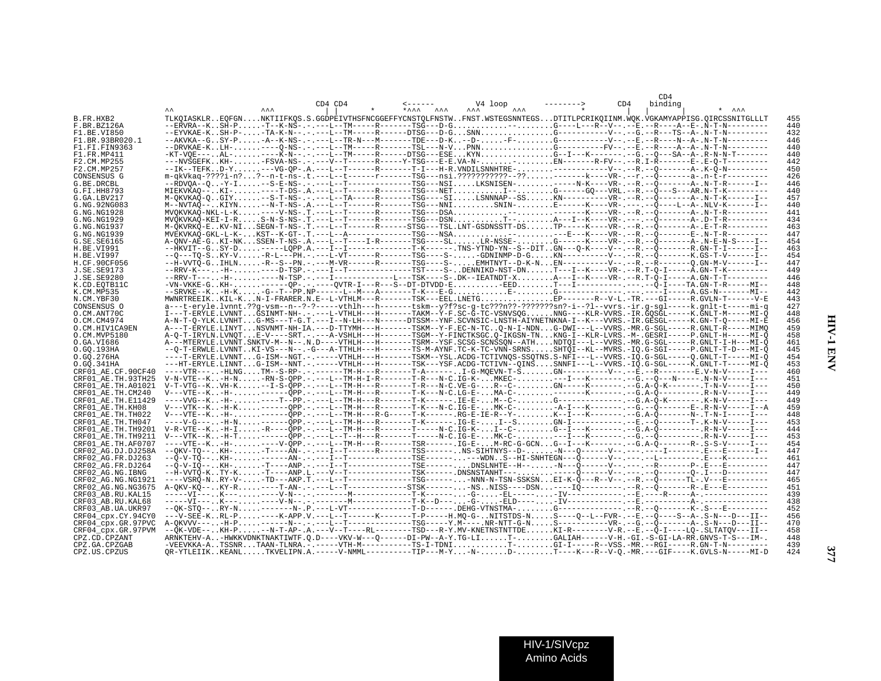```
                                                                                                                                        CD4
                                              CD4 CD4           <------          V4 loop          -------->        CD4    binding
                ^^                 ^^^         | |      *      *^^^   ^^^     ^^^       ^^^           *        |    |           *  ^^^
B.FR.HXB2        TLKQIASKLR..EQFGN....NKTIIFKQS.S.GGDPEIVTHSFNCGGEFFYCNSTQLFNSTW..FNST.WSTEGSNNTEGS...DTITLPCRIKQIINM.WQK.VGKAMYAPPISG.QIRCSSNITGLLLT   455
F.BR.BZ126A      --ERVRA--K..SH-P.....-T--K-NS-.-.---L--TM-----R------TSG---D-G...........-........G----L---R--V-.--E.--R----A--E-.N-T-N---------   440
F1.BE.VI850      --EYVKAE-K..SH-P.....-TA-K-N--.-.---L--TM-----R------DTSG---D-G...SNN..............G-----------V-.--G.--R---TS--A-.N-T-N---------   432
F1.BR.93BR020.1  --AKVKA--G..SY-P.....-A--K-NS-.-.---L--TR-N---M------TDE---D-K...-D-......-F-.......G-----------V-.--E.--R----N--A-.N-T-N---------   446
F1.FI.FIN9363    --DRVKAE-K..LH-......---Q-NS-.-.---L--TM-----R-------TSL---N-V...PNN...............G-----------FV-.--E.--R----A--A-.N-T-N---------   440
F1.FR.MP411      -KT-VQE---..AL-.......-----K-N--.-.---L--TM-----R------DTSG---ESE...KYN.............G--I---K-------.--G.--Q---SA--A-.R-N-N-T-------   440
F2.CM.MP255      ---NVSGEFK..KH-......-FSVA-NS-.-.---V--T-----R------Y-TSG---E-E.VA-N-.......-.......EN-------R-FV-.--R.I-R-------E-.E-Q-T---------   442
F2.CM.MP257      --IK--TEFK..D-Y......---VG-QP-.A.---L--T------R-------T-I---H-R.VNDILSNNHTRE-........------------V-.--R.--Q-------A-.K-Q-N---------   450
CONSENSUS G      m-qkVkaq-????i-n?..?--n-t-ns-.t.---L--t------r------TSG---nsi.???????????--??.....-------k----VR-.--r.--Q-------a-.n-t-r---------   426
G.BE.DRCBL       --RDVQA--Q..-Y-I.....-S-E-NS-.-.---L--T---------------TSG---NSI.....LKSNISEN-........-----N-K----VR-.--R.--Q-------A-.N-T-R------I--   446
G.FI.HH8793      MIEKVKAQ--..KI-......----T-DS-.A.---L--T------R------TSG---NET...........I--........G------GQ---VRL.--R.--Q---S---AR.N-T-K---------   440
G.GA.LBV217      M-QKVKAQ-Q..GIY......-S-T-NS-.-.---L--TA-----R------TSG---SI.....LSNNNAP--SS......KN----------VR-.--R.--Q-------A-.N-T-K------I--   457
G.NG.92NG083     M--NVTAQ--..KIYN.....--N-T-NS-.A.---L--T------R------TSG---NNI.........SNIN-.........E---------VR-.--R.--Q----L--A-.NLV-K------I--   440
G.NG.NG1928      MVQKVKAQ-NKL-L-K.....-----V-NS-.T.---L--T------R------TSG---DSA...........-........--------K----VR-.--R.--Q-------A-.N-T-R---------   441
G.NG.NG1929      MVQKVKAQ-KEI-I-R.....S-N-S-NS-.T.---L--T------R------TSG---DSN............T-........A---I--K----VR-.---.--Q-------A-.D-T-R---------   434
G.NG.NG1937      M-QKVRKQ-E..KV-NI...SEGN-T-NS-.T.---L--T------R-----STSG---TSL.LNT-GSDNSSTT-DS......TP-----K----VR-.--R.--Q-------A-.E-T-R---------   463
G.NG.NG1939      MVEKVKAQ-GKL-L-K-...KST--K-GT-.T.---L--A--------------TSG---NSA............-.......---E---K----VR-.--R.--Q-------E-.N-T-R---------   447
G.SE.SE6165      A-QNV-AE-G..KI-NK...SSEN-T-NS-.A.---L--T----I-R------TSG---SL......LR-NSSE-.........G------K----VR-.--R.--Q-------A-.N-E-N-S----I--   454
H.BE.VI991       --HKVIT--G..SY-D......-----LQPP.A.---I--I-------------T-K-------TNS-YTND-YN--S--DIT..GN---Q-K----V--.--R.--Q-------R.GN-T-I------I--   463
H.BE.VI997       --Q---TQ-S..KY-V.....-R-L---PH.-.---L-VT------R------TSG---S-.....-GDNINMP-D-G.....KN----------V-.--R.--Q-------K.GS-T-V------I--   454
H.CF.90CF056     --H-VVTQ-G..IHLN.....-R--S--PN.-.---M-VR------R------TSG---S-.....EMHTNYT--D-K-N...EN-----------V-.--R.--R-------Q.GN-M-V------I--   447
J.SE.SE9173      --RRV-K---..-H-.......-----D-TSP.-.---I--T-------------TST---S-..DENNIKD-NST-DN......T---I--K----VR-.--R.T-Q-I-----A.GN-T-K---------   449
J.SE.SE9280      --RRV-T---..-H-.......-----N-TSP.-.---I--------------L---TSK----S-.DK--IEATNDT-X......A---I--K----VR-.--R.T-Q-I-----A.GN-T-T---------   446
K.CD.EQTB11C     -VN-VKKE-G..KH-.........------QP--.-.----QVTR-I---R---S--DT-DTVDD-E..........-EED........T---I---------.---.--Q-I----TA.GN-T-R-----MI--   448
K.CM.MP535       --SRVKE--K..-H-K.....-G--T--PP.NP-----L--M---A------T-K---E-G...........E-..........G--------------.---.----I-----A.GS-N-------MI--   442
N.CM.YBF30       MWNRTREEIK..KIL-K...N-I-FRARER.N.E--L-VTHLM---R-------TSK---EEL.LNETG................EP-------R--V-L.-TR.---GI-----R.GVLN-T------V-E   443
CONSENSUS O      a---t-eryle.lvnnt.??g-vsm--n--?-?-----vthlh---h-------tskm--y?f?sc-g-tc???n??-???????sn?-i--?l--vvrs.-ir.g-sgl-----k.gnlt-t-----mi-q   427
O.CM.ANT70C      I---T-ERYLE.LVNNT...GSINMT-NH-.-.---L-VTHLH---H------TAKM--Y-F.SC-G-TC-VSNVSQG......NNG----KLR-VVRS.-IR.GQSGL-----K.GNLT-M-----MI-Q   448
O.CM.CM4974      A-N-T-Q-YLK.LVNHT...G-MS---T-G.T.---I--N-LH---N------DTSSM--YNF.SCVNSIC-LNSTH-AIYNETNKNA-I--K---VVRS.-IR.GESGL-----K.GN-T-Q-----MI-E   456
O.CM.HIV1CA9EN   A---T-ERYLE.LINYT...NSVNMT-NH-IA.---D-TTYMH---H------TSKM--Y-F.EC-N-TC..Q-N-I-NDN...G-DWI---L--VVRS.-MR.G-SGL-----R.GNLT-R-----MIMQ   459
O.CM.MVP5180     A-Q-T-IRYLN.LVNQT...E-V---SRT.-.---A-VSHLH---H------TSGM--Y-FINCTKSGC.Q-IKGSN-TN..KNG-I--KLR-LVRS.-M-.GESRI-----P.GNLT-H-----MI-Q   458
O.GA.VI686       A---MTERYLE.LVNNT.SNKTV-M--N--.N.D----VTHLH---H------TSRM--YSF.SCSG-SCNSSQN--ATH....NDTQI---L--VVRS.-MR.G-SGL-----R.GNLT-I-H---MI-Q   461
O.GQ.193HA       --Q-T-ERWLE.LVNNT..KI-VS---N--.-G---A-TTHLH---H------TS-M-AYNF.TC-K-TC-VNN-SRNS.....SHTQI--KL--MVRS.-IQ.G-SGL-----P.GNLT-T-D---MI-Q   445
O.GQ.276HA       ----T-ERYLE.LVNNT...G-ISM--NGT.-.-----VTHLH---H------TSKM--YSL.ACDG-TCTIVNQS-SSQTNS.S-NFI---L--VVRS.-IQ.G-SGL-----Q.GNLT-T-----MI-Q   454
O.GQ.341HA       ---HT-ERYLE.LINNT...G-ISM--NNT.-.-----VTHLH---H------TSK---YSF.ACDG-TCTIVN--QINS....SNNFI---L--VVRS.-IQ.G-SGL-----K.GNLT-T-----MI-Q   453
CRF01_AE.CF.90CF40  ----VTR---.-HLNG....TM--S-RP-.-.-----TM-H---R-------T-A-------.I-G-MQEVN-T-S.......GN----------V-.--E.--R--------E.V-N-V-----I---   460
CRF01_AE.TH.93TH25  V-N-VTE--K..-H-N.....-RN-S-QPP.-.---L--TM-H-I-R------T-R---N-C.IG-K-...MKEC-........---I---K-------.--G.--Q---N-----.N-N-V-----I---   451
CRF01_AE.TH.A01021  V-T-VTG--K..VH-K.....--I-S-QPP.-.---L--TM-H---R------T-R---N-C.VE-G-...R--C-.......GN-----K---------.--G.A-Q-K--------.T-N-V-----I---   450
CRF01_AE.TH.CM240   V---VTE--K..-H-.......------QPP.-.---L--TM-H---R------T-R---N-C.LG-E-...MA-C-.......---------K-------.--G.A-Q---------.R-N-V-----I---   449
CRF01_AE.TH.E11429  ----VVG--K..-H-.......-----T--PP.-.---L--TM-H---R------T-K-------.IE-E-...M--C-.......G---------------.--G.A-Q-K---------.K-N-V-----I---   449
CRF01_AE.TH.KH08   V---VTK--K..-H-K.....------QPP.-.---L--TM-H---R------T-K---N-C.IG-E-...MK-C-........-A-I---K-------.--G.--Q-------E-.R-N-V-----I--A   459
CRF01_AE.TH.TH022  V---VTE--K..-H-.......------QPP.-.---L--TM-H---R-G-----T-K-------.RG-E-IE-R--Y-.......K--I---K-------.--G.A-Q-------N-.T-N-I-----I---   448
CRF01_AE.TH.TH047  ----V-G---..-H-N.....------QPP.-.---L--TM-H---R------T-K-------.IG-E-...I--S.......GN-I-----------.--E.--Q-------T-.K-N-V-----I---   453
CRF01_AE.TH.TH9201 V-R-VTE--K..-H-I.....-R----QPP.-.---L--TM-H---R------T-----N-C.IG-K-...I--C-.......G--I---K-------.--G.A-Q---------.R-N-V-----I---   444
CRF01_AE.TH.TH9211 V---VTK--K..-H-T.....------QPP.-.---L--T--H---R------T-----N-C.IG-E-...MK-C-........---I---K-------.--G.--Q---------.R-N-V-----I---   453
CRF01_AE.TH.AF0707 ----VTE--K..-H-......----V-QPP.-.---L--TM-H---R------TSR-------.IG-E-...M-RC-G-GCN..G--I---K-------.--G.A-Q-------R-.S-S-V-----I---   454
CRF02_AG.DJ.DJ258A --QKV-TQ--..KH-.....-T----AN-.-.---I--T------R------TSS-------.NS-SIHTNYS--D-.......-N---Q-----V-.---.---I--------E---E-----I--   447
CRF02_AG.FR.DJ263  --Q-V-TQ--..KH-.......------AN-.-.---I--T----------------TSE-------.---WDN..S--HI-SNHTEGN---Q------V-.---.--L---------E---K---------   461
CRF02_AG.FR.DJ264  --Q-V-IQ--..KH-......-T----ANP.-.---I--T----------------TSE-------.DNSLNHTE--H--.....-N---Q------V-.---.--R-------P-.E---E---------   447
CRF02_AG.NG.IBNG   --H-VVTQ-K..TY-K.....-T----ANP.L.---V--T----------------TSK-------.DNSNSTANHT---.......-----Q------V-.---.--Q-------Q-.I---D---------   447
CRF02_AG.NG.NG1921 ----VSRQ-N..RY-V-....-TD---AKP.T.---L--T----------------TSG-------.-NNN-N-TSN-SSKSN...EI-K-Q---R--V-.--R.--Q------TL-.V---E---------   465
CRF02_AG.NG.NG3675 A-QKV-KQ--..KY-R.....----T-AN-.-.---L--T----------------STSK-------.-NS..NISS----DSN...----IQ---------.--R.--Q-------R-.E---E---------   451
CRF03_AB.RU.KAL15  -----VI---..K----......-----V-N--.-.------M---------------T-K------.-G-...-EL--------.-IV-----------.--E.----R-----A-.--------------   439
CRF03_AB.RU.KAL68  -----VI---..K----......-----V-N--.-.------M---------------T-K--D---.-G-...-ELD------.-IV-----------.--E.-----------A-.--------------   438
CRF03_AB.UA.UKR97  --QK-STQ--..RY-N.....-------N-.P.---L-VT----------------T-D-------.DEHG-VTNSTMA-.......G---------------.--R.--Q-------K-.S---E---------   452
CRF04_cpx.CY.94CY0 ---V-SEE-K..RL-P.....----K-APP.V.---L--T------K-------T-P-----H.MQ-G-..NITSTDS-N.....S----Q--L--FVR-.--E.--Q----S--A-.S-N---D---II--   456
CRF04_cpx.GR.97PVC A-QKVVV---..-H-P.......------N--.-.---L--T----------------TSG-----Y.M----.NR-NTT-G-N.....S-----------VR-.--G.--Q-------A-.S-N---D---II--   470
CRF04_cpx.GR.97PVM --QK-VDE--..KH-P.....--N-T-AP-.A.---V--T----RL--------TSD---R-Y.MV-KNETNSTNTTDE......KI-R-------V-R.--E.--Q-I----LQ-.SLTATQV---II--   458
CPZ.CD.CPZANT    ARNKTEHV-A..-HWKKVDNKTNAKTIWTF.Q.D----VKV-W---Q------DI-PW--A-Y.TG-LI......T-.........GALIAH------V-H.-GI.-S-GI-LA-RR.GNVS-T-S---IM-.   448
CPZ.GA.CPZGAB    -VEEVKKA-A..TSSNR...TAAN-TLNRA.-.-----VTH-M----------TS-I-TDNI............T-.........GI-I-----R--VSS.-MR.--RGI-----R.GN-T-N---------   439
CPZ.US.CPZUS     QR-YTLEIIK..KEANL.....TKVELIPN.A.-----V-NMML-----------TIP---M-Y...-N-.......D-.........T----K---R--V-Q.-MR.---GIF-----K.GVLS-N-----MI-D   424
```

HIV-1/SIVcpz
Amino Acids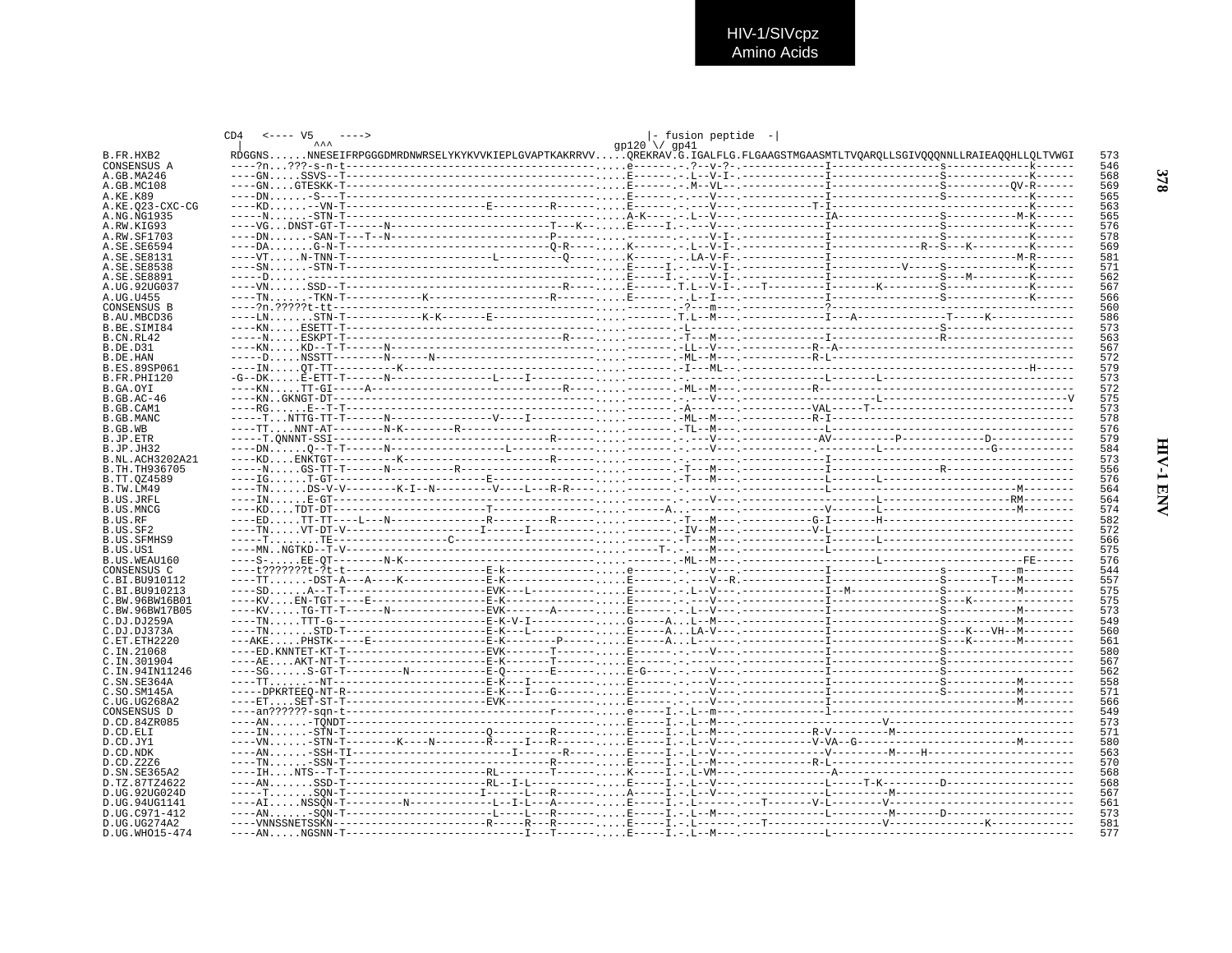HIV-1/SIVcpz
Amino Acids

```
                CD4   <---- V5    ---->                                       |- fusion peptide  -|
                 |          ^^^                                            gp120 \/ gp41
B.FR.HXB2        RDGGNS......NNESEIFRPGGGDMRDNWRSELYKYKVVKIEPLGVAPTKAKRRVV.....QREKRAV.G.IGALFLG.FLGAAGSTMGAASMTLTVQARQLLSGIVQQQNNLLRAIEAQQHLLQLTVWGI    573
CONSENSUS A      ----?n...???-s-n-t------------------------------------------.....e------.-.?--v-?-.------------I----------------s------------k------    546
A.GB.MA246       ----GN.....SSVS--T------------------------------------------.....E------.-.L--V-I-.------------I----------------S------------K------    568
A.GB.MC108       ----GN....GTESKK-T------------------------------------------.....E------.-.M--VL--.------------I----------------S----------QV-R------    569
A.KE.K89         ----DN......-S---T------------------------------------------.....E------.-.---V---.------------I----------------S------------K------    565
A.KE.Q23-CXC-CG  ----KD......-VN-T-----------------------E----------R-------.....E------.-.---V---.-----------T-I----------------S------------K------    563
A.NG.NG1935      -----N......-STN-T------------------------------------------.....A-K----.-.L--V---.------------IA---------------S-----------M-K------    565
A.RW.KIG93       ----VG...DNST-GT-T------N-------------------------T---K--.....E-----I.-.---V---.------------I----------------S------------K------    576
A.RW.SF1703      ----DN......-SAN-T---T--N-------------------------P-------.....E------.-.---V-I-.------------I----------------S------------K------    578
A.SE.SE6594      ----DA.......G-N-T--------------------------------Q-R----.....K------.-.L--V-I-.------------I-------------R--S---K--------K------    569
A.SE.SE8131      ----VT.....N-TNN-T----------------------L----------Q----.....K------.-.LA-V-F-.------------I----------------------------M-R------    581
A.SE.SE8538      ----SN......-STN-T------------------------------------------.....E-----I.-.---V-I-.------------I----------V-----S------------K------    571
A.SE.SE8891      -----D......------------------------------------------------.....E-----I.-.---V-I-.------------I----------------S---M--------K------    562
A.UG.92UG037     ----VN......SSD--T--------------------------------R-------.....E------.T.L--V-I-.--T---------I-------K--------S------------K------    567
A.UG.U455        ----TN......-TKN-T-----------K-------------------R--------.....E------.-.L--I---.------------I----------------S------------K------    566
CONSENSUS B      ----?n.?????t-tt--------------------------------------------.....-------.-?---m---.------------?-------------------------------------    560
B.AU.MBCD36      ----LN.......STN-T-----------K-K-------E--------------------.....-------.T.L--M---.------------I---A-------------T-----K------------    586
B.BE.SIMI84      ----KN.....ESETT-T------------------------------------------.....-------.-L-------.-------------------------------S-------------------    573
B.CN.RL42        -----N.....ESKPT-T-------------------------------R----------.....-------.-T---M---.------------I----------------R-------------------    563
B.DE.D31         ----KN.....KD--T-T------N-----------------------------------.....-------.-LL--V---.----------R--A-------------------------------------    567
B.DE.HAN         -----D.....NSSTT--------N------N----------------------------.....-------.-ML--M---.----------R-L-------------------------------------    572
B.ES.89SP061     ----IN.....QT-TT---------K----------------------------------.....-------.-I---ML--.-----------------------------------------H--------    579
B.FR.PHI120      -G--DK.....E-ETT-T------N--------------L----I---------------.....-------.-.-------.------------L-----------L-------------------------    573
B.GA.OYI         ----KN.....TT-GI-----A--------------------------R-----------.....-------.-ML--M---.----------R--------------------------------------    572
B.GB.AC-46       ----KN..GKNGT-DT--------------------------------------------.....-------.-.---V---.----------------------L-------------------------V    575
B.GB.CAM1        ----RG......E--T-T------------------------------------------.....-------.-A-------.----------VAL-----T-------------------------------    573
B.GB.MANC        -----T...NTTG-TT-T------N----------------V----I-------------.....-------.-ML--M---.----------R-I-------------------------------------    578
B.GB.WB          ----TT....NNT-AT--------N-K--------R------------------------.....-------.-TL--M---.------------L-------------------------------------    576
B.JP.ETR         -----T.QNNNT-SSI--------------------------------R-----------.....-------.-.---V---.-----------AV---------P------------D-------------    579
B.JP.JH32        ----DN......Q--T-T------------------L-----------------------.....-------.-.---V---.----------.-------L-----------------G-------------    584
B.NL.ACH3202A21  ----KD....ENKTGT---------K-------------------R--------------.....-------.-.---V---.------------I-------------------------------------    573
B.TH.TH936705    -----N....GS-TT-T------N---------R--------------------------.....-------.-T---M---.------------I----------------R-------------------    556
B.TT.QZ4589      ----IG......T-GT------------------------E-------------------.....-------.-T---M---.------------L-------L-----------------------------    576
B.TW.LM49        ----TN......DS-V-V--------K-I--N----------V-----L---R-R-----.....-------.-.-------.------------L----------------------------M--------    564
B.US.JRFL        ----IN......E-GT--------------------------------------------.....-------.-.---V---.------------------L----------------------RM--------    564
B.US.MNCG        ----KD....TDT-DT------------------------T-------------------.....------A.---------.-----------V-------L-----------------------M--------    574
B.US.RF          ----ED.....TT-TT----L---N-----------------R---------R-------.....-------.-T---M---.----------G-I-------H------------------------------    582
B.US.SF2         ----TN.....VT-DT-V---------------------I------I-------------.....-------.-IV--M---.----------V-L-------------------------------------    572
B.US.SFMHS9      -----T.........TE-----------------C-------------------------.....-------.-T---M---.------------I-------L-----------------------------    566
B.US.US1         ----MN..NGTKD--T-V------------------------------------------.....-----T-.-.---M---.------------L-------------------------------------    575
B.US.WEAU160     ----S-......EE-QT--------N-K--------------------------------.....-------.-ML--M---.----------------------L---------------------FE------    576
CONSENSUS C      ----t???????t-?t-t-----------------------E-k----------------.....e------.-.---v---.------------I----------------s-----------m--------    544
C.BI.BU910112    ----TT......-DST-A---A----K-------------E-K-----------------.....E------.-.---V--R.------------I----------------S-------T---M--------    557
C.BI.BU910213    ----SD......A--T-T----------------------EVK---L-------------.....E------.-.L--V---.------------I--M-------------S-----------M--------    575
C.BW.96BW16B01   ----KV....EN-TGT-----E------------------E-K-----------------.....E------.-.---V---.------------I----------------S---K----------------    575
C.BW.96BW17B05   ----KV......TG-TT-T------N--------------EVK-------A---------.....E------.-.L--V---.------------I----------------S-----------M--------    573
C.DJ.DJ259A      ----TN.....TTT-G------------------------E-K-V-I-------------.....G------A..L--M---.------------I----------------S-----------M--------    549
C.DJ.DJ373A      ----TN.......STD-T----------------------E-K---L-------------.....E------A..LA-V---.------------I----------------S---K---VH--M--------    560
C.ET.ETH2220     ---AKE.....PHSTK-----E------------------E-K--------P--------.....E-----A..L-------.------------I----------------S---K-------M--------    561
C.IN.21068       ----ED.KNNTET-KT-T----------------------EVK-------T---------.....E------.-.---V---.------------I----------------S--------------------    580
C.IN.301904      ----AE....AKT-NT-T----------------------E-K-------T---------.....E------.-.---V---.------------I----------------S--------------------    567
C.IN.94IN11246   ----SG......S-GT-T---------N------------E-Q-------E---------.....E-G----.-.---V---.------------I----------------S--------------------    562
C.SN.SE364A      ----TT......--NT------------------------E-K---I-------------.....E------.-.---V---.------------I----------------S-----------M--------    558
C.SO.SM145A      -----DPKRTEEQ-NT-R----------------------E-K---I---G---------.....E------.-.---V---.------------I----------------S-----------M--------    571
C.UG.UG268A2     ----ET....SET-ST-T----------------------EVK-----------------.....E------.-.---V---.------------I----------------------------M--------    566
CONSENSUS D      ----an??????-sqn-t--------------------------------r---------.....e-----I.-.L--m---.------------l-------------------------------------    549
D.CD.84ZR085     ----AN......-TQNDT------------------------------------------.....E-----I.-.L--M---.----------------------V---------------------------    573
D.CD.ELI         ----IN......-STN-T----------------------Q---------R---------.....E-----I.-.L--M---.----------R-V---------M----------------------------    571
D.CD.JY1         ----VN......-STN-T--------K----N---------R-----I---R--------.....E-----I.-.L--V---.----------V-VA--G-----------------------M----------    580
D.CD.NDK         ----AN......-SSH-TI--------------------I-------R-----R------.....E-----I.-.L--V---.------------V---------M----H------------------------    563
D.CD.Z2Z6        ----TN......-SSN-T-----------------------------R------------.....E-----I.-.L--M---.----------R-L-------------------------------------    570
D.SN.SE365A2     ----IH....NTS--T-T----------------------RL--------T---------.....K-----I.-.L-VM---.-------------A------------------------------------    568
D.TZ.87TZ4622    ----AN.......SSD-T----------------------RL--I-L-------------.....E-----I.-.L--V---.------------L-----T-K---------D--------------------    568
D.UG.92UG024D    ----T.......SQN-T---------------I-------L---R---------------.....A-----I.-.L--V---.------------L---------M--------------------------    567
D.UG.94UG1141    ----AI.....NSSQN-T---------N------------L--I-L---A----------.....E-----I.-.L------.---T-------V-L--------V----------------------------    561
D.UG.C971-412    ----AN......-SQN-T----------------------L---L---R-----------.....E-----I.-.L--M---.------------L---------M-------D--------------------    573
D.UG.UG274A2     ----VNNSSNETSSKN------------------------R-----R---R---------.....E-----I.-.L------.---T-----------------V----------------K-------------    581
D.UG.WHO15-474   ----AN.....NGSNN-T-----------------------I---T--------------.....E-----I.-.L--M---.------------L-------------------------------------    577
```

HIV-1 ENV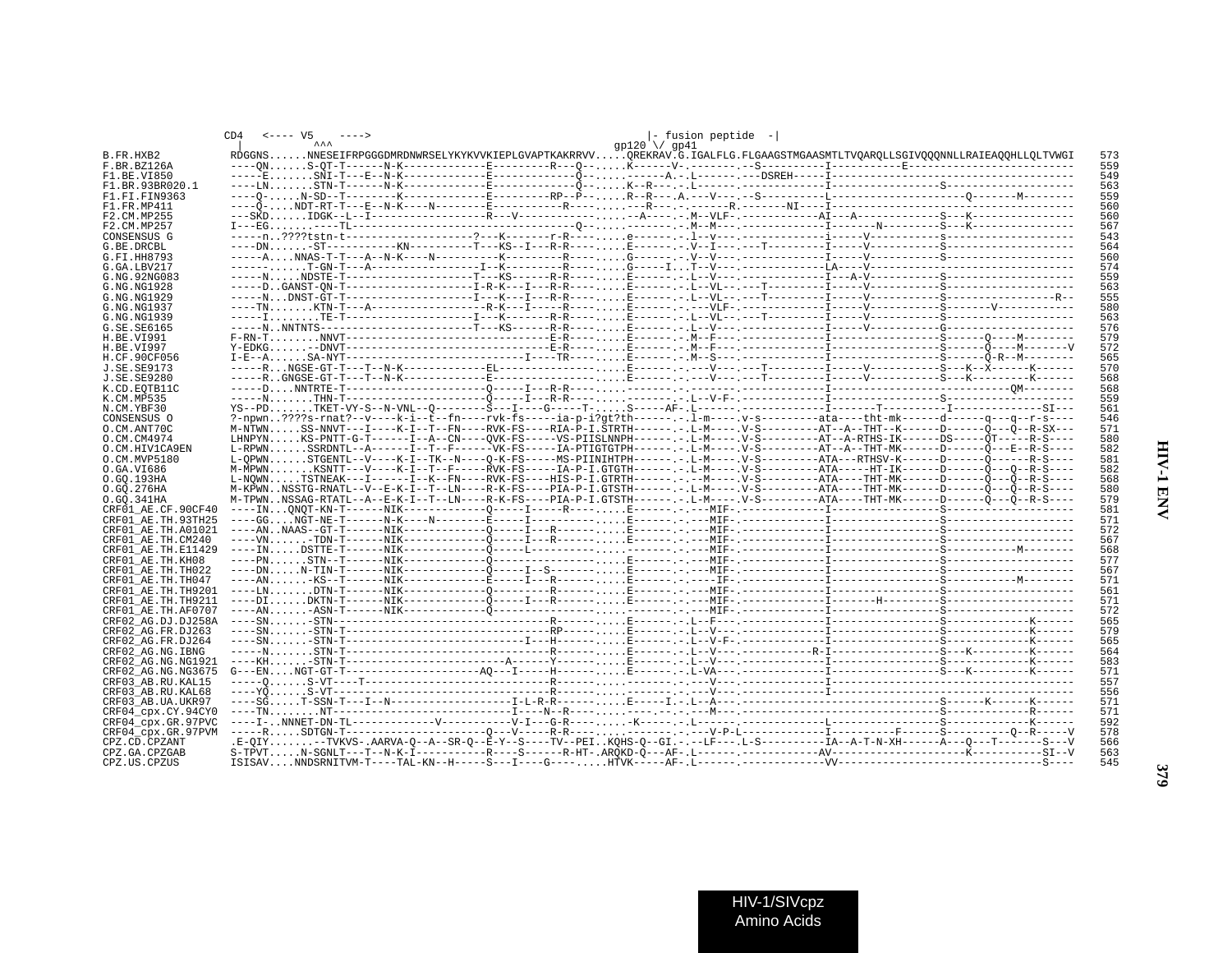```
                    CD4   <---- V5    ---->                                              |- fusion peptide  -|
                     |          ^^^                                                    gp120 \/ gp41
B.FR.HXB2           RDGGNS......NNESEIFRPGGGDMRDNWRSELYKYKVVKIEPLGVAPTKAKRRVV.....QREKRAV.G.IGALFLG.FLGAAGSTMGAASMTLTVQARQLLSGIVQQQNNLLRAIEAQQHLLQLTVWGI    573
F.BR.BZ126A         ----QN......S-QT-T------N-K-------------E---------R---Q--.....K------V-.--------.--S----------I-----------E-----------------------    559
F1.BE.VI850         -----E.......SNI-T---E--N-K-------------E-------------Q--.....------A.-.L-------.---DSREH-----I----------------------------------    549
F1.BR.93BR020.1     ----LN.......STN-T------N-K-------------E-------------Q--.....K--R---.-.L-------.-------------I-----------------S-----------------    563
F1.FI.FIN9363       ----Q-.....N-SD--T--------K-------------E----------RP--P--.....R--R---.A.---V---.--S----------L-----------------------Q-------M-------    559
F1.FR.MP411         ----Q-....NDT-RT-T---E--N-K----N--------E-------------R------...---R---.-.------R.-------NI----I----------------------------------    560
F2.CM.MP255         ---SKD......IDGK--L--I-------------------R---V------------.....--A----.-.M--VLF-.-------------AI---A-------------S---K---------------    560
F2.CM.MP257         I---EG.......----TL-----------------------------------Q--.....--------.-.M--M---.-------------I-------N---------S---K---------------    567
CONSENSUS G         -----n..????tstn-t--------------------?---K-------r-R-----.....e------.-.l--v---.-------------i-----V-----------s-------------------    543
G.BE.DRCBL          ----DN......-ST-----------KN----------T---KS--I---R-R-----.....E------.-.V--I---.---T---------I-----V-----------S-------------------    564
G.FI.HH8793         -----A....NNAS-T-T---A--N-K----N----------K---------R-----.....G------.-.V--V---.-------------I-----V-----------S-------------------    560
G.GA.LBV217         ------......T-GN-T---A--------------------I--K---------R-----.....G-----I..T--V---.-------------LA----V-------------------------------    574
G.NG.92NG083        -----N.....NDSTE-T--------------------T---KS------R-R-----.....E------.-.L--V---.-------------I---A-V-----------S-------------------    559
G.NG.NG1928         -----D..GANST-QN-T--------------------I-R-K---I---R-R-----.....E------.-.L--VL--.---T---------I-----V-----------S-------------------    563
G.NG.NG1929         -----N..DNST-GT-T---------------------I---K---I---R-R-----.....E------.-.L--VL--.---T---------I-----V-----------S-----------------R--    555
G.NG.NG1937         ----TN.......KTN-T---A--------------------K---I-----R-----.....E------.-.---VLF-.-------------I-----V-----------S-------V-----------    580
G.NG.NG1939         -----I.......TE-T---------------------I---K-------R-R-----.....E------.-.L--VL--.---T---------I-----V-----------S-------------------    563
G.SE.SE6165         -----N..NNTNTS------------------------T---KS------R-R-----.....E------.-.L--V---.-------------I-----V-----------G-------------------    576
H.BE.VI991          F-RN-T........NNVT--------------------------------E-R-----.....E------.-.M--F---.-------------I-----------------S------Q----M--------    579
H.BE.VI997          Y-EDKG......--DNVT--------------------------------E-R-----.....E------.-.M--F---.-------------I-----------------S------Q----M-------V    572
H.CF.90CF056        I-E--A......SA-NYT-----------------------------I----TR-----.....E------.-.M--S---.-------------I-----------------S------Q-R--M--------    565
J.SE.SE9173         -----R...NGSE-GT-T---T--N-K-------------EL----------------.....E------.-.---V---.---T---------I-----V-----------S---K--X------K-------    570
J.SE.SE9280         -----R..GNGSE-GT-T---T--N-K-------------E-----------------.....E------.-.---V---.---T---------I-----V-----------S---K--------K-------    568
K.CD.EQTB11C        -----D....NNTRTE-T--------------------------Q-----I---R-R-----.....--------.-.---------------------------I------------------------------QM--------    568
K.CM.MP535          -----N.......THN-T--------------------------Q-----I---R-R-----.....-------.-.L--V-F-.-------------I-----------------S-------------------    559
N.CM.YBF30          YS--PD.......TKET-VY-S--N-VNL--Q---------S---I----G-----T-.....S-----AF-.L-------.-------------I-------T----------I-------------SI---    561
CONSENSUS O         ?-npwn..????s-rnat?--v----k-i--t--fn----rvk-fs-----ia-p-i?gt?th------.-.l-m----.v-s----------ata---tht-mk------d------q---q--r-s----    546
O.CM.ANT70C         M-NTWN.....SS-NNVT---I----K-I--T--FN----RVK-FS----RIA-P-I.STRTH------.-.L-M----.V-S----------AT--A--THT--K------D------Q---Q--R-SX---    571
O.CM.CM4974         LHNPYN.....KS-PNTT-G-T------I--A--CN----QVK-FS-----VS-PIISLNNPH------.-.L-M----.V-S----------AT--A-RTHS-IK------DS-----QT-----R-S----    580
O.CM.HIV1CA9EN      L-RPWN.....SSRDNTL--A------I--T--F------VK-FS-----IA-PTIGTGTPH------.-.L-M----.V-S----------AT--A--THT-MK------D------Q---E--R-S----    582
O.CM.MVP5180        L-QPWN.....STGENTL--V----K-I--TK--N----Q-K-FS----MS-PIINIHTPH------.-.L-M----.V-S----------ATA---RTHSV-K------D------Q------R-S----    581
O.GA.VI686          M-MPWN.......KSNTT---V----K-I--T--F-----RVK-FS-----IA-P-I.GTGTH------.-.L-M----.V-S----------ATA-----HT-IK------D------Q---Q--R-S----    582
O.GQ.193HA          L-NQWN.....TSTNEAK---I------I--K--FN----RVK-FS----HIS-P-I.GTRTH------.-.--M----.V-S----------ATA----THT-MK------D------Q---Q--R-S----    568
O.GQ.276HA          M-KPWN..NSSTG-RNATL--V--E-K-I--T--LN----R-K-FS----PIA-P-I.GTSTH------.-.L-M----.V-S----------ATA----THT-MK------D------Q---Q--R-S----    580
O.GQ.341HA          M-TPWN..NSSAG-RTATL--A--E-K-I--T--LN----R-K-FS----PIA-P-I.GTSTH------.-.L-M----.V-S----------ATA----THT-MK------D------Q---Q--R-S----    579
CRF01_AE.CF.90CF40  ----IN...QNQT-KN-T------NIK-------------Q-----I-----R----.....E------.-.---MIF-.-------------I-----------------S-------------------    581
CRF01_AE.TH.93TH25  ----GG....NGT-NE-T------N-K----N--------E-----I-------------.....E------.-.---MIF-.-------------I-----------------S-------------------    571
CRF01_AE.TH.A01021  ----AN..NAAS--GT-T------NIK-------------Q-----I---R-------.....E------.-.---MIF-.-------------I-----------------S-------------------    572
CRF01_AE.TH.CM240   ----VN......-TDN-T------NIK-------------Q-----I---R-------.....E------.-.---MIF-.-------------I-----------------S-------------------    567
CRF01_AE.TH.E11429  ----IN.....DSTTE-T------NIK-------------Q-----L-------------.....------.-.---MIF-.-------------I-----------------S-----------M--------    568
CRF01_AE.TH.KH08    ----PN......STN--T------NIK-------------Q-------------------.....E------.-.---MIF-.-------------I-----------------S-------------------    577
CRF01_AE.TH.TH022   ----DN.....N-TIN-T------NIK-------------Q-----I--S--------.....E------.-.---MIF-.-------------I-----------------S-------------------    567
CRF01_AE.TH.TH047   ----AN......-KS--T------NIK-------------E-----I---R-------.....E------.-.----IF-.-------------I-----------------S-----------M--------    571
CRF01_AE.TH.TH9201  ----LN.......DTN-T------NIK-------------Q-----------R-------.....E------.-.---MIF-.-------------I-----------------S-------------------    561
CRF01_AE.TH.TH9211  ----DI......DKTN-T------NIK-------------Q-----I---R-------.....E------.-.---MIF-.-------------I-------H---------S-------------------    571
CRF01_AE.TH.AF0707  ----AN......-ASN-T------NIK-------------Q-------------------.....------.-.---MIF-.-------------I-----------------S-------------------    572
CRF02_AG.DJ.DJ258A  ----SN......-STN-------------------------------------R-------.....E------.-.L--F---.-------------I-----------------S-------------K------    565
CRF02_AG.FR.DJ263   ----SN......-STN-T----------------------------------RP-------.....E------.-.L--V---.-------------I-----------------S-------------K------    579
CRF02_AG.FR.DJ264   ----SN......-STN-T---------------------------I---H-------.....E------.-.L--V-F-.-------------I-----------------S-------------K------    565
CRF02_AG.NG.IBNG    -----N.......STN-T----------------------------------R-------.....E------.-.L--V---.-----------R-I-----------------S---K---------K------    564
CRF02_AG.NG.NG1921  ----KH......-STN-T-------------------------A------Y-------.....E------.-.L--V---.-------------I-----------------S-------------K------    583
CRF02_AG.NG.NG3675  G---EN....NGT-GT-T----------------------AQ--I-----H-------.....E------.-.L-VA---.-------------I-----------------S---K---------K------    571
CRF03_AB.RU.KAL15   -----Q......S-VT----T--------------------------------R-------.....-------.-.---V---.-------------I----------------------------------    557
CRF03_AB.RU.KAL68   ----YQ......S-VT-------------------------------------R-------.....-------.-.---V---.-------------I----------------------------------    556
CRF03_AB.UA.UKR97   ----SG.....T-SSN-T---I--N--------------------I-L-R-R--------.....E-----I-.-.L--A---.----------------------------------S------K-------K------    571
CRF04_cpx.CY.94CY0  ----TN........NT-----------------------------I----N--R-----.....----.-.-.---M---.----------------------------------S-------------R------    571
CRF04_cpx.GR.97PVC  ----I-..NNNET-DN-TL-------------V-----------V-I---G-R-----.....-K------.-.L-------.---------------L-------------S-------------K------    592
CRF04_cpx.GR.97PVM  -----R.....SDTGN-T------------------------Q---V-----R-R-----.....-------.-.---V-P-L-------------I----------F------S-----------Q--R-----V    578
CPZ.CD.CPZANT       .E-QIY.......--TVKVS-.AARVA-Q--A--SR-Q--E-Y--S----TV--PEI..KQHS-Q--GI.-.--LF---.L-S----------IA--A-T-N-XH------A---Q---T-------S---V    566
CPZ.GA.CPZGAB       S-TPVT.....N-SGNLT---T--N-K-I-----------R----S-------R-HT-.ARQKD-Q---AF-.L-------.-------------AV---------------------K-----------SI--V    563
CPZ.US.CPZUS        ISISAV....NNDSRNITVM-T----TAL-KN--H-----S---I----G----.....HTVK-----AF-.L-------.-------------VV---------------------------------S----    545
```

HIV-1 ENV

HIV-1/SIVcpz
Amino Acids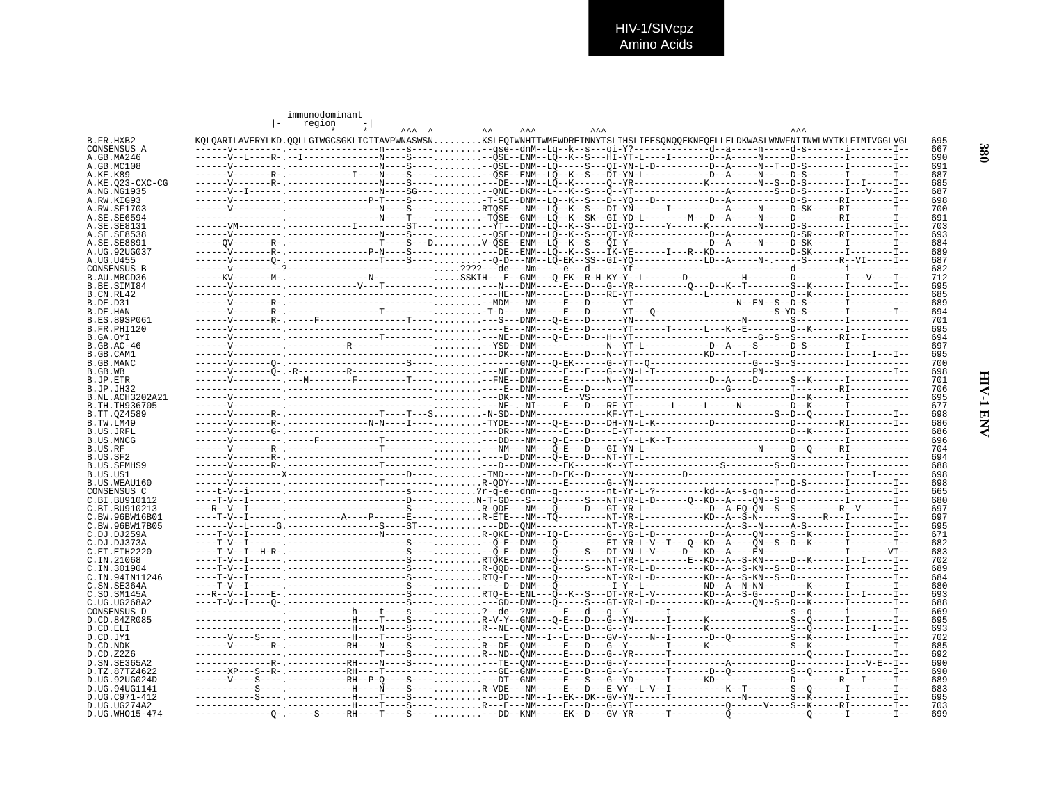HIV-1/SIVcpz
Amino Acids

```
                          immunodominant
                        |-    region     -|
                                 *      *       ^^^  ^          ^^      ^^^           ^^^                                          ^^^
B.FR.HXB2       KQLQARILAVERYLKD.QQLLGIWGCSGKLICTTAVPWNASWSN.........KSLEQIWNHTTWMEWDREINNYTSLIHSLIEESQNQQEKNEQELLELDKWASLWNWFNITNWLWYIKLFIMIVGGLVGL   695
CONSENSUS A     ------v---------.------------------n----s----.........--qse--dnM--Lq--k--s---qi-Y?--------------d--a-----n-----d-s-------i--------I--   667
A.GB.MA246      ------V--L----R-.--I---------------N----S----.........--QSE--ENM--LQ--K--S---HI-YT-L----I-------D--A-----N-----D--------I--------I--   690
A.GB.MC108      ------V---------.------------------N----S----.........--QSE--DNM--LQ-----S---QI-YN-L-D----------D--A-----N--T--D-S-------I--------I--   691
A.KE.K89        ------V-------R-.------------I-----N----S----.........--QSE--ENM--LQ--K--S---DI-YN-L-----------D--A-----N-----D-S-------I--------I--   687
A.KE.Q23-CXC-CG ------V-------R-.------------------N----S----.........---DE---NM--LQ--K-----Q--YR-------------K-------N--S--D-S-------I--I-----I--   685
A.NG.NG1935     ------V--I------.------------------N----SG---.........--QNE--DKM--L---K--S---Q--YT-----------------A--------S--D-S-------I---V----I--   687
A.RW.KIG93      ------V---------.----------------P-T----S----.........-T-SE--DNM--LQ--K--S---D--YQ---D----------D--A-----------D-S------RI--------I--   698
A.RW.SF1703     ------V---------.------------------N----S----.........RTQSE---NM--LQ--K--S---DI-YN------I----------A-----N-----D-SK-----RI--------I--   700
A.SE.SE6594     ----------------.------------------N----T----.........-TQSE--GNM--LQ--K--SK--GI-YD-L--------M---D--A-----N-----D-----------RI--------I--   691
A.SE.SE8131     ------VM--------.------------I---------ST----.........--YT---DNM--LQ--K--S---DI-YQ------Y------K---------N-----D-S-------I--------I--   703
A.SE.SE8538     ------V---------.------------------N----S----.........--QSE--DNM--LQ--K--S---QT-YR--------------D--A-----------D-SR-----RI--------I--   693
A.SE.SE8891     -----QV-------R-.------------------T----S---D.........V-QSE--ENM--LQ--K--S---QI-Y-------------D--A-----N-----D-SK------I--------I--   684
A.UG.92UG037    ------V-------R-.----------------P-N----S----.........---DE--ENM--LQ--K--S---IK-YE------I---R--KD---------------D-SK------I--------I--   689
A.UG.U455       ------V-------Q-.------------------T----S----.........--Q-D---NM--LQ-EK--SS--GI-YQ-------------LD--A-----N-.-----S------R--VI-----I--   687
CONSENSUS B     ------v---------?----------------------------.....????---de---Nm-----e---d------Yt--------------------------d---------i----------   682
B.AU.MBCD36     -----KV-------M-.---------------N------------.....SSKIH---E--GNM---Q-EK--R-H-KY-Y--L-------D----------H-------D---------I---V----I--   712
B.BE.SIMI84     ------V---------.-------------V---T----------.........---N---DNM-----E---D---G--YR----------Q---D--K--T--------S--K------I--------I--   695
B.CN.RL42       ------V---------.--------------------------------.........---HE---NM-----E---D---RE-YT-----------L------------D--K------I----------   685
B.DE.D31        ------V-------R-.------------------------------.........--MDM---NM-----E---D------YT--------------------N--EN--S--D-S-------I----------   689
B.DE.HAN        ------V-------R-.----------------T---------------.........-T-D----NM-----E---D------YT---Q------------------S-YD-S-------I--------I--   694
B.ES.89SP061    ------V-------R-.-----F---------------T----------.........---S---DNM---Q-E---D------YN-------------------N----------S-------I----------   701
B.FR.PHI120     ------V---------.------------------------------.........----E---NM-----E---D------YT------T-----L---K--E-------D--K------I----------   695
B.GA.OYI        ------V---------.----------------T--------------.........---NE--DNM---Q-E---D---H--YT---------------------G--S--S--------RI--I--------   694
B.GB.AC-46      ------V---------.-----------R--------------------.........--YSD--DNM-------------N--YT-L-----------D--A-----S------D-S-------I----------   697
B.GB.CAM1       ------V---------.--------------------------------.........---DK---NM-----E---D---N--YT-----------KD-----T---------D---------I----I--I--   695
B.GB.MANC       ------V-------Q-.-------------------------S----.........--------GNM---Q-EK------G--YT--Q----------------G---S--S--------I----------   700
B.GB.WB         ------V-------Q-.-R---------R-----------------.........---NE--DNM-----E---E---G--YN-L-T-----------------PN-------------------------I--   698
B.JP.ETR        ------V---------.---M--------F---------T----.........--FNE--DNM-----E-------N--YN-------------D--A----D-------S--K------I----------   701
B.JP.JH32       ------V---------.--------------------------------.........----E--DNM-----E---D------YT-------------------G-----------T---------RI----------   706
B.NL.ACH3202A21 ------V---------.--------------------------------.........---DK---NM-------VS-------YT-----------------------------D--K------I----------   695
B.TH.TH936705   ------V---------.--------------------------------.........---NE-.-NI-----E---D---RE-YT--------L-----L-----N---------D--K------I----------   677
B.TT.QZ4589     ------V-------R-.----------------T----T---S.........-N-SD--DNM-----------KF-YT-L-----------------------S--D--Q------I--------I--   698
B.TW.LM49       ------V-------R-.--------------N-N----I----.........-TYDE---NM---Q-E---D---DH-YN-L-K----------D---------------D--------RI--------I--   686
B.US.JRFL       ------V-------G-.--------------------------------.........---DR---NM-----E---D---E-YT----------------------------D--K------I----------   686
B.US.MNCG       ------V---------.-----F---------T----------------.........---DD---NM---Q-E---D------Y--L-K--T--------------------D---------I----------   696
B.US.RF         ------V-------R-.----------------T-------------.........---NM---NM---Q-E---D---GI-YN-L-------------------N-----D--Q-----RI----------   704
B.US.SF2        ------V-------R-.--------------------------------.........----D--DNM---Q-E---D---NT-YT-L------------------------------S---------I----------   694
B.US.SFMHS9     ------V-------R-.----------------T-----------.........---D---DNM-----EK-------K--YT----------------S---------S--D---------I----------   688
B.US.US1        ------V----------X-----------------D----.........-TMD----NM---D-EK--D-------YN---------D--------------------------------I------I-----   698
B.US.WEAU160    ------V---------.----------------T---------.........R-QDY---NM-----E--------G--YN-------------------------T--D-S-------I--------I--   698
CONSENSUS C     ----t-V--i------.------------------------s----.........?r-q-e-dnm---q---------nt-Yr-L-?---------kd--a--s-qn-----d---------i--------I--   665
C.BI.BU910112   ----T-V--I------.--------------------D----.........N-T-GD---S----Q-----S---NT-YR-L-D------Q--KD--A----QN--S--D---------I--------I--   680
C.BI.BU910213   ---R--V--I------.------------------------S----.........R-QDE---NM---Q-----D---GT-YR-L------------D--A-EQ-QN--S--------R--V------I--   697
C.BW.96BW16B01  ----T-V--I------.--------------A----P-----E----.........R-ETE---NM--TQ---------NT-YR-L-----------KD--A--S-N------S------R---I-------I--   697
C.BW.96BW17B05  ------V--L------G.------------------S----ST---.........---DD--QNM------------NT-YR-L----------------A--S--N------A-S-------I--------I--   695
C.DJ.DJ259A     ----T-V--I------.------------------N----------.........R-QKE--DNM--IQ-E------G--YQ-L-D-----------D--A----QN----S--K------I--------I--   671
C.DJ.DJ373A     ----T-V--I------.------------------------S----.........--Q-E--DNM---Q---------ET-YR-L-V--T---Q--KD--A----QN--S--D--K------I--------I--   682
C.ET.ETH2220    ----T-V--I--H-R-.------------------------S----.........--Q-E--DNM---Q------S---DI-YN-L-V-----D---KD--A----EN--------------------I-------VI--   683
C.IN.21068      ----T-V--I------.------------------------S----.........RTQKE--DNM---Q---------NT-YR-L---------E--KD--A--S-KN-----D--K------I--I-----I--   702
C.IN.301904     ----T-V--I------.------------------------S----.........R-QQD--DNM---Q-----S---NT-YR-L-D---------KD--A--S-KN--S--D---------I--------I--   689
C.IN.94IN11246  ----T-V--I------.------------------------S----.........RTQ-E---NM---Q---------NT-YR-L-D---------KD--A--S-KN--S--D---------I--------I--   684
C.SN.SE364A     ----T-V--I------.------------------------S----.........----D--DNM---Q---------I-Y--L----------ND--A--N-NN---------K------I--------I--   680
C.SO.SM145A     ---R--V--I----E-.------------------------S----.........RTQ-E--ENL---Q--K--S---DT-YR-L-V---------KD--A--S-G------D--K------I--I-----I--   693
C.UG.UG268A2    ----T-V--I----Q-.------------------------S----.........---GD--DNM---Q-----S---GT-YR-L-D---------KD--A----QN--S--D--K------I--------I--   688
CONSENSUS D     ----------------.------------h----t----s----.........?--de--?NM-----e---d---g--Y------t--------------------s--q------i--------I--   669
D.CD.84ZR085    ----------------.------------H----T----S----.........R-V-Y--GNM---Q-E---D---G--YN------I------K--------------S--Q------I--------I--   695
D.CD.ELI        ----------------.------------H----N----S----.........R--NE--QNM-----E---D---G--Y------T------K--------------S--Q------I----I--I--   693
D.CD.JY1        ------V----S----.------------H----T----S----.........----E---NM--I--E---D---GV-Y----N--I---------D--Q-----------S--K------I--------I--   702
D.CD.NDK        ------V-------R-.-----------RH----N----S----.........R--DE--QNM-----E---D---G--Y------I------K--------------S--K--------------I--   685
D.CD.Z2Z6       ----------------.------------------T----S----.........R--ND--QNM-----E---D---G--YR------T----------------------Q------I--------I--   692
D.SN.SE365A2    --------------R-.-----------RH----N----S----.........---TE--QNM-----E---D---G--Y------T----------A-----------D----------I---V-E--I--   690
D.TZ.87TZ4622   -------XP---S--R-.-----------RH----T----S----.........---GE--GNM-----E---D---G--Y------T--------D--Q-------------S--Q------I--------I--   690
D.UG.92UG024D   ------V----S----.-----------RH--P-Q----S----.........---DT--GNM-----E---S---G--YD------I------KD--------------D--------R---I-----I--   689
D.UG.94UG1141   -----------S----.------------H----N----S----.........R-VDE---NM-----E---D---E-VY--L-V--I----------K--T--------S--Q------I--------I--   683
D.UG.C971-412   -----------S----.------------H----T----S----.........---DD---NM--I--EK--DK--GV-YN------T-------------N--------S--K------I--------I--   695
D.UG.UG274A2    ----------------.------------H----T----S----.........R---E---NM-----E---D---G--YT-----------------Q------V----S--K------RI--------I--   703
D.UG.WHO15-474  --------------Q-.-----S-----RH----T----S----.........---DD--KNM-----EK--D---GV-YR------T----------Q-------------Q------I--------I--   699
```

380

HIV-1 ENV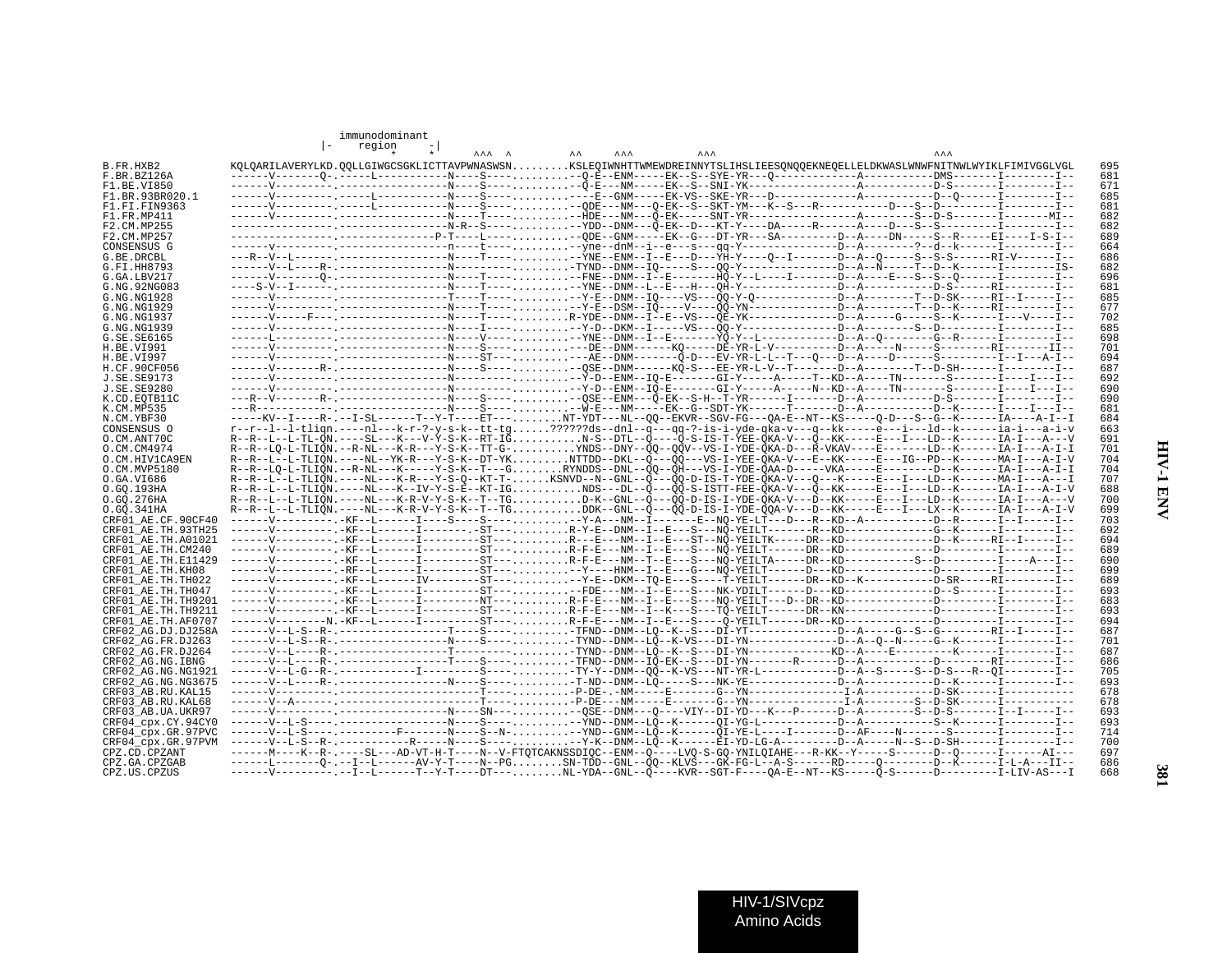```
                          immunodominant
                       |-    region     -|
                                *     *      ^^^  ^          ^^      ^^^          ^^^                                          ^^^
B.FR.HXB2            KQLQARILAVERYLKD.QQLLGIWGCSGKLICTTAVPWNASWSN.........KSLEQIWNHTTWMEWDREINNYTSLIHSLIEESQNQQEKNEQELLELDKWASLWNWFNITNWLWYIKLFIMIVGGLVGL   695
F.BR.BZ126A          ------V-------Q-.-----L-----------N----S----.........--Q-E--ENM-----EK--S--SYE-YR---Q-------------A-----------DMS-------I--------I--   681
F1.BE.VI850          ------V---------.-----------------N----S----.........-Q-E---NM-----EK--S--SNI-YK---------------A-----------D-S-------I--------I--   671
F1.BR.93BR020.1      ------V---------.-----L-----------N----S----.........----E--GNM-----EK-VS--SKE-YR---D-------------A-----------D--Q------I--------I--   685
F1.FI.FIN9363        ------V---------.-----L-----------N----S----.........--QDE---NM---Q-EK--S--SKT-YM---K--S---R-----A-----D---S--D---------I--------I--   681
F1.FR.MP411          ------V---------.-----------------N----T----.........--HDE---NM---Q-EK-----SNT-YR---------------A-------S--D-S-------I--------MI--   682
F2.CM.MP255          ----------------.-----------------N-R--S----.........--YDD--DNM---Q-EK--D---KT-Y----DA-----R------A----D---S--S---------I--------I--   682
F2.CM.MP257          ----------------.---------------P-T----L----.........--QDE--GNM-----EK--G---DT-YR---SA---------D--A----DN-----S--R-----EI----I-S-I--   689
CONSENSUS G          ------v---------.-----------------n----t----.........--yne--dnM--i--e---s---qq-Y-------------D--A-------?--d--k-------I--------I--   664
G.BE.DRCBL           ---R--V--L------.-----------------N----T----.........--YNE--ENM--I--E---D---YH-Y----Q--I-------D--A--Q-----S--S-S------RI-V------I--   686
G.FI.HH8793          ------V--L-----R-.----------------N---------.........-TYND--DNM--IQ-----S---QQ-Y-------------D--A--N-----T--D--K------I--------IS-   682
G.GA.LBV217          ------V-------Q-.-----------------N----T----.........--FNE--DNM--I--E-------HQ-Y--L----I-------D--A----E---S--S--Q-----I--------I--   696
G.NG.92NG083         ---S-V--I-------.-----------------N----T----.........--YNE--DNM--L--E---H---QH-Y-------------D--A-----------D-S-------RI--------I--   681
G.NG.NG1928          ------V---------.-----------------T----T----.........--Y-E--DNM--IQ----VS---QQ-Y-Q-----------D--A--------T--D-SK------RI--I-----I--   685
G.NG.NG1929          ------V---------.-----------------N----T----.........--Y-E--DSM--IQ----V----QQ-YN------------D--A--------T--D--K------RI--------I--   677
G.NG.NG1937          ------V-----F---.-----------------N----T----.........R-YDE--DNM--I--E--VS---QE-YK-------------D--A-----G-----S--K-------I---V-----I--   702
G.NG.NG1939          ------V---------.-----------------N----I----.........--Y-D--DKM--I-----VS---QQ-Y-------------D--A--------S--D---------I--------I--   685
G.SE.SE6165          ------L---------.-----------------N----V----.........--YNE--DNM--I--E-------YQ-Y--L-----------D--A--Q--------G--R-------I--------I--   698
H.BE.VI991           ------V---------.-----------------N----S----.........---DE--DNM-------KQ-----DE-YR-L-V---------D--A-----N-----S-------RI-------II--   701
H.BE.VI997           ------V---------.-----------------N----ST---.........---AE--DNM--------Q-D---EV-YR-L-L--T---Q---D--A----D-----S---------I--I---A-I--   694
H.CF.90CF056         ------V------R--.-----------------N----S----.........--QSE--DNM-------KQ-S---EE-YR-L-V--T------D--A---------T--D-SH------I--------I--   687
J.SE.SE9173          ------V---------.-----------------N--------.........--Y-D--ENM--IQ-E--------GI-Y-----A------T--KD--A----TN-------S-------I-----I---I--   692
J.SE.SE9280          ------V---------.-----------------N--------.........--Y-D--ENM--IQ-E--------GI-Y-----A-----N--KD--A----TN-------S-------I-----I---I--   690
K.CD.EQTB11C         ---R--V-------R-.-----------------N----S----.........--QSE--ENM---Q-EK--S-H--T-YR------I-------D--A-----------D-S-------I--------I--   690
K.CM.MP535           ---R------------.-----------------N----S----.........--W-E---NM-----EK--G--SDT-YK-----T--------D--A-----------D--K-------I-----I---I--   681
N.CM.YBF30           -----KV--I-----R-.--I-SL------T--Y-T----ET---........NT-YDT---NL--QQ--EKVR--SGV-FG---QA-E--NT--KS-----Q-D---S--G--K------IA----A-I--I   684
CONSENSUS O          r--r--l--l-tliqn.----nl---k-r-?-y-s-k--tt-tg......??????ds--dnl--q---qq-?-is-i-yde-qka-v---q--kk-----e---i---ld--k------ia-i---a-i-v   663
O.CM.ANT70C          R--R--L--L-TL-QN.----SL---K---V-Y-S-K--RT-IG..........N-S--DTL--Q----Q-S-IS-T-YEE-QKA-V---Q--KK-----E---I---LD--K------IA-I---A---V   691
O.CM.CM4974          R--R--LQ-L-TLIQN.--R-NL---K-R---Y-S-K--TT-G-........YNDS--DNY--QQ--QQV--VS-I-YDE-QKA-D---R-VKAV----E--------LD--K------IA-I---A-I-I   701
O.CM.HIV1CA9EN       R--R--L--L-TLIQN.----NL---YK-R---Y-S-K--DT-YK.........NTTDD--DKL--Q---QQ---VS-I-YEE-QKA-V---E--KK-----E---IG--PD--K------MA-I---A-I-V   704
O.CM.MVP5180         R--R--LQ-L-TLIQN.--R-NL---K-----Y-S-K--T---G.........RYNDDS--DNL--QQ--QH---VS-I-YDE-QAA-D-----VKA-----E---------D--K------IA-I---A-I-I   704
O.GA.VI686           R--R--L--L-TLIQN.----NL---K-R---Y-S-Q--KT-T-......KSNVD--N--GNL--Q---QQ-D-IS-T-YDE-QKA-V---Q---K-----E---I---LD--K------MA-I---A---I   707
O.GQ.193HA           R--R--L--L-TLIQN.----NL---K--IV-Y-S-E--KT-IG..........NDS---DL--Q---QQ-S-ISTT-FEE-QKA-V---Q--KK-----E---I---LD--K------IA-I---A-I-V   688
O.GQ.276HA           R--R--L--L-TLIQN.----NL---K-R-V-Y-S-K--T--TG..........D-K--GNL--Q---QQ-D-IS-I-YDE-QKA-V---D--KK-----E---I---LD--K------IA-I---A---V   700
O.GQ.341HA           R--R--L--L-TLIQN.----NL---K-R-V-Y-S-K--T--TG..........DDK--GNL--Q---QQ-D-IS-I-YDE-QQA-V---D--KK-----E---I---LX--K------IA-I---A-I-V   699
CRF01_AE.CF.90CF40   ------V---------.-KF--L------I----S----S----.........--Y-A---NM--I-------E--NQ-YE-LT---D---R--KD--A------------D--R------I--I------I--   703
CRF01_AE.TH.93TH25   ------V---------.-KF--L------I-------.-ST---.........R-Y-E--DNM--I--E---S---NQ-YEILT------R--KD-------------G--K------I--------I--   692
CRF01_AE.TH.A01021   ------V---------.-KF--L------I---------ST---.........R---E---NM--I--E---ST--NQ-YEILTK-----DR--KD--------------D--K------RI--I-----I--   694
CRF01_AE.TH.CM240    ------V---------.-KF--L------I---------ST---.........R-F-E---NM--I--E---S---NQ-YEILT------DR--KD------------------D--------I--------I--   689
CRF01_AE.TH.E11429   ------V---------.-KF--L------I---------ST---.........R-F-E---NM--T--E---S---NQ-YEILTA-----DR--KD-----------S--D---------I----A---I--   690
CRF01_AE.TH.KH08     ------V---------.-RF--L------I---------ST---.........--Y----HNM--I--E---G---NQ-YEILT------D---KD------------------D--------I--------I--   699
CRF01_AE.TH.TH022    ------V---------.-KF--L------IV--------ST---.........--Y-E--DKM--TQ-E---S----T-YEILT------DR--KD--K-----------D-SR------RI--------I--   689
CRF01_AE.TH.TH047    ------V---------.-KF--L------I---------ST---.........--FDE---NM--I--E---S---NK-YDILT------D---KD------------------D--S------I--------I--   693
CRF01_AE.TH.TH9201   ------V---------.-KF--L------I---------NT---.........R-F-E---NM--I--E---S---NQ-YEILT---D--DR--KD------------------D--------I--------I--   683
CRF01_AE.TH.TH9211   ------V---------.-KF--L------I---------ST---.........R-F-E---NM--I--K---S---TQ-YEILT------DR--KN------------------D--------I--------I--   693
CRF01_AE.TH.AF0707   ------V--------N.-KF--L------I---------ST---.........R-F-E---NM--I--E---S----Q-YEILT------DR--KD------------------D--------I--------I--   694
CRF02_AG.DJ.DJ258A   ------V--L-S--R-.-----------------T----S----.........-TFND--DNM--LQ--K--S---DI-YT--------------D--A-----G--S--G-------RI--I-----I--   687
CRF02_AG.FR.DJ263    ------V--L-S--R-.-----------------N----S----.........-TYND--DNM--LQ--K-VS---DI-YN--------------D--A--Q--N-----G--K------I--------I--   701
CRF02_AG.FR.DJ264    ------V--L-----R-.----------------T---------.........-TYND--DNM--LQ--K--S---DI-YN-------------KD--A----E---------K------I--------I--   687
CRF02_AG.NG.IBNG     ------V--L-----R-.----------------T----S----.........-TFND--DNM--IQ-EK--S---DI-YN--------R------D--A-------------D--------RI--------I--   686
CRF02_AG.NG.NG1921   ------V--L-G--R-.-----------I----------S----.........-TY-Y--DNM--QQ--K-VS---NT-YR-L------------D--A--S-----S--D-S---R--QI--------I--   705
CRF02_AG.NG.NG3675   ------V--L-----R-.----------------N----S----.........-T-ND--DNM--LQ-----S---NK-YE--------------D--A-----------D--K------I--------I--   693
CRF03_AB.RU.KAL15    ------V---------.-----------------T----T----.........-P-DE-.-NM-----E-------G--YN---------------I-A-----------D-SK------I----------   678
CRF03_AB.RU.KAL68    ------V--A------.-----------------T----T----.........-P-DE---NM-----E-------G--YN---------------I-A-----------S--D-SK------I----------   678
CRF03_AB.UA.UKR97    ------V---------.-----------------N----SN---.........--QSE--DNM---Q----VIY--DI-YD---K---P------D--A---------S--D-S-------I--I-----I--   693
CRF04_cpx.CY.94CY0   ------V--L-S----.-----------------N----S----.........--YND--DNM--LQ--K------QI-YG-L-------------D--A-----------S--K-------I--------I--   693
CRF04_cpx.GR.97PVC   ------V--L-S----.---------F-------N----S--N-.........--YND--GNM--LQ--K------QI-YE-L----I-------D--AF----N--------S-------I--------I--   714
CRF04_cpx.GR.97PVM   ------V--L-S--R-.-----------R-----N----S----.........--Y-K--DNM--LQ--K------EI-YD-LG-A---------D--A-----N--S--D-SH------I--------I--   700
CPZ.CD.CPZANT        ------M----K--R-.----SL---AD-VT-H-T----N--V-FTQTCAKNSSDIQC--ENM--Q----LVQ-S-GQ-YNILQIAHE---R-KK--Y-----S------D--Q------I------AI---   697
CPZ.GA.CPZGAB        ------L--------Q-.--I--L------AV-Y-T----N--PG........SN-TDD--GNL--QQ--KLVS---GK-FG-L--A-S------RD-----Q--------D--K------I-L-A---II--   686
CPZ.US.CPZUS         ------V---------.--I--L------T--Y-T----DT---.........NL-YDA--GNL--Q----KVR--SGT-F----QA-E--NT--KS-----Q-S------D---------I-LIV-AS---I   668
```

HIV-1/SIVcpz
Amino Acids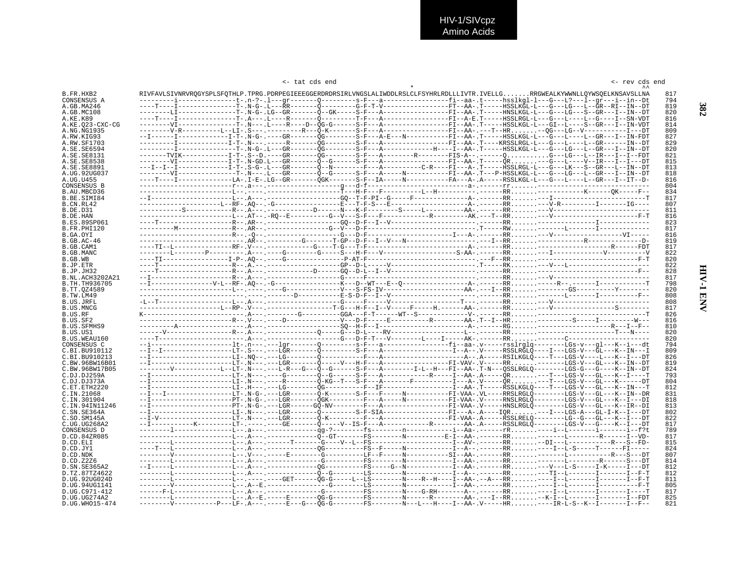HIV-1/SIVcpz
Amino Acids

```
                                  <- tat cds end                                                                                              <- rev cds end
                                                                        *                                                                                ^^
B.FR.HXB2          RIVFAVLSIVNRVRQGYSPLSFQTHLP.TPRG.PDRPEGIEEEGGERDRDRSIRLVNGSLALIWDDLRSLCLFSYHRLRDLLLIVTR.IVELLG.......RRGWEALKYWWNLLQYWSQELKNSAVSLLNA   817
CONSENSUS A        ---------i---------------t-.n-?-.l---gr-------Q---------s-F---a-----------------fi--aa-.t-----hsslkgl-l---G---L?---l--gr---i--in--Dt   794
A.GB.MA246         ----T----I---------------T-.N-G-.L---RR-------Q---------G-F-T-V----------------FT--AA-.T-----HSSLKGL-L---G---LG---L--GR--RI--IN--DT   819
A.GB.MC108         --------LI---------------T-.N-G-.LG--GR-------Q--GK-----S-F---A----------------FI--AA-.T-----HNSLKGL-L---G---LG---S--GR---I--IN--DT   820
A.KE.K89           ----T----I---------------T-.A---.L----R-------Q---------T-F---A----------------FI--A-E.T-----HSSLRGL-L---G---L----L--G----I--SN-VDT   816
A.KE.Q23-CXC-CG    --------VI---------------T-.N---.L----R----D--QG-G------S-F---A----------------FI--AA-.T-----HSSLKGL-L---GI--L----S--GR---I--IN-VDT   814
A.NG.NG1935        --------V-R----------L--LI-.S---.---------R---Q-K-------S-F---A----------------FI--AA-.---T--HR.......--QG---LG--V----------I---DT   809
A.RW.KIG93         --I------I-------------I-T-.N-G-.----GR-------QG--------S-F---A-E---N----------FI--AA-.T-----HSSLKGL-L---G---L----L--GR---I--IN-FDT   827
A.RW.SF1703        ---------I-------------I-T-.N---.-----R-------QG--------S-F---A----------------FI--AA-.T----KRSSLRGL-L---G---L----L--GR-----IN--DT   829
A.SE.SE6594        ---------I---------------T-.N-G-.L---GR-------QG--------S-F---A------------H----I--AA-.T-----HSSLKGL-L---G---LG---L--GR---I--IN--DT   820
A.SE.SE8131        -------TVIK------------I-T-.S--D.----GR-------QG--------S-F---A--------R--------FIS-A--.------Q..........G---LG---L--IR---I--I--FDT   821
A.SE.SE8538        --------VI-------------I-T-.N-GD.L---GR-------Q--G------S-F---A----------------FI--AA-.T-----QR.......---G---L----V--IR---I--I---DT   815
A.SE.SE8891        ---I--I--I-------------I-T-.S-G-.L---GR-------Q--N------F---A-----------C-R----FI--A-.T-----HSSLRGL-L---G---LK---S--GR---I--IN--DT   813
A.UG.92UG037       --------VI---------------T-.N---.L---GR-------Q--G------S-F---A-----N-----------FI--AA-.T---P-HSSLKGL-L---G---LG---L--GR---I--IN--DT   818
A.UG.U455          ----T----I-------------LA-.I-E-.LG--GR-------QGK-------S-F--IA-----N-----------FA--A-.A-----RSSLKGL-L---G---L----L--GR---I--IT--D-   816
CONSENSUS B        -------------------------r--.a---.-----------------g---d-f-----------------------a-.------rr.......-------------------------------   804
B.AU.MBCD36        ------------------------L--.----.-----------------T---H-F---F---------L--H----------.------RR.......---------------K------QK-----F--   834
B.BE.SIMI84        --I-----------------------L--.A---.------------------GQ--T-F-PI--G-----F-------------A-.------RR.......---I-----------------------T   817
B.CN.RL42          ---------------------L--RF-.AQ--.-G-----------------E---T-F-S---E-------------------A-.------RR.......---V-R---------I-------IG----   807
B.DE.D31           -----------S-------------R--.A---.------------D--------N---K-F---------S-----L---------AA-.------RR.......---V------------------------   811
B.DE.HAN           ------------------------L--.AT--.-RQ--E----------G--V---S-F---F------------R---------AK.---T--RR.......---V------------------------F-T   816
B.ES.89SP061       ----T--------------------R--.AR--.------------------GQ--D-F--I--V-------------------------.------RR.......--------------I--------------   823
B.FR.PHI120        --------M----------------R--.AR--.----------------G--V---D-F----------------------------.T-----RW.......-----------L-------I-----------   817
B.GA.OYI           ------------------------R--.-Q--.------------------G---D-F-------------------I---A-.------RR.......---V------------------VI-----   816
B.GB.AC-46         --------------------------.AR--.---------G-------T-GP--D-F--I--V---N------------------.---I--RR.......--------------R--------------D-   819
B.GB.CAM1          ----TI--L----------------RF-.V---.-----------G----T-G---T-F--------------------------A-.------RR.......-------------------R------FDT   817
B.GB.MANC          --------L--------P--------.A---.----G----------G-----S---H-F---V-----------------S-AA-.------RR.......---I--------------V----------V   822
B.GB.WB            ----TI-------------------I-P-.AQ--.----G-----------------P-AT-F-----------------------------.---F--RR.......-------------------------F-T   820
B.JP.ETR           ----T-------------------R--.A.---.--------------------GP--D-L-----V--------------------.T-----RK.......---V---L--------------------   822
B.JP.JH32          ----T--------------------R--.A---.------------D--------GQ--D-L--I--V---------------------.------RR.......-----------------------------F--   828
B.NL.ACH3202A21    --I--------------------R--.A---.----------------------G---F-----------------------------.------RR.......---V--------------------------   817
B.TH.TH936705      --I----------------V-L--RF-.AQ--.-G----------------K---D--WT---E--Q------------------A-.------RR.......------R--.------I-----------T   798
B.TT.QZ4589        ------------------------L--.----.----G-------------V---S-FS-IV-------------------AA-.---I--RR.......--------GS------------Y--------   820
B.TW.LM49          --------------------------.----.--------D-----------E-S-D-F--I--V------------------------.------RR.......---------L-------I----------F--   808
B.US.JRFL          -L--T-------------------L--.A---.-------------------G-----F-----V-----------------T---.------RR.......---V------------------------------   808
B.US.MNCG          -------------------------L--RP-.V---.--------------T-G---H-F--I--V-----F-----H.------AA-.------RR.......---V----------------S--------   817
B.US.RF            K------------------------.A---.---------G-----------GGA---F-T------WT--S----------------V-.------RR.......----------------------------T   826
B.US.SF2           ------------------------R--.V---.----D-------------V---D-F-----E-----------R---------AA-.T--I--HR.......---------S-----I----------W---   816
B.US.SFMHS9        ---------A---------------.A---.--------------------SQ--H-F---I------------------------A-.------RG.......-------------------R---I--F--   810
B.US.US1           ------V-------------------R--.A---.--------------Q----G---D-L----RV------------------L-.------RR.......-----------------------T---N----   820
B.US.WEAU160       ----T------------------------.A---.-------------------G---D-F-T---V--------L----I-----AK-.------RR.......-------C---------------------   820
CONSENSUS C        --i--------------------lt-.n---.---lgr-------Q---------s-F---a-----------------fi--aa-.v-----rsslrglq--------LGs-v---gl---K--i---dt   794
C.BI.BU910112      --I--I-------------------LT-.S---.---LGR-------Q---------S-F---A-----------------I--A-.V-----RSSLRGLQ----I---LGS-V---GL---K--IN---I   809
C.BI.BU910213      --I-----------------------LI-.NQ--.---LG-------Q-----------F---A-------------------A--.A-----RSILKGLQ----T---LGS-V----L---K--I---DT   826
C.BW.96BW16B01     --I-----------------------LT-.N---.---LGR-------Q-----V---H-F---A-----------------FI-VAV-.V-----RR.......--------LGS-V---GL---K--IN--DT   819
C.BW.96BW17B05     --------V-----------L--LT-.N---.---L-R---G---Q--G-------S-F---A--------I-L--H---FI--AA-.T-N---QSSLRGLQ---------LGS-G---G----K--IN--DT   824
C.DJ.DJ259A        --I-----------------------LT-.N---.----G-------Q--G------S-F---A-------------R-----I--AA-.A-----QR.......---T---LGS-V---GL---K--I----T   793
C.DJ.DJ373A        --I-----------------------LI-.N---.----R-------Q-KG--T---S-F---A-------F----------I--A--.V-----QR.......---T---LGS-V---GL---K------DT   804
C.ET.ETH2220       --I-----------------------LI-.H---.---LG-------QG---------F--IF-----------------I--AA-.T-----RSSLKGLQ----T---LGS-V---GL---K--IN---T   812
C.IN.21068         --I---I------------------LT-.N-G-.---LGR-------Q-K-------S-F---F-----N----------FI-VAA-.VL----RNSLRGLQ--------LGS-V---GL---K--IN--DR   831
C.IN.301904        --I-----------------------PT-.N-G-.---LGR-------QGK---------F---A-----N----------FI-VAA-.V-----RNSLRGLQ--------LGS-V---GL---K--I---DI   818
C.IN.94IN11246     --I-----------------------PT-.N-G-.---LGR------GQ-NV--------F---A------------------FI-VAA-.V-----HNSLRGLQ--------LGS-V---GL---K--IR--DI   813
C.SN.SE364A        --I-----------------------LI-.N---.---LGR-------Q---------S-F-SIA----------------FI---A-.A----IQR.......---I---LGS-A---GL-I-K--I---DT   802
C.SO.SM145A        --I-V---------------------LT-.N---.---LGR-------Q-K--------F---A-----------------FI-VAA-.A-----RSSLRELQ--------LG--G---GL---K--I---DT   822
C.UG.UG268A2       --I---------K-----------LT-.-----.---GE-------Q-----V--IS-F---A----------R-------AA-.A-----RSSLRGLQ--------LGS-V---G----K--I---DT   817
CONSENSUS D        --------l-----------------L--.a---.------------qg-?-------fs----------n-------------i--Aa-.------rR.......-------i--l-------i-------i--f?t   789
D.CD.84ZR085       ------------------------L--.A---.------------Q--GT--------FS-------N---------E-I--AA-.------RR.......---------L--------R------I--VD-   817
D.CD.ELI           --------L----------------L--.A---.------T--------G----V--L--FS-----------------------I--AV-.------RR.......--DI---L-----------R---S--FD-   815
D.CD.JY1           ----T---L----------------L--.A---.------------QG----------FS--F------N----------I--A--.------RR.......----I--L-S-----T------FI-----   824
D.CD.NDK           --------V----------------L--.V---.-----E--------G----------LF--F-----N------------SI--AA-.------RR.......--------L-----------R---S---DT   807
D.CD.Z2Z6          --------L----------------L--.A---.--------------G----------FS-------N-------------I--AA-.------RR.......--------L---------R------S---DT   814
D.SN.SE365A2       --I-----L----------------L--.A---.-------------QG----------FS-----G--N------------I--AA-.------RR.......---V---L-S-----I-K-----I---DT   812
D.TZ.87TZ4622      --------L----------------L--.A---.-------------Q--G-------LS-------N-------------I--A--.------RR.......----TI--L-------I-------I--F-T   812
D.UG.92UG024D      --------L----------------L--.----.----GET------QG-G------L--LS-------N----R--H----I--AA-.--A---RR.......----I--L-------I---------F-T   811
D.UG.94UG1141      --------V----------------L--.A--E.-------------------G-------LS-------N-------------I--AA-.------RR.......----I--L-------I---------F-T   805
D.UG.C971-412      ------F-L----------------L--.A---.--------------G----------FS-------N-----G-RH-------A--.------RR.......----I--L-------I-------I----T   817
D.UG.UG274A2       --------L----------------L--.A--E.-----E-------QG-G-------FS-------N------R-------AA-.---I--RR.......---K-I--L-------I-------I--FDT   825
D.UG.WHO15-474     --------V-----------P---LF-.A---.-----E---G---QG-G-------FS-------N---L---H----I--AA-.V-----HR.......----IR-L-S--K--I-------I--F--   821
```

HIV-1 ENV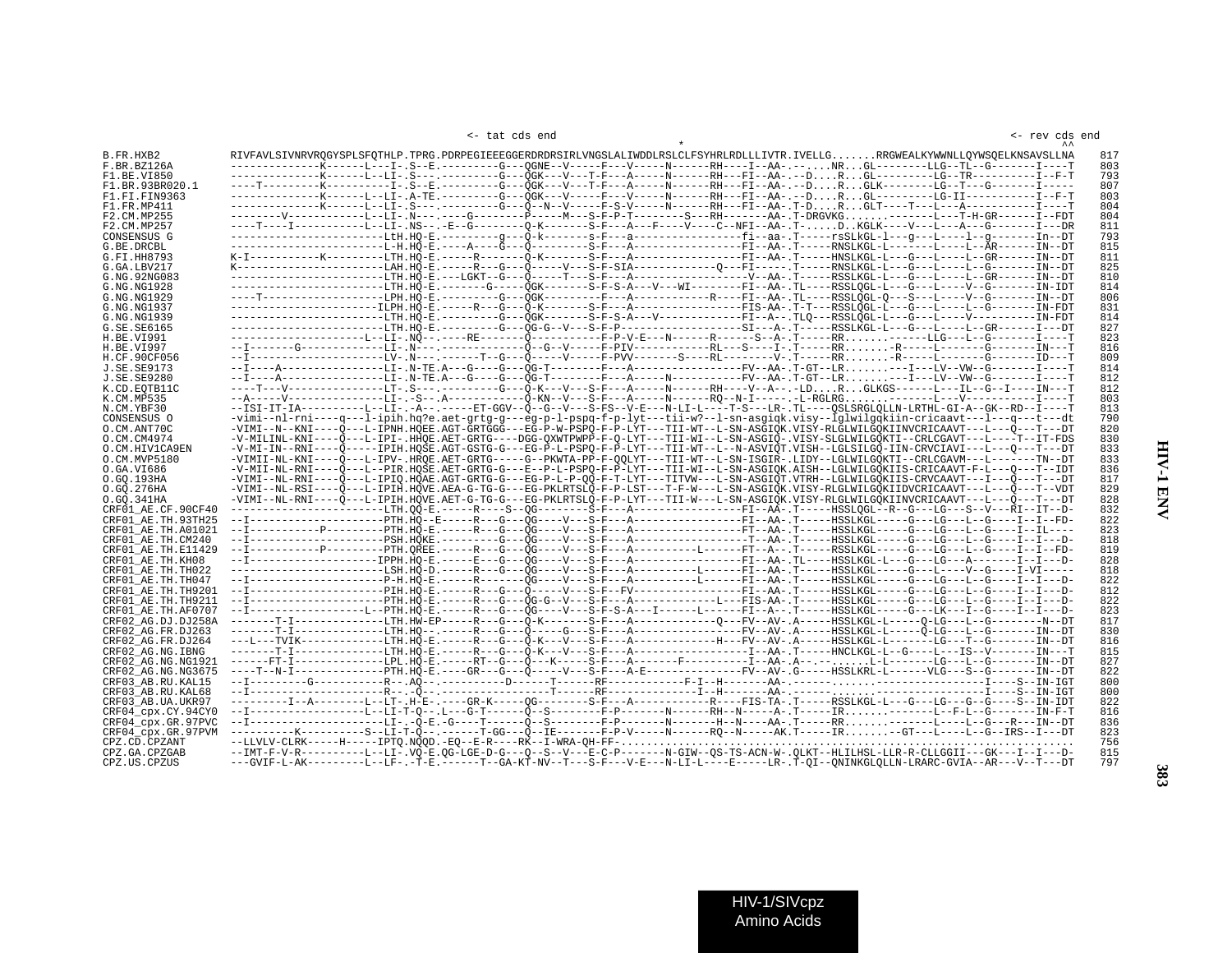```
                                                   <- tat cds end                                                                             <- rev cds end
                                                                                              *                                                              ^^
B.FR.HXB2            RIVFAVLSIVNRVRQGYSPLSFQTHLP.TPRG.PDRPEGIEEEGGERDRDRSIRLVNGSLALIWDDLRSLCLFSYHRLRDLLLIVTR.IVELLG.......RRGWEALKYWWNLLQYWSQELKNSAVSLLNA   817
F.BR.BZ126A          --------------K------L---I-.S--E.---------G---QGNE--V-----F---V-----N------RH----I--AA-.-.....NR...GL---------LLG--TL--G-------I----T   803
F1.BE.VI850          --------------K------L--LI-.S---.---------G---QGK---V---T-F---A-----N------RH---FI--AA-.--D....R...GL---------LG--TR----------I--F-T   793
F1.BR.93BR020.1      ----T---------K---------I-.S--E.---------G---QGK---V---T-F---A-----N------RH---FI--AA-.--D....R...GLK---------LG--T---G-------I-----   807
F1.FI.FIN9363        --------------K------L--LI-.A-TE.---------G---QGK---V-----F---V-----N------RH---FI--AA-.--D....R...GL---------LG-II-----------I--F-T   803
F1.FR.MP411          --------------K------L--LI-.S---.---------G---Q--N--V-----F-S-V-----N------RH---FI--AA-.T-D....R...GLT----T----L---A-----------I----T   804
F2.CM.MP255          --------V----------L--LI-.N---.-----G---------P-----M---S-F-P-T--------S---RH-------AA-.T-DRGVKG..........-------L---T-H-GR------I--FDT   804
F2.CM.MP257          ----T----I-----------L--LI-.NS--.-E--G---------Q-K-------S-F---A---F----V----C--NFI--AA-.T-.....D..KGLK----V---L---A---G-------I---DR   811
CONSENSUS G          -----------------------LtH.HQ-E.---------g---Q-k--------s-F---a-----------------fi--aa-.T-----rsSLkGL-l---g---L-----l--g-------In--DT   793
G.BE.DRCBL           -----------------------L-H.HQ-E.----A----G---Q---------S-F---A-----------------FI--AA-.T-----RNSLKGL-L-------L-----L--AR------IN--DT   815
G.FI.HH8793          K-I-----------K---------LTH.HQ-E.-----R------Q-K-------S-F---A-----------------FI--AA-.T-----HNSLKGL-L---G---L-----L--GR------IN--DT   811
G.GA.LBV217          K-----------------------LAH.HQ-E.-----R---G---Q-----V---S-F-SIA-------------Q---FI-----.T-----RNSLKGL-L---G---L-----L--G-------IN--DT   825
G.NG.92NG083         -----------------------LTH.HQ-E.---LGKT--G---Q-----T---S-F---A-----------------V--AA-.T-----RSSLKGL-L---G---L-----L--GR------IN--DT   810
G.NG.NG1928          -----------------------LTH.HQ-E.--------G----QGK-------S-F-S-A---V---WI-------FI--AA-.TL----RSSLQGL-L---G---L-----V--G-------IN-IDT   814
G.NG.NG1929          ----T-------------------LPH.HQ-E.---------G---QGK---------F---A---------R----FI--AA-.TL----RSSLQGL-Q---S---L-----V--G-------IN--DT   806
G.NG.NG1937          -----------------------ILPH.HQ-E.-----R---G---Q-K-------S-F---A---------------FIS-AA-.T-T---RSSLKGL-L---G---L-----L--G-------IN-FDT   831
G.NG.NG1939          -----------------------LTH.HQ-E.---------G---QGK-------S-F-S-A---V-------------FI--A-.TLQ---RSSLQGL-L---G---L-----V---------IN-FDT   814
G.SE.SE6165          -----------------------LTH.HQ-E.---------G---QG-G--V---S-F-P------------------SI---A-.T-----RSSLKGL-L---G---L-----L--GR------I---DT   827
H.BE.VI991           -------------------L--LI-.NQ--.----RE-------Q----------F-P-V-E---N------R------S--A-.T-----RR.......------LLG---L--G-------I----T   823
H.BE.VI997           --I--------G-----------LI-.N---.------------Q--G--V-----F-PIV-----------RL---S----I-.T-----RR.......-R-----L--------G-------IN---T   816
H.CF.90CF056         --I--------------------LV-.N---.------T--G---Q-----V-----F-PVV-------S----RL------V-.T-----RR.......-R-----L--------G-------ID---T   809
J.SE.SE9173          --I----A---------------LI-.N-TE.A---G---G---QG-T-----------F---A-----------------FV--AA-.T-GT--LR.......---I----LV--VW--G-------I----T   814
J.SE.SE9280          --I----A---------------LI-.N-TE.A---G---G---QG-T-----------F---A-----N-----------FV--AA-.T-GT--LR.......---I----LV--VW--G-------I----T   812
K.CD.EQTB11C         ----T---V---------------LT-.S---.---------G---Q-K---V---S-F---A-----N------RH----V--A--.-LD....R...GLKGS-------L---IL--G--I----IN---T   812
K.CM.MP535           --A-----V--------------LI-.-S--.A----------Q-KN--V---S-F---A-----N------RQ--N-I------.-L-RGLRG...........-------L---V-----------I----T   803
N.CM.YBF30           --ISI-IT-IA----------L--LI-.-A--.-----ET-GGV--Q--G--V---S-FS--V-E---N-LI-L----T-S---LR-.TL----QSLSRGLQLLN-LRTHL-GI-A--GK--RD--I----T   813
CONSENSUS O          -vimi--nl-rni----q---l-ipih.hq?e.aet-grtg-g---eg-p-l-pspq-f-p-lyt---tii-w?--l-sn-asgiqk.visy--Iglwilgqkiin-cricaavt---l---q---t---dt   790
O.CM.ANT70C          -VIMI--N--KNI----Q---L-IPNH.HQEE.AGT-GRTGGG---EG-P-W-PSPQ-F-P-LYT---TII-WT--L-SN-ASGIQK.VISY-RLGLWILGQKIINVCRICAAVT---L---Q---T---DT   820
O.CM.CM4974          -V-MILINL-KNI----Q---L-IPI-.HHQE.AET-GRTG----DGG-QXWTPWPP-F-Q-LYT---TII-WI--L-SN-ASGIQ-.VISY-SLGLWILGQKTI--CRLCGAVT---L----T--IT-FDS   830
O.CM.HIV1CA9EN       -V-MI-IN--RNI----Q-----IPIH.HQSE.AGT-GSTG-G---EG-P-L-PSPQ-F-P-LYT---TII-WT--L---N-ASVIQT.VISH--LGLSILGQ-IIN-CRVCIAVI---L---Q---T---DT   833
O.CM.MVP5180         -VIMII-NL-KNI----Q---L-IPV-.HRQE.AET-GRTG-----G--PKWTA-PP-F-QQLYT---TII-WT--L-SN-ISGIR-.LIDY--LGLWILGQKTI--CRLCGAVM---L--------TN--DT   833
O.GA.VI686           -V-MII-NL-RNI----Q---L-PIR.HQSE.AET-GRTG-G---E--P-L-PSPQ-F-P-LYT---TII-WI--L-SN-ASGIQK.AISH--LGLWILGQKIIS-CRICAAVT-F-L---Q---T--IDT   836
O.GQ.193HA           -VIMI--NL-RNI----Q---L-IPIQ.HQAE.AGT-GRTG-G---EG-P-L-P-QQ-F-T-LYT---TITVW---L-SN-ASGIQT.VTRH--LGLWILGQKIIS-CRVCAAVT---I---Q---T---DT   817
O.GQ.276HA           -VIMI--NL-RSI----Q---L-IPIH.HQVE.AEA-G-TG-G---EG-PKLRTSLQ-F-P-LST---T-F-W---L-SN-ASGIQK.VISY-RLGLWILGQKIIDVCRICAAVT---L---Q---T--VDT   829
O.GQ.341HA           -VIMI--NL-RNI----Q---L-IPIH.HQVE.AET-G-TG-G---EG-PKLRTSLQ-F-P-LYT---TII-W---L-SN-ASGIQK.VISY-RLGLWILGQKIINVCRICAAVT---L---Q---T---DT   828
CRF01_AE.CF.90CF40   -----------------------LTH.QQ-E.-----R-----S--QG-------S-F---A-----------------FI--AA-.T-----HSSLQGL--R--G---LG---S--V---RI--IT--D-   832
CRF01_AE.TH.93TH25   --I---------------------PTH.HQ--E-----R---G---QG----V---S-F---A-----------------FI--AA-.T-----HSSLKGL-----G---LG---L--G-----I--I--FD-   822
CRF01_AE.TH.A01021   --I-----------P---------PTH.HQ-E.-----R---G---QG----V---S-F---A-----------------FT--AA-.T-----HSSLKGL-----G---LG---L--G-----I--IL----   823
CRF01_AE.TH.CM240    --I---------------------PSH.HQKE.---------G---QG----V---S-F---A-----------------T--AA-.T-----HSSLKGL-----G---LG---L--G-----I--I--D-   818
CRF01_AE.TH.E11429   --I-----------P---------PTH.QREE.-----R---G---QG----V---S-F---A----------L------FT--A--.T-----RSSLKGL-----G---LG---L--G-----I--I--FD-   819
CRF01_AE.TH.KH08     --I--------------------IPPH.HQ-E.-----E---G---QG----V---S-F---A-----------------FI--AA-.TL----HSSLKGL-L---G---LG---A--------I--I--D-   828
CRF01_AE.TH.TH022    -----------------------LSH.HQ-D.-----R---G---QG----V---S-F---A----------L------FI--AA-.T-----HSSLKGL-----G---L-----V--G-----I-VI-----   818
CRF01_AE.TH.TH047    --I---------------------P-H.HQ-E.-----R-------QG----V---S-F---A----------L------FI--AA-.T-----HSSLKGL-----G---LG---L--G-----I--I--D-   822
CRF01_AE.TH.TH9201   --I---------------------PIH.HQ-E.-----R---G---Q-----V---S-F---FV-----------------FI--AA-.T-----HSSLKGL-----G---LG---L--G-----I--I--D-   812
CRF01_AE.TH.TH9211   --I---------------------PTH.HQ-E.-----R---G---QG-G--V---S-F---A-----------------L---FIS-AA-.T-----HSSLKGL-----G---LG---L--G-----I--I--D-   822
CRF01_AE.TH.AF0707   --I------------------L--PTH.HQ-E.-----R---G---QG----V---S-F-S-A---I------L-----FI--A--.T-----HSSLKGL-----G---LK---I--G-----I--I--D-   823
CRF02_AG.DJ.DJ258A   --------T-I------------LTH.HW-EP-----R---G---Q-K-------S-F---A----------------Q---FV--AV-.A-----HSSLKGL-L-----Q-LG---L--G----------N--DT   817
CRF02_AG.FR.DJ263    --------T-I------------LTH.HQ--.-----R---G---Q-----G---S-F---A-----------------FV--AV-.A-----HSSLKGL-L-----Q-LG---L--G-------IN--DT   830
CRF02_AG.FR.DJ264    ---L---TVIK-----------LTH.HQ-E.-----R---G---Q-K---V---S-F---A----------------H---FV--AV-.A-----HSSLKGL-L-------LG---T--G-------IN--DT   816
CRF02_AG.NG.IBNG     --------T-I------------LTH.HQ-E.-----R---G---Q-K---V---S-F---A-----------------I--AA-.T-----HNCLKGL-L--G----L---IS--V-------IN---T   815
CRF02_AG.NG.NG1921   ------FT-I-------------LPL.HQ-E.-----RT--G---Q---K-----S-F---A-------F-----------I--AA-.A--.-......L-L-------LG---L--G-------IN--DT   827
CRF02_AG.NG.NG3675   ----T--N-I-------------PTH.HQ-E.----GR---G---Q-----V---S-F---A-E----------------FV--AV-.G-----HSSLKRL-L------VLG---S--G-------IN--DT   822
CRF03_AB.RU.KAL15    --I---------G----------R---.AQ--.----------D------T------RF-----------F-I--H-------AA-.-------.......--------------------I----S--IN-IGT   800
CRF03_AB.RU.KAL68    --I--------------------R---.-Q--.------------------T------RF---------------I--H-------AA-.-------.......--------------------I----S--IN-IGT   800
CRF03_AB.UA.UKR97    ----------I--A---------L--LT-.H-E-.----GR-K------QG--------S-F---A-------------R-----FIS-TA-.T-----RSSLKGL-L---G---LG---G--G-----S--IN-IDT   822
CRF04_cpx.CY.94CY0   --I---------------------L--LI-T-Q--.L----G-T-------Q--S-------F-P-------N-------RH--N-----A-.T-----IR.......-------L--F-L--G-------IN-F-T   816
CRF04_cpx.GR.97PVC   --I---------------------LI-.-Q-E.-G----T-------Q--S-------F-P-------N-------H--N-----AA-.T-----RR.......-------L---L--G---R---IN--DT   836
CRF04_cpx.GR.97PVM   ----------K-----------S--LI-T-Q--.------T-GG---Q--IE-------F-P-V-----N------RQ--N-----AK.T-----IR.......--GT---L-----L--G--IRS--I---DT   823
CPZ.CD.CPZANT        --LLVLV-CLRK-----H-----IPTQ.NQQD.-EQ--E-R----RK--I-WRA-QH-FF-.........................................................................   756
CPZ.GA.CPZGAB        --IMT-F-V-R----------L--LI-.VQ-E.QG-LGE-D-G---Q--S--V---E-C-P-------N-GIW--QS-TS-ACN-W-.QLKT--HLILHSL-LLR-R-CLLGGII---GK---I--I---D-   815
CPZ.US.CPZUS         ---GVIF-L-AK----------L--LF-.-T-E.------T--GA-KT-NV--T---S-F---V-E---N-LI-L----E-----LR-.T-QI--QNINKGLQLLN-LRARC-GVIA--AR---V--T---DT   797
```

HIV-1 ENV

HIV-1/SIVcpz
Amino Acids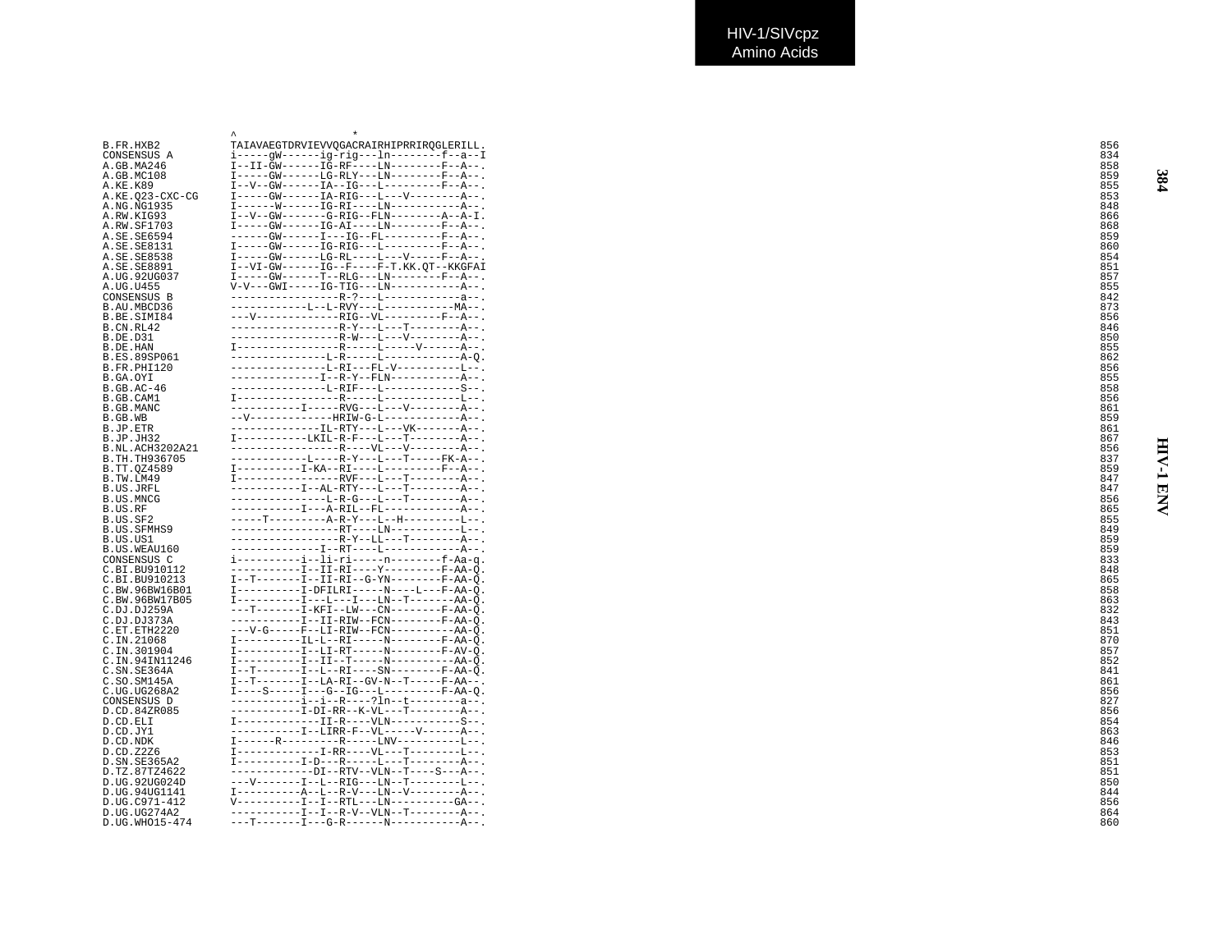```
                    ^                 *
B.FR.HXB2          TAIAVAEGTDRVIEVVQGACRAIRHIPRRIRQGLERILL.    856
CONSENSUS A        i-----gW------ig-rig---ln--------f--a--I    834
A.GB.MA246         I--II-GW------IG-RF----LN--------F--A--.    858
A.GB.MC108         I-----GW------LG-RLY---LN--------F--A--.    859
A.KE.K89           I--V--GW------IA--IG---L---------F--A--.    855
A.KE.Q23-CXC-CG    I-----GW------IA-RIG---L---V--------A--.    853
A.NG.NG1935        I-----W-------IG-RI----LN-----------A--.    848
A.RW.KIG93         I--V--GW-------G-RIG--FLN--------A--A-I.    866
A.RW.SF1703        I-----GW------IG-AI----LN--------F--A--.    868
A.SE.SE6594        ------GW------I---IG--FL---------F--A--.    859
A.SE.SE8131        I-----GW------IG-RIG---L---------F--A--.    860
A.SE.SE8538        I-----GW------LG-RL----L---V-----F--A--.    854
A.SE.SE8891        I--VI-GW------IG--F----F-T.KK.QT--KKGFAI    851
A.UG.92UG037       I-----GW------T--RLG---LN--------F--A--.    857
A.UG.U455          V-V---GWI-----IG-TIG---LN-----------A--.    855
CONSENSUS B        ----------------R-?---L-----------a--.    842
B.AU.MBCD36        ------------L--L-RVY---L-----------MA--.    873
B.BE.SIMI84        ---V-------------RIG--VL---------F--A--.    856
B.CN.RL42          -----------------R-Y---L---T--------A--.    846
B.DE.D31           -----------------R-W---L---V--------A--.    850
B.DE.HAN           I----------------R-----L-----V------A--.    855
B.ES.89SP061       ---------------L-R-----L------------A-Q.    862
B.FR.PHI120        ---------------L-RI---FL-V----------L--.    856
B.GA.OYI           --------------I--R-Y--FLN-----------A--.    855
B.GB.AC-46         ---------------L-RIF---L------------S--.    858
B.GB.CAM1          I----------------R-----L------------L--.    856
B.GB.MANC          -----------I-----RVG---L---V--------A--.    861
B.GB.WB            --V-------------HRIW-G-L------------A--.    859
B.JP.ETR           --------------IL-RTY---L---VK-------A--.    861
B.JP.JH32          I-----------LKIL-R-F---L---T--------A--.    867
B.NL.ACH3202A21    -----------------R----VL---V--------A--.    856
B.TH.TH936705      ------------L----R-Y---L---T-------FK-A--.  837
B.TT.QZ4589        I----------I-KA--RI----L---------F--A--.    859
B.TW.LM49          I----------------RVF---L---T--------A--.    847
B.US.JRFL          -----------I--AL-RTY---L---T--------A--.    847
B.US.MNCG          ---------------L-R-G---L---T--------A--.    856
B.US.RF            -----------I---A-RIL--FL------------A--.    865
B.US.SF2           -----T---------A-R-Y---L--H---------L--.    855
B.US.SFMHS9        -----------------RT----LN-----------L--.    849
B.US.US1           -----------------R-Y--LL---T--------A--.    859
B.US.WEAU160       --------------I--RT----L------------A--.    859
CONSENSUS C        i----------i--li-ri-----n--------f-Aa-q.    833
C.BI.BU910112      -----------I--II-RI----Y---------F-AA-Q.    848
C.BI.BU910213      I--T-------I--II-RI--G-YN--------F-AA-Q.    865
C.BW.96BW16B01     I----------I-DFILRI-----N----L---F-AA-Q.    858
C.BW.96BW17B05     I----------I---L---I---LN--T-------AA-Q.    863
C.DJ.DJ259A        ---T-------I-KFI--LW---CN--------F-AA-Q.    832
C.DJ.DJ373A        -----------I--II-RIW--FCN--------F-AA-Q.    843
C.ET.ETH2220       ---V-G-----F--LI-RIW--FCN----------AA-Q.    851
C.IN.21068         I----------IL-L--RI-----N--------F-AA-Q.    870
C.IN.301904        I----------I--LI-RT-----N--------F-AV-Q.    857
C.IN.94IN11246     I----------I--II--T-----N----------AA-Q.    852
C.SN.SE364A        I--T-------I--L--RI----SN--------F-AA-Q.    841
C.SO.SM145A        I--T-------I--LA-RI--GV-N--T-----F-AA--.    861
C.UG.UG268A2       I----S-----I---G--IG---L---------F-AA-Q.    856
CONSENSUS D        -----------i--i--R----?ln--t--------a--.    827
D.CD.84ZR085       -----------I-DI-RR--K-VL---T--------A--.    856
D.CD.ELI           I-------------II-R----VLN-----------S--.    854
D.CD.JY1           -----------I--LIRR-F--VL-----V------A--.    863
D.CD.NDK           I------R---------R-----LNV----------L--.    846
D.CD.Z2Z6          I-------------I-RR----VL---T--------L--.    853
D.SN.SE365A2       I----------I-D---R-----L---T--------A--.    851
D.TZ.87TZ4622      -------------DI--RTV--VLN--T----S---A--.    851
D.UG.92UG024D      ---V-------I--L--RIG---LN--T--------L--.    850
D.UG.94UG1141      I----------A--L--R-V---LN--V--------A--.    844
D.UG.C971-412      V----------I--I--RTL---LN----------GA--.    856
D.UG.UG274A2       -----------I--I--R-V--VLN--T--------A--.    864
D.UG.WHO15-474     ---T-------I---G-R------N-----------A--.    860
```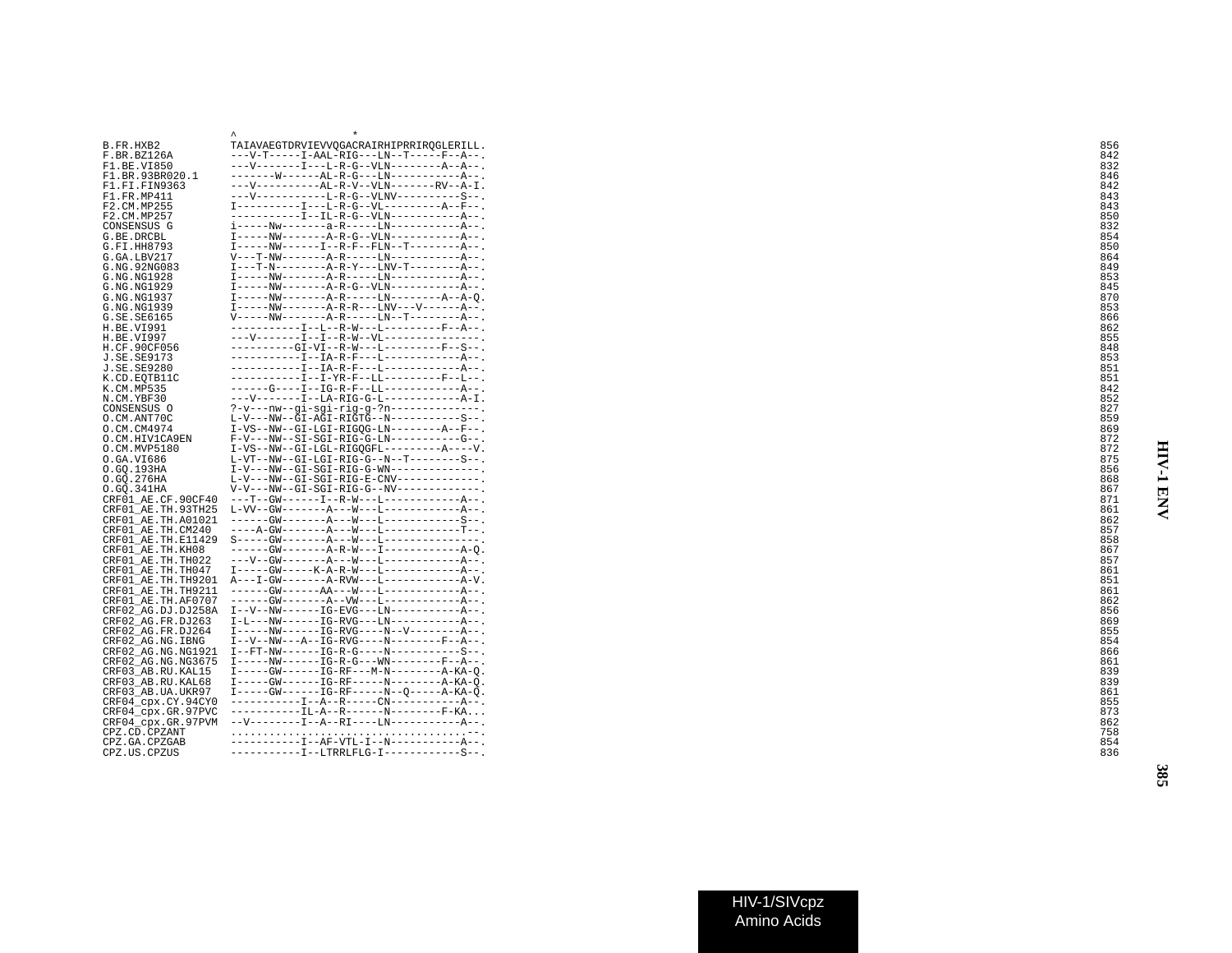```
                    ^                *
B.FR.HXB2           TAIAVAEGTDRVIEVVQGACRAIRHIPRRIRQGLERILL.    856
F.BR.BZ126A         ---V-T-----I-AAL-RIG---LN--T-----F--A--.    842
F1.BE.VI850         ---V-------I---L-R-G--VLN--------A--A--.    832
F1.BR.93BR020.1     -------W------AL-R-G---LN-----------A--.    846
F1.FI.FIN9363       ---V----------AL-R-V--VLN-------RV--A-I.    842
F1.FR.MP411         ---V----------L-R-G--VLNV----------S--.    843
F2.CM.MP255         I----------I---L-R-G--VL----------A--F-.    843
F2.CM.MP257         -----------I--IL-R-G--VLN-----------A--.    850
CONSENSUS G         i-----Nw-------a-R-----LN-----------A--.    832
G.BE.DRCBL          I-----NW-------A-R-G--VLN-----------A--.    854
G.FI.HH8793         I-----NW------I--R-F--FLN--T--------A--.    850
G.GA.LBV217         V---T-NW-------A-R-----LN-----------A--.    864
G.NG.92NG083        I---T-N--------A-R-Y---LNV-T--------A--.    849
G.NG.NG1928         I-----NW-------A-R-----LN-----------A--.    853
G.NG.NG1929         I-----NW-------A-R-G--VLN-----------A--.    845
G.NG.NG1937         I-----NW-------A-R-----LN--------A--A-Q.    870
G.NG.NG1939         I-----NW-------A-R-R---LNV---V------A--.    853
G.SE.SE6165         V-----NW-------A-R-----LN--T--------A--.    866
H.BE.VI991          -----------I--L--R-W---L---------F--A--.    862
H.BE.VI997          ---V-------I--I--R-W--VL---------------.    855
H.CF.90CF056        ----------GI-VI--R-W---L---------F--S--.    848
J.SE.SE9173         -----------I--IA-R-F---L------------A--.    853
J.SE.SE9280         -----------I--IA-R-F---L------------A--.    851
K.CD.EQTB11C        -----------I--I-YR-F--LL---------F--L--.    851
K.CM.MP535          ------G----I--IG-R-F--LL------------A--.    842
N.CM.YBF30          ---V-------I--LA-RIG-G-L------------A-I.    852
CONSENSUS O         ?-v---nw--gi-sgi-rig-g-?n--------------.    827
O.CM.ANT70C         L-V---NW--GI-AGI-RIGTG--N-----------S--.    859
O.CM.CM4974         I-VS--NW--GI-LGI-RIGQG-LN--------A--F--.    869
O.CM.HIV1CA9EN      F-V---NW--SI-SGI-RIG-G-LN-----------G--.    872
O.CM.MVP5180        I-VS--NW--GI-LGL-RIGQGFL---------A----V.    872
O.GA.VI686          L-VT--NW--GI-LGI-RIG-G--N--T--------S--.    875
O.GQ.193HA          I-V---NW--GI-SGI-RIG-G-WN--------------.    856
O.GQ.276HA          L-V---NW--GI-SGI-RIG-E-CNV-------------.    868
O.GQ.341HA          V-V---NW--GI-SGI-RIG-G--NV-------------.    867
CRF01_AE.CF.90CF40  ---T--GW------I--R-W---L------------A--.    871
CRF01_AE.TH.93TH25  L-VV--GW-------A---W---L------------A--.    861
CRF01_AE.TH.A01021  ------GW-------A---W---L------------S--.    862
CRF01_AE.TH.CM240   ----A-GW-------A---W---L------------T--.    857
CRF01_AE.TH.E11429  S-----GW-------A---W---L---------------.    858
CRF01_AE.TH.KH08    ------GW-------A-R-W---I------------A-Q.    867
CRF01_AE.TH.TH022   ---V--GW-------A---W---L------------A--.    857
CRF01_AE.TH.TH047   I-----GW-----K-A-R-W---L------------A--.    861
CRF01_AE.TH.TH9201  A---I-GW-------A-RVW---L------------A-V.    851
CRF01_AE.TH.TH9211  ------GW------AA---W---L------------A--.    861
CRF01_AE.TH.AF0707  ------GW-------A--VW---L------------A--.    862
CRF02_AG.DJ.DJ258A  I--V--NW------IG-EVG---LN-----------A--.    856
CRF02_AG.FR.DJ263   I-L---NW------IG-RVG---LN-----------A--.    869
CRF02_AG.FR.DJ264   I-----NW------IG-RVG----N--V--------A--.    855
CRF02_AG.NG.IBNG    I--V--NW---A--IG-RVG----N--------F--A--.    854
CRF02_AG.NG.NG1921  I--FT-NW------IG-R-G----N-----------S--.    866
CRF02_AG.NG.NG3675  I-----NW------IG-R-G---WN--------F--A--.    861
CRF03_AB.RU.KAL15   I-----GW------IG-RF---M-N--------A-KA-Q.    839
CRF03_AB.RU.KAL68   I-----GW------IG-RF-----N--------A-KA-Q.    839
CRF03_AB.UA.UKR97   I-----GW------IG-RF-----N--Q-----A-KA-Q.    861
CRF04_cpx.CY.94CY0  -----------I--A--R-----CN-----------A--.    855
CRF04_cpx.GR.97PVC  -----------IL-A--R------N---------F-KA..   873
CRF04_cpx.GR.97PVM  --V--------I--A--RI----LN-----------A--.    862
CPZ.CD.CPZANT       .....................................--.    758
CPZ.GA.CPZGAB       -----------I--AF-VTL-I--N-----------A--.    854
CPZ.US.CPZUS        -----------I--LTRRLFLG-I------------S--.    836
```